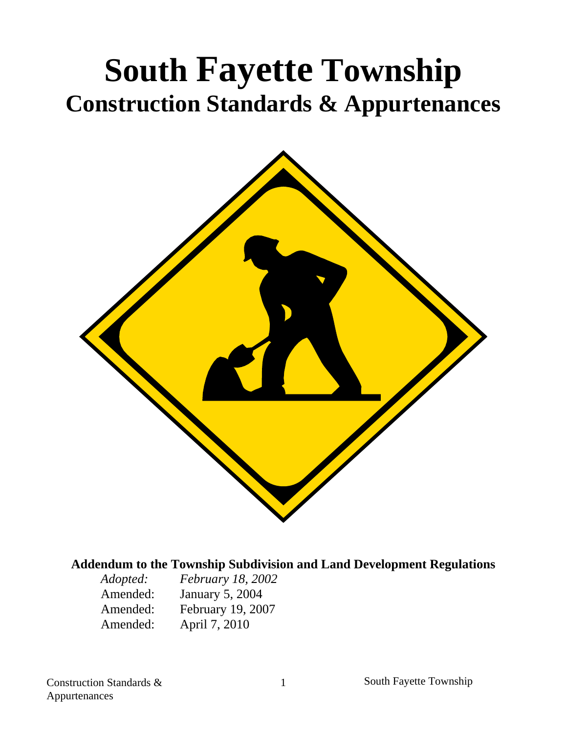# South Fayette Township

## Construction Standards & Appurtenances

**Addendum to the Township Subdivision and Land Development Regulations**

| | |
|---|---|
| *Adopted:* | *February 18, 2002* |
| Amended: | January 5, 2004 |
| Amended: | February 19, 2007 |
| Amended: | April 7, 2010 |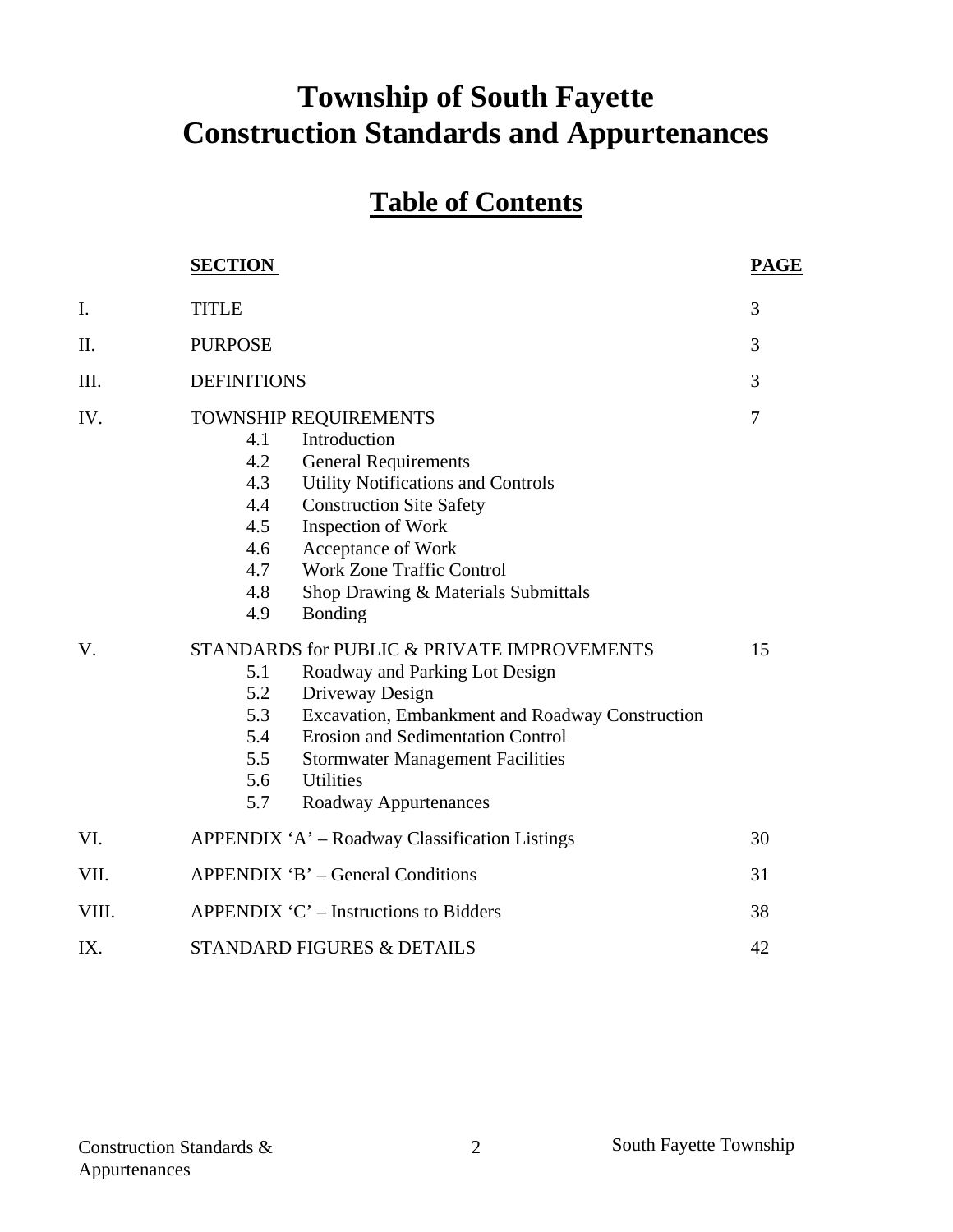# Township of South Fayette
# Construction Standards and Appurtenances

## Table of Contents

| | SECTION | PAGE |
|---|---|---|
| I. | TITLE | 3 |
| II. | PURPOSE | 3 |
| III. | DEFINITIONS | 3 |
| IV. | TOWNSHIP REQUIREMENTS | 7 |
| | 4.1 Introduction | |
| | 4.2 General Requirements | |
| | 4.3 Utility Notifications and Controls | |
| | 4.4 Construction Site Safety | |
| | 4.5 Inspection of Work | |
| | 4.6 Acceptance of Work | |
| | 4.7 Work Zone Traffic Control | |
| | 4.8 Shop Drawing & Materials Submittals | |
| | 4.9 Bonding | |
| V. | STANDARDS for PUBLIC & PRIVATE IMPROVEMENTS | 15 |
| | 5.1 Roadway and Parking Lot Design | |
| | 5.2 Driveway Design | |
| | 5.3 Excavation, Embankment and Roadway Construction | |
| | 5.4 Erosion and Sedimentation Control | |
| | 5.5 Stormwater Management Facilities | |
| | 5.6 Utilities | |
| | 5.7 Roadway Appurtenances | |
| VI. | APPENDIX 'A' – Roadway Classification Listings | 30 |
| VII. | APPENDIX 'B' – General Conditions | 31 |
| VIII. | APPENDIX 'C' – Instructions to Bidders | 38 |
| IX. | STANDARD FIGURES & DETAILS | 42 |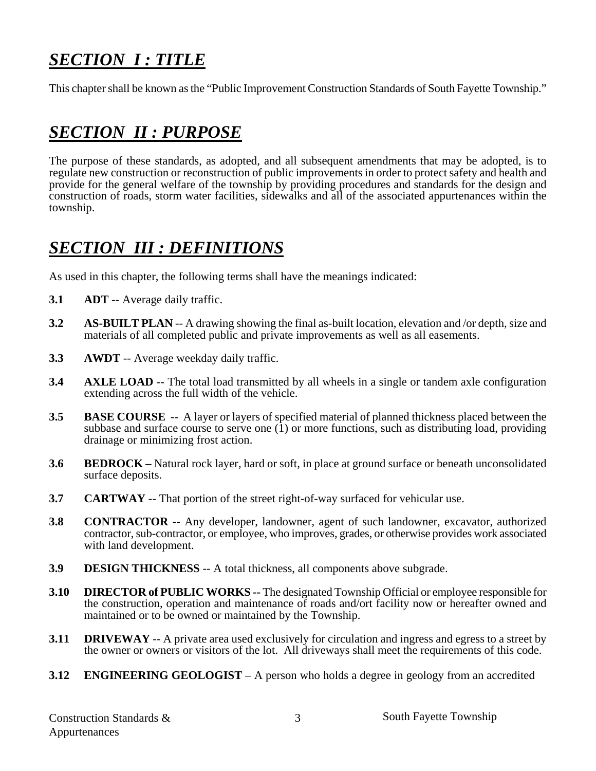## ***SECTION I : TITLE***

This chapter shall be known as the "Public Improvement Construction Standards of South Fayette Township."

## ***SECTION II : PURPOSE***

The purpose of these standards, as adopted, and all subsequent amendments that may be adopted, is to regulate new construction or reconstruction of public improvements in order to protect safety and health and provide for the general welfare of the township by providing procedures and standards for the design and construction of roads, storm water facilities, sidewalks and all of the associated appurtenances within the township.

## ***SECTION III : DEFINITIONS***

As used in this chapter, the following terms shall have the meanings indicated:

**3.1** **ADT** -- Average daily traffic.

**3.2** **AS-BUILT PLAN** -- A drawing showing the final as-built location, elevation and /or depth, size and materials of all completed public and private improvements as well as all easements.

**3.3** **AWDT** -- Average weekday daily traffic.

**3.4** **AXLE LOAD** -- The total load transmitted by all wheels in a single or tandem axle configuration extending across the full width of the vehicle.

**3.5** **BASE COURSE** -- A layer or layers of specified material of planned thickness placed between the subbase and surface course to serve one (1) or more functions, such as distributing load, providing drainage or minimizing frost action.

**3.6** **BEDROCK –** Natural rock layer, hard or soft, in place at ground surface or beneath unconsolidated surface deposits.

**3.7** **CARTWAY** -- That portion of the street right-of-way surfaced for vehicular use.

**3.8** **CONTRACTOR** -- Any developer, landowner, agent of such landowner, excavator, authorized contractor, sub-contractor, or employee, who improves, grades, or otherwise provides work associated with land development.

**3.9** **DESIGN THICKNESS** -- A total thickness, all components above subgrade.

**3.10** **DIRECTOR of PUBLIC WORKS --** The designated Township Official or employee responsible for the construction, operation and maintenance of roads and/ort facility now or hereafter owned and maintained or to be owned or maintained by the Township.

**3.11** **DRIVEWAY** -- A private area used exclusively for circulation and ingress and egress to a street by the owner or owners or visitors of the lot. All driveways shall meet the requirements of this code.

**3.12** **ENGINEERING GEOLOGIST** – A person who holds a degree in geology from an accredited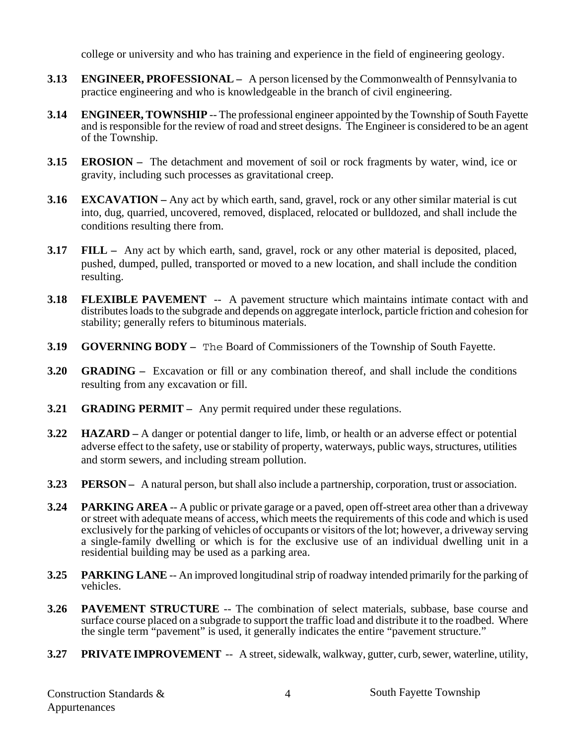college or university and who has training and experience in the field of engineering geology.

**3.13 ENGINEER, PROFESSIONAL –** A person licensed by the Commonwealth of Pennsylvania to practice engineering and who is knowledgeable in the branch of civil engineering.

**3.14 ENGINEER, TOWNSHIP** -- The professional engineer appointed by the Township of South Fayette and is responsible for the review of road and street designs. The Engineer is considered to be an agent of the Township.

**3.15 EROSION –** The detachment and movement of soil or rock fragments by water, wind, ice or gravity, including such processes as gravitational creep.

**3.16 EXCAVATION –** Any act by which earth, sand, gravel, rock or any other similar material is cut into, dug, quarried, uncovered, removed, displaced, relocated or bulldozed, and shall include the conditions resulting there from.

**3.17 FILL –** Any act by which earth, sand, gravel, rock or any other material is deposited, placed, pushed, dumped, pulled, transported or moved to a new location, and shall include the condition resulting.

**3.18 FLEXIBLE PAVEMENT** -- A pavement structure which maintains intimate contact with and distributes loads to the subgrade and depends on aggregate interlock, particle friction and cohesion for stability; generally refers to bituminous materials.

**3.19 GOVERNING BODY –** The Board of Commissioners of the Township of South Fayette.

**3.20 GRADING –** Excavation or fill or any combination thereof, and shall include the conditions resulting from any excavation or fill.

**3.21 GRADING PERMIT –** Any permit required under these regulations.

**3.22 HAZARD –** A danger or potential danger to life, limb, or health or an adverse effect or potential adverse effect to the safety, use or stability of property, waterways, public ways, structures, utilities and storm sewers, and including stream pollution.

**3.23 PERSON –** A natural person, but shall also include a partnership, corporation, trust or association.

**3.24 PARKING AREA** -- A public or private garage or a paved, open off-street area other than a driveway or street with adequate means of access, which meets the requirements of this code and which is used exclusively for the parking of vehicles of occupants or visitors of the lot; however, a driveway serving a single-family dwelling or which is for the exclusive use of an individual dwelling unit in a residential building may be used as a parking area.

**3.25 PARKING LANE** -- An improved longitudinal strip of roadway intended primarily for the parking of vehicles.

**3.26 PAVEMENT STRUCTURE** -- The combination of select materials, subbase, base course and surface course placed on a subgrade to support the traffic load and distribute it to the roadbed. Where the single term "pavement" is used, it generally indicates the entire "pavement structure."

**3.27 PRIVATE IMPROVEMENT** -- A street, sidewalk, walkway, gutter, curb, sewer, waterline, utility,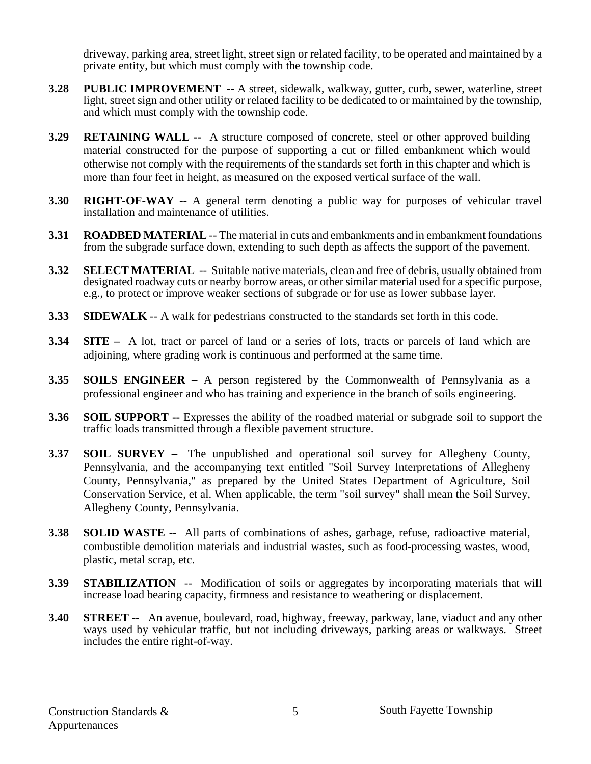driveway, parking area, street light, street sign or related facility, to be operated and maintained by a private entity, but which must comply with the township code.

**3.28 PUBLIC IMPROVEMENT** -- A street, sidewalk, walkway, gutter, curb, sewer, waterline, street light, street sign and other utility or related facility to be dedicated to or maintained by the township, and which must comply with the township code.

**3.29 RETAINING WALL --** A structure composed of concrete, steel or other approved building material constructed for the purpose of supporting a cut or filled embankment which would otherwise not comply with the requirements of the standards set forth in this chapter and which is more than four feet in height, as measured on the exposed vertical surface of the wall.

**3.30 RIGHT-OF-WAY** -- A general term denoting a public way for purposes of vehicular travel installation and maintenance of utilities.

**3.31 ROADBED MATERIAL** -- The material in cuts and embankments and in embankment foundations from the subgrade surface down, extending to such depth as affects the support of the pavement.

**3.32 SELECT MATERIAL** -- Suitable native materials, clean and free of debris, usually obtained from designated roadway cuts or nearby borrow areas, or other similar material used for a specific purpose, e.g., to protect or improve weaker sections of subgrade or for use as lower subbase layer.

**3.33 SIDEWALK** -- A walk for pedestrians constructed to the standards set forth in this code.

**3.34 SITE –** A lot, tract or parcel of land or a series of lots, tracts or parcels of land which are adjoining, where grading work is continuous and performed at the same time.

**3.35 SOILS ENGINEER –** A person registered by the Commonwealth of Pennsylvania as a professional engineer and who has training and experience in the branch of soils engineering.

**3.36 SOIL SUPPORT --** Expresses the ability of the roadbed material or subgrade soil to support the traffic loads transmitted through a flexible pavement structure.

**3.37 SOIL SURVEY –** The unpublished and operational soil survey for Allegheny County, Pennsylvania, and the accompanying text entitled "Soil Survey Interpretations of Allegheny County, Pennsylvania," as prepared by the United States Department of Agriculture, Soil Conservation Service, et al. When applicable, the term "soil survey" shall mean the Soil Survey, Allegheny County, Pennsylvania.

**3.38 SOLID WASTE --** All parts of combinations of ashes, garbage, refuse, radioactive material, combustible demolition materials and industrial wastes, such as food-processing wastes, wood, plastic, metal scrap, etc.

**3.39 STABILIZATION** -- Modification of soils or aggregates by incorporating materials that will increase load bearing capacity, firmness and resistance to weathering or displacement.

**3.40 STREET** -- An avenue, boulevard, road, highway, freeway, parkway, lane, viaduct and any other ways used by vehicular traffic, but not including driveways, parking areas or walkways. Street includes the entire right-of-way.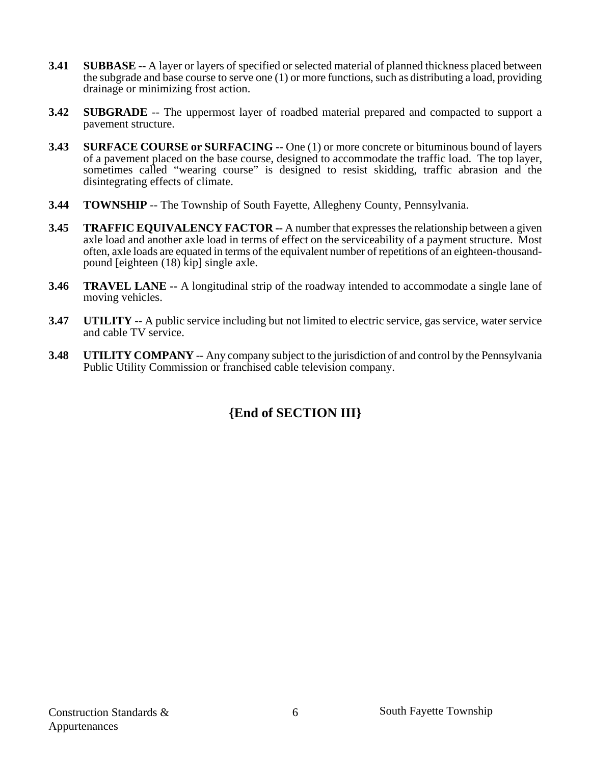**3.41 SUBBASE --** A layer or layers of specified or selected material of planned thickness placed between the subgrade and base course to serve one (1) or more functions, such as distributing a load, providing drainage or minimizing frost action.

**3.42 SUBGRADE** -- The uppermost layer of roadbed material prepared and compacted to support a pavement structure.

**3.43 SURFACE COURSE or SURFACING** -- One (1) or more concrete or bituminous bound of layers of a pavement placed on the base course, designed to accommodate the traffic load. The top layer, sometimes called "wearing course" is designed to resist skidding, traffic abrasion and the disintegrating effects of climate.

**3.44 TOWNSHIP** -- The Township of South Fayette, Allegheny County, Pennsylvania.

**3.45 TRAFFIC EQUIVALENCY FACTOR --** A number that expresses the relationship between a given axle load and another axle load in terms of effect on the serviceability of a payment structure. Most often, axle loads are equated in terms of the equivalent number of repetitions of an eighteen-thousand-pound [eighteen (18) kip] single axle.

**3.46 TRAVEL LANE --** A longitudinal strip of the roadway intended to accommodate a single lane of moving vehicles.

**3.47 UTILITY** -- A public service including but not limited to electric service, gas service, water service and cable TV service.

**3.48 UTILITY COMPANY** -- Any company subject to the jurisdiction of and control by the Pennsylvania Public Utility Commission or franchised cable television company.

## {End of SECTION III}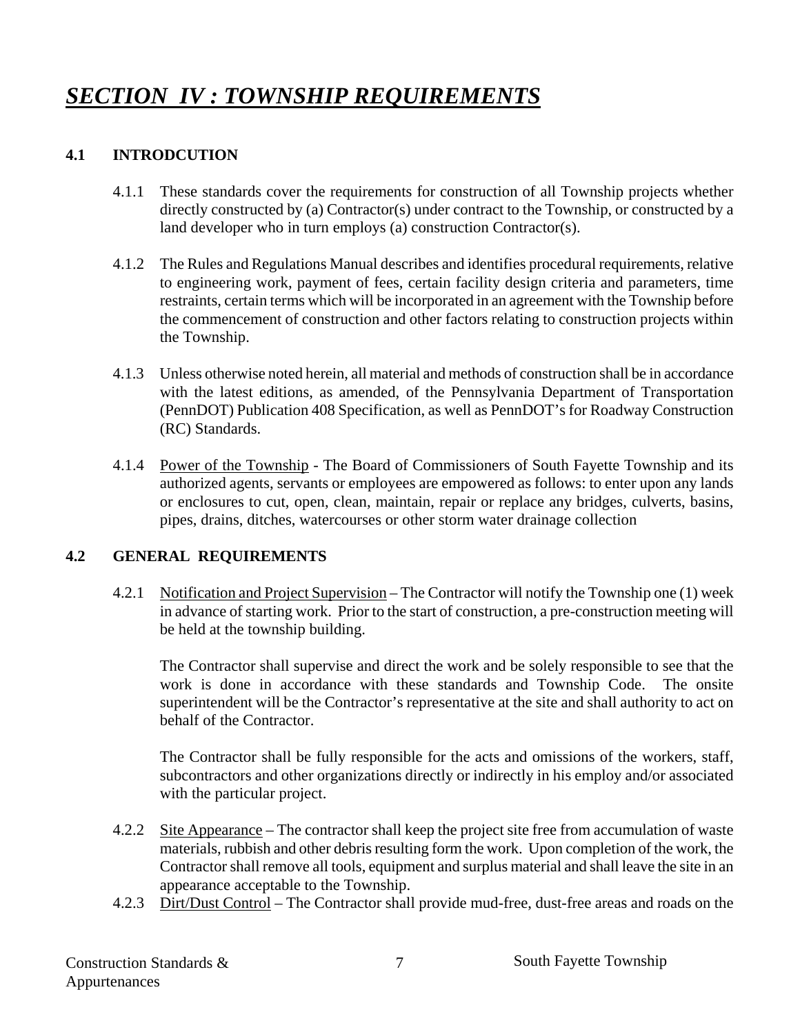# ***SECTION IV : TOWNSHIP REQUIREMENTS***

## 4.1 INTRODCUTION

4.1.1 These standards cover the requirements for construction of all Township projects whether directly constructed by (a) Contractor(s) under contract to the Township, or constructed by a land developer who in turn employs (a) construction Contractor(s).

4.1.2 The Rules and Regulations Manual describes and identifies procedural requirements, relative to engineering work, payment of fees, certain facility design criteria and parameters, time restraints, certain terms which will be incorporated in an agreement with the Township before the commencement of construction and other factors relating to construction projects within the Township.

4.1.3 Unless otherwise noted herein, all material and methods of construction shall be in accordance with the latest editions, as amended, of the Pennsylvania Department of Transportation (PennDOT) Publication 408 Specification, as well as PennDOT's for Roadway Construction (RC) Standards.

4.1.4 <u>Power of the Township</u> - The Board of Commissioners of South Fayette Township and its authorized agents, servants or employees are empowered as follows: to enter upon any lands or enclosures to cut, open, clean, maintain, repair or replace any bridges, culverts, basins, pipes, drains, ditches, watercourses or other storm water drainage collection

## 4.2 GENERAL REQUIREMENTS

4.2.1 <u>Notification and Project Supervision</u> – The Contractor will notify the Township one (1) week in advance of starting work. Prior to the start of construction, a pre-construction meeting will be held at the township building.

The Contractor shall supervise and direct the work and be solely responsible to see that the work is done in accordance with these standards and Township Code. The onsite superintendent will be the Contractor's representative at the site and shall authority to act on behalf of the Contractor.

The Contractor shall be fully responsible for the acts and omissions of the workers, staff, subcontractors and other organizations directly or indirectly in his employ and/or associated with the particular project.

4.2.2 <u>Site Appearance</u> – The contractor shall keep the project site free from accumulation of waste materials, rubbish and other debris resulting form the work. Upon completion of the work, the Contractor shall remove all tools, equipment and surplus material and shall leave the site in an appearance acceptable to the Township.

4.2.3 <u>Dirt/Dust Control</u> – The Contractor shall provide mud-free, dust-free areas and roads on the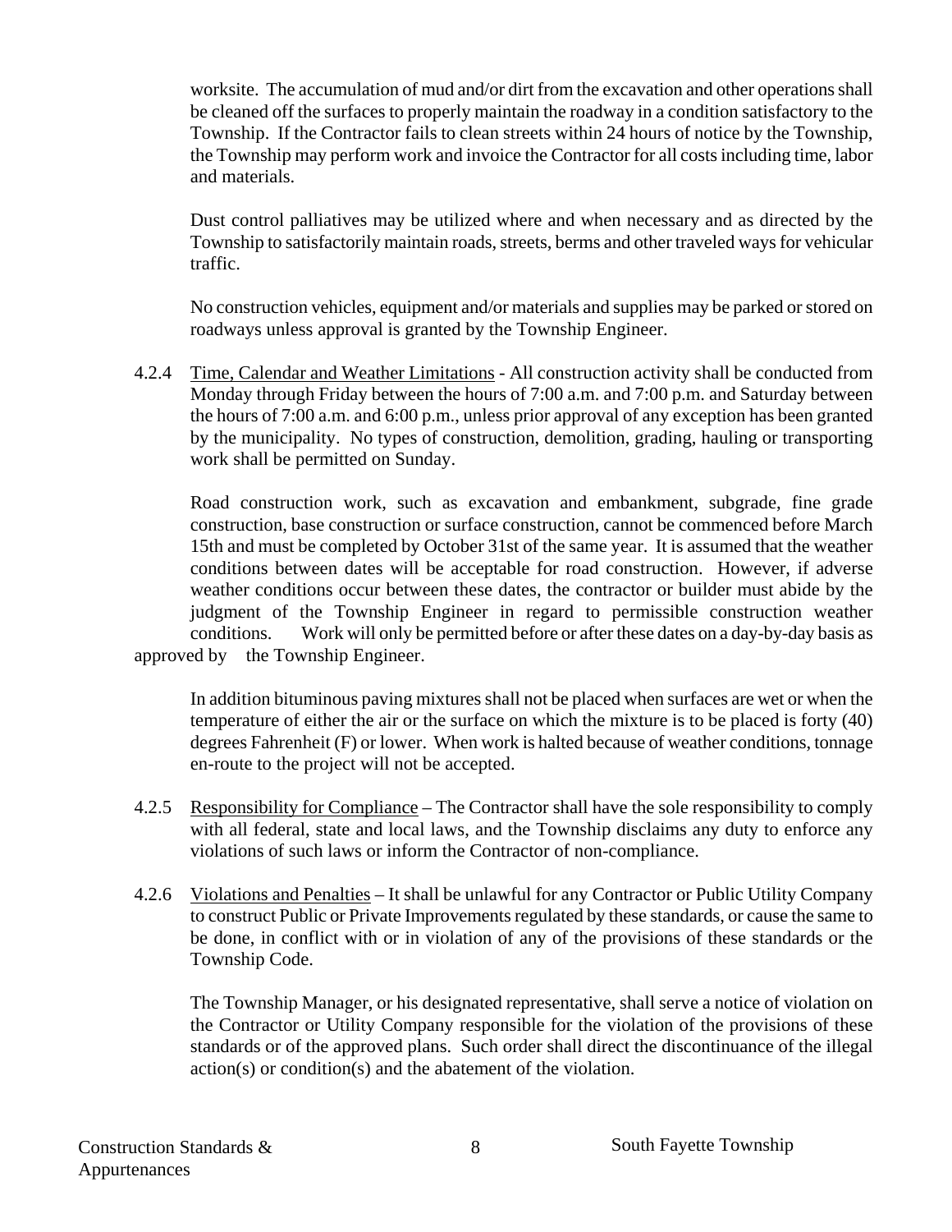worksite. The accumulation of mud and/or dirt from the excavation and other operations shall be cleaned off the surfaces to properly maintain the roadway in a condition satisfactory to the Township. If the Contractor fails to clean streets within 24 hours of notice by the Township, the Township may perform work and invoice the Contractor for all costs including time, labor and materials.

Dust control palliatives may be utilized where and when necessary and as directed by the Township to satisfactorily maintain roads, streets, berms and other traveled ways for vehicular traffic.

No construction vehicles, equipment and/or materials and supplies may be parked or stored on roadways unless approval is granted by the Township Engineer.

4.2.4 Time, Calendar and Weather Limitations - All construction activity shall be conducted from Monday through Friday between the hours of 7:00 a.m. and 7:00 p.m. and Saturday between the hours of 7:00 a.m. and 6:00 p.m., unless prior approval of any exception has been granted by the municipality. No types of construction, demolition, grading, hauling or transporting work shall be permitted on Sunday.

Road construction work, such as excavation and embankment, subgrade, fine grade construction, base construction or surface construction, cannot be commenced before March 15th and must be completed by October 31st of the same year. It is assumed that the weather conditions between dates will be acceptable for road construction. However, if adverse weather conditions occur between these dates, the contractor or builder must abide by the judgment of the Township Engineer in regard to permissible construction weather conditions. Work will only be permitted before or after these dates on a day-by-day basis as approved by the Township Engineer.

In addition bituminous paving mixtures shall not be placed when surfaces are wet or when the temperature of either the air or the surface on which the mixture is to be placed is forty (40) degrees Fahrenheit (F) or lower. When work is halted because of weather conditions, tonnage en-route to the project will not be accepted.

4.2.5 Responsibility for Compliance – The Contractor shall have the sole responsibility to comply with all federal, state and local laws, and the Township disclaims any duty to enforce any violations of such laws or inform the Contractor of non-compliance.

4.2.6 Violations and Penalties – It shall be unlawful for any Contractor or Public Utility Company to construct Public or Private Improvements regulated by these standards, or cause the same to be done, in conflict with or in violation of any of the provisions of these standards or the Township Code.

The Township Manager, or his designated representative, shall serve a notice of violation on the Contractor or Utility Company responsible for the violation of the provisions of these standards or of the approved plans. Such order shall direct the discontinuance of the illegal action(s) or condition(s) and the abatement of the violation.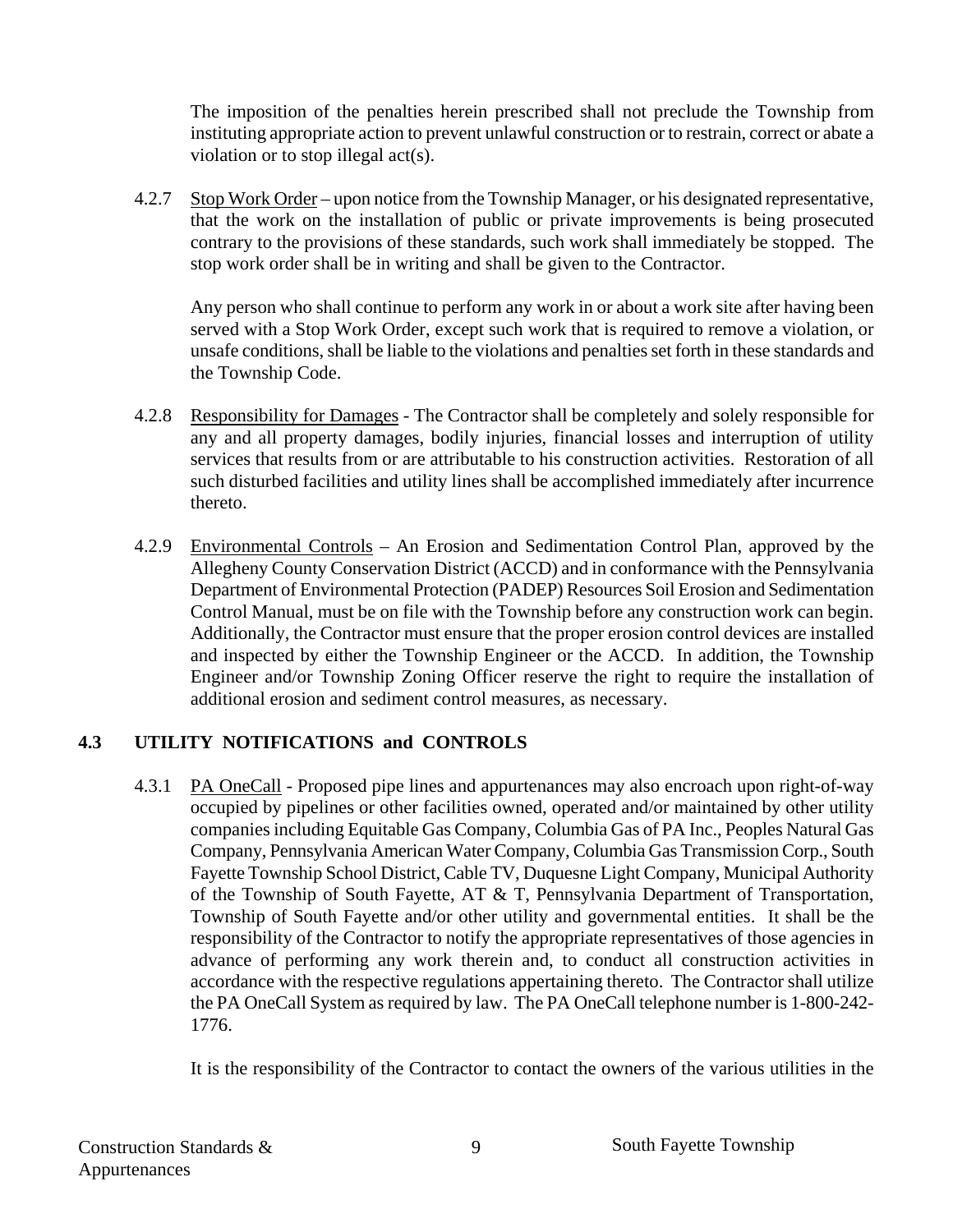The imposition of the penalties herein prescribed shall not preclude the Township from instituting appropriate action to prevent unlawful construction or to restrain, correct or abate a violation or to stop illegal act(s).

4.2.7 Stop Work Order – upon notice from the Township Manager, or his designated representative, that the work on the installation of public or private improvements is being prosecuted contrary to the provisions of these standards, such work shall immediately be stopped. The stop work order shall be in writing and shall be given to the Contractor.

Any person who shall continue to perform any work in or about a work site after having been served with a Stop Work Order, except such work that is required to remove a violation, or unsafe conditions, shall be liable to the violations and penalties set forth in these standards and the Township Code.

4.2.8 Responsibility for Damages - The Contractor shall be completely and solely responsible for any and all property damages, bodily injuries, financial losses and interruption of utility services that results from or are attributable to his construction activities. Restoration of all such disturbed facilities and utility lines shall be accomplished immediately after incurrence thereto.

4.2.9 Environmental Controls – An Erosion and Sedimentation Control Plan, approved by the Allegheny County Conservation District (ACCD) and in conformance with the Pennsylvania Department of Environmental Protection (PADEP) Resources Soil Erosion and Sedimentation Control Manual, must be on file with the Township before any construction work can begin. Additionally, the Contractor must ensure that the proper erosion control devices are installed and inspected by either the Township Engineer or the ACCD. In addition, the Township Engineer and/or Township Zoning Officer reserve the right to require the installation of additional erosion and sediment control measures, as necessary.

## 4.3 UTILITY NOTIFICATIONS and CONTROLS

4.3.1 PA OneCall - Proposed pipe lines and appurtenances may also encroach upon right-of-way occupied by pipelines or other facilities owned, operated and/or maintained by other utility companies including Equitable Gas Company, Columbia Gas of PA Inc., Peoples Natural Gas Company, Pennsylvania American Water Company, Columbia Gas Transmission Corp., South Fayette Township School District, Cable TV, Duquesne Light Company, Municipal Authority of the Township of South Fayette, AT & T, Pennsylvania Department of Transportation, Township of South Fayette and/or other utility and governmental entities. It shall be the responsibility of the Contractor to notify the appropriate representatives of those agencies in advance of performing any work therein and, to conduct all construction activities in accordance with the respective regulations appertaining thereto. The Contractor shall utilize the PA OneCall System as required by law. The PA OneCall telephone number is 1-800-242-1776.

It is the responsibility of the Contractor to contact the owners of the various utilities in the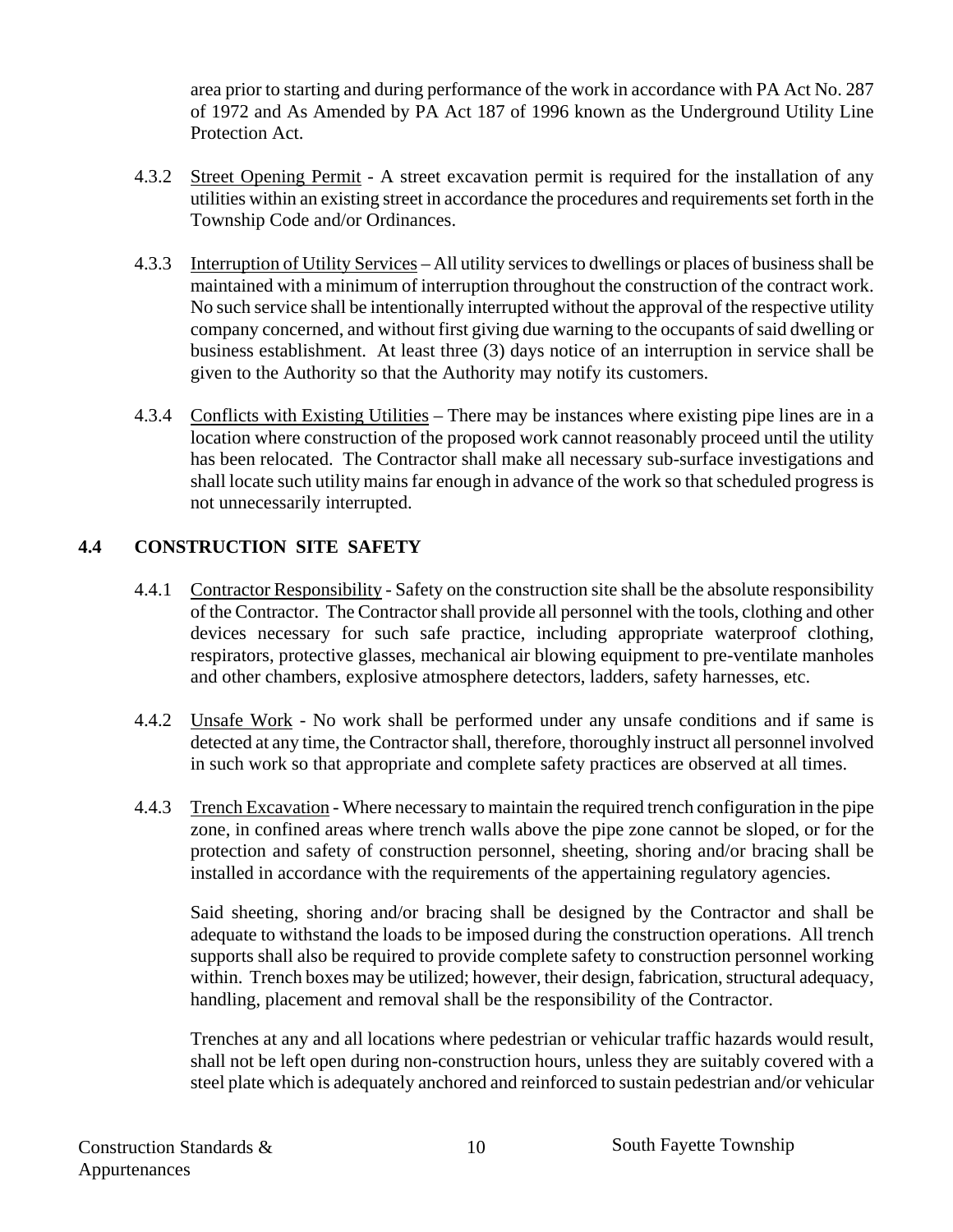area prior to starting and during performance of the work in accordance with PA Act No. 287 of 1972 and As Amended by PA Act 187 of 1996 known as the Underground Utility Line Protection Act.

4.3.2 Street Opening Permit - A street excavation permit is required for the installation of any utilities within an existing street in accordance the procedures and requirements set forth in the Township Code and/or Ordinances.

4.3.3 Interruption of Utility Services – All utility services to dwellings or places of business shall be maintained with a minimum of interruption throughout the construction of the contract work. No such service shall be intentionally interrupted without the approval of the respective utility company concerned, and without first giving due warning to the occupants of said dwelling or business establishment. At least three (3) days notice of an interruption in service shall be given to the Authority so that the Authority may notify its customers.

4.3.4 Conflicts with Existing Utilities – There may be instances where existing pipe lines are in a location where construction of the proposed work cannot reasonably proceed until the utility has been relocated. The Contractor shall make all necessary sub-surface investigations and shall locate such utility mains far enough in advance of the work so that scheduled progress is not unnecessarily interrupted.

## 4.4 CONSTRUCTION SITE SAFETY

4.4.1 Contractor Responsibility - Safety on the construction site shall be the absolute responsibility of the Contractor. The Contractor shall provide all personnel with the tools, clothing and other devices necessary for such safe practice, including appropriate waterproof clothing, respirators, protective glasses, mechanical air blowing equipment to pre-ventilate manholes and other chambers, explosive atmosphere detectors, ladders, safety harnesses, etc.

4.4.2 Unsafe Work - No work shall be performed under any unsafe conditions and if same is detected at any time, the Contractor shall, therefore, thoroughly instruct all personnel involved in such work so that appropriate and complete safety practices are observed at all times.

4.4.3 Trench Excavation - Where necessary to maintain the required trench configuration in the pipe zone, in confined areas where trench walls above the pipe zone cannot be sloped, or for the protection and safety of construction personnel, sheeting, shoring and/or bracing shall be installed in accordance with the requirements of the appertaining regulatory agencies.

Said sheeting, shoring and/or bracing shall be designed by the Contractor and shall be adequate to withstand the loads to be imposed during the construction operations. All trench supports shall also be required to provide complete safety to construction personnel working within. Trench boxes may be utilized; however, their design, fabrication, structural adequacy, handling, placement and removal shall be the responsibility of the Contractor.

Trenches at any and all locations where pedestrian or vehicular traffic hazards would result, shall not be left open during non-construction hours, unless they are suitably covered with a steel plate which is adequately anchored and reinforced to sustain pedestrian and/or vehicular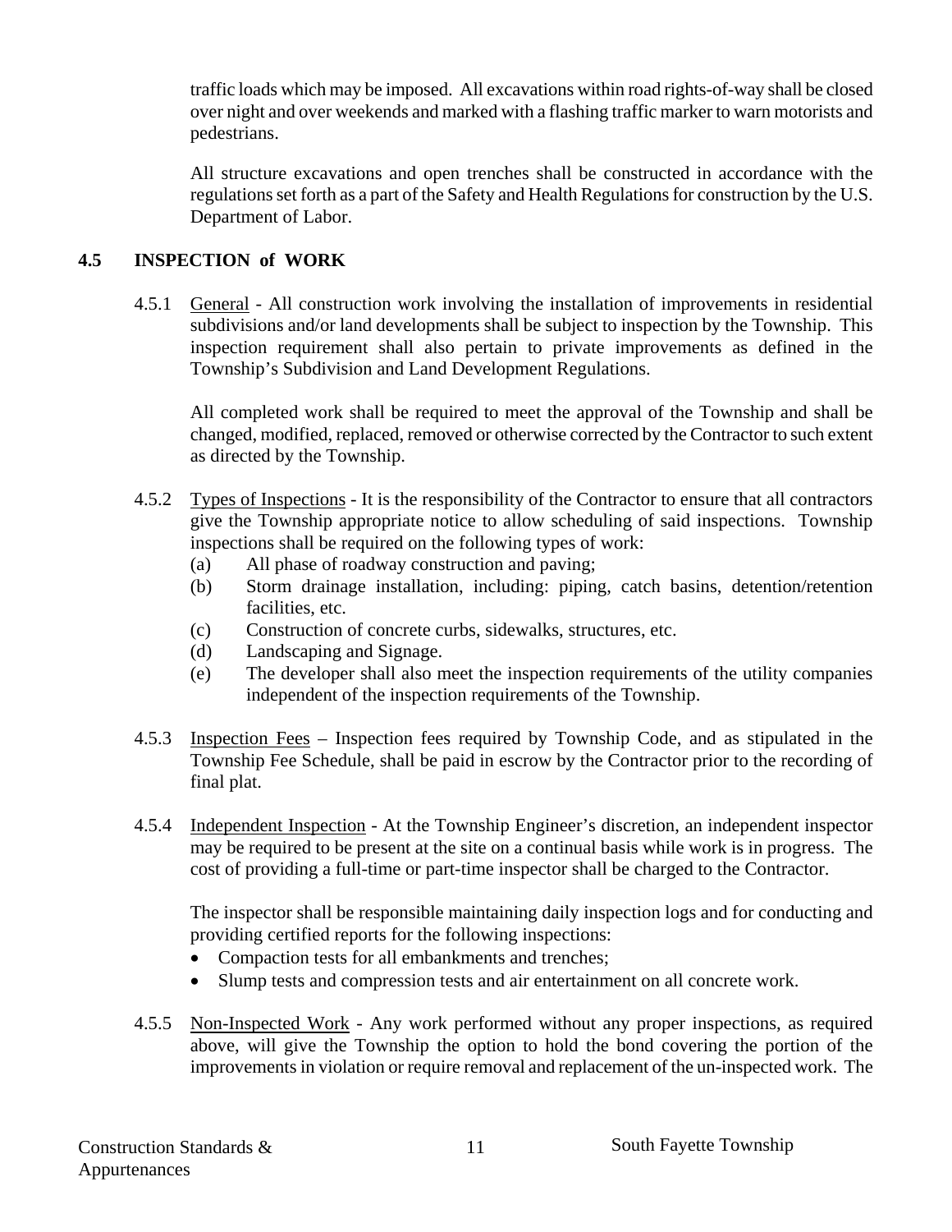traffic loads which may be imposed. All excavations within road rights-of-way shall be closed over night and over weekends and marked with a flashing traffic marker to warn motorists and pedestrians.

All structure excavations and open trenches shall be constructed in accordance with the regulations set forth as a part of the Safety and Health Regulations for construction by the U.S. Department of Labor.

## 4.5 INSPECTION of WORK

4.5.1 General - All construction work involving the installation of improvements in residential subdivisions and/or land developments shall be subject to inspection by the Township. This inspection requirement shall also pertain to private improvements as defined in the Township's Subdivision and Land Development Regulations.

All completed work shall be required to meet the approval of the Township and shall be changed, modified, replaced, removed or otherwise corrected by the Contractor to such extent as directed by the Township.

4.5.2 Types of Inspections - It is the responsibility of the Contractor to ensure that all contractors give the Township appropriate notice to allow scheduling of said inspections. Township inspections shall be required on the following types of work:

(a) All phase of roadway construction and paving;
(b) Storm drainage installation, including: piping, catch basins, detention/retention facilities, etc.
(c) Construction of concrete curbs, sidewalks, structures, etc.
(d) Landscaping and Signage.
(e) The developer shall also meet the inspection requirements of the utility companies independent of the inspection requirements of the Township.

4.5.3 Inspection Fees – Inspection fees required by Township Code, and as stipulated in the Township Fee Schedule, shall be paid in escrow by the Contractor prior to the recording of final plat.

4.5.4 Independent Inspection - At the Township Engineer's discretion, an independent inspector may be required to be present at the site on a continual basis while work is in progress. The cost of providing a full-time or part-time inspector shall be charged to the Contractor.

The inspector shall be responsible maintaining daily inspection logs and for conducting and providing certified reports for the following inspections:

- Compaction tests for all embankments and trenches;
- Slump tests and compression tests and air entertainment on all concrete work.

4.5.5 Non-Inspected Work - Any work performed without any proper inspections, as required above, will give the Township the option to hold the bond covering the portion of the improvements in violation or require removal and replacement of the un-inspected work. The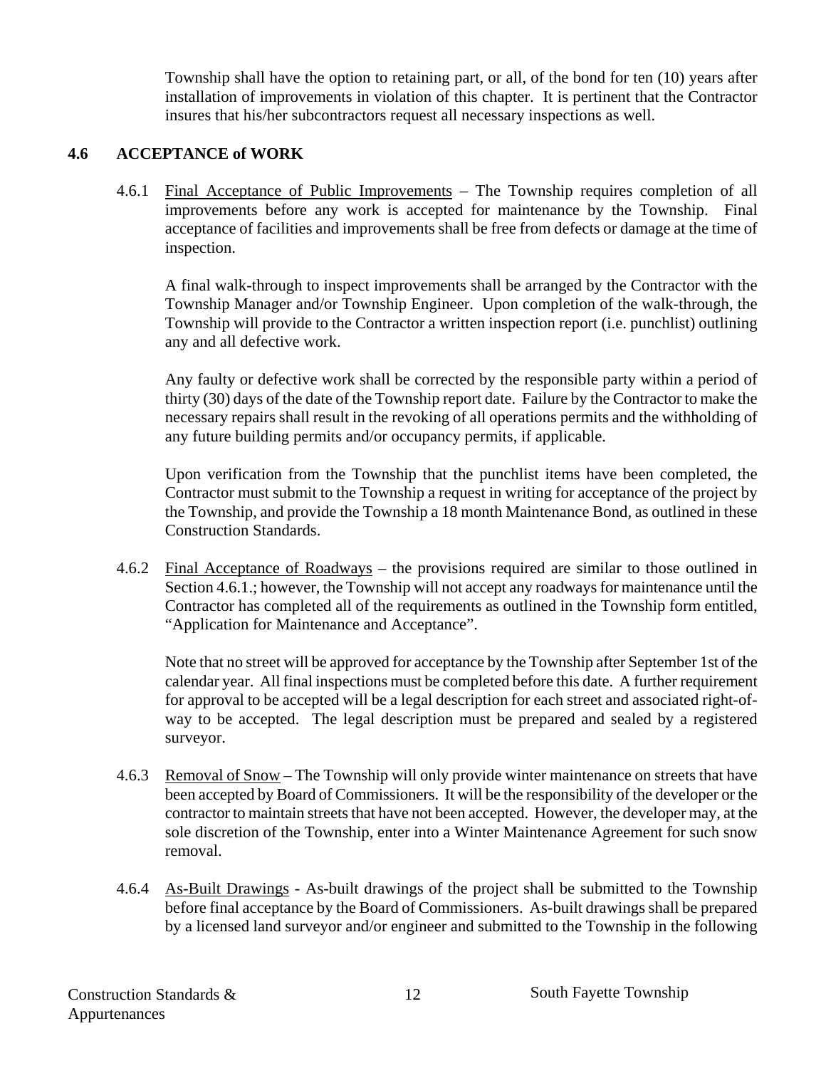Township shall have the option to retaining part, or all, of the bond for ten (10) years after installation of improvements in violation of this chapter. It is pertinent that the Contractor insures that his/her subcontractors request all necessary inspections as well.

## 4.6 ACCEPTANCE of WORK

4.6.1 Final Acceptance of Public Improvements – The Township requires completion of all improvements before any work is accepted for maintenance by the Township. Final acceptance of facilities and improvements shall be free from defects or damage at the time of inspection.

A final walk-through to inspect improvements shall be arranged by the Contractor with the Township Manager and/or Township Engineer. Upon completion of the walk-through, the Township will provide to the Contractor a written inspection report (i.e. punchlist) outlining any and all defective work.

Any faulty or defective work shall be corrected by the responsible party within a period of thirty (30) days of the date of the Township report date. Failure by the Contractor to make the necessary repairs shall result in the revoking of all operations permits and the withholding of any future building permits and/or occupancy permits, if applicable.

Upon verification from the Township that the punchlist items have been completed, the Contractor must submit to the Township a request in writing for acceptance of the project by the Township, and provide the Township a 18 month Maintenance Bond, as outlined in these Construction Standards.

4.6.2 Final Acceptance of Roadways – the provisions required are similar to those outlined in Section 4.6.1.; however, the Township will not accept any roadways for maintenance until the Contractor has completed all of the requirements as outlined in the Township form entitled, "Application for Maintenance and Acceptance".

Note that no street will be approved for acceptance by the Township after September 1st of the calendar year. All final inspections must be completed before this date. A further requirement for approval to be accepted will be a legal description for each street and associated right-of-way to be accepted. The legal description must be prepared and sealed by a registered surveyor.

4.6.3 Removal of Snow – The Township will only provide winter maintenance on streets that have been accepted by Board of Commissioners. It will be the responsibility of the developer or the contractor to maintain streets that have not been accepted. However, the developer may, at the sole discretion of the Township, enter into a Winter Maintenance Agreement for such snow removal.

4.6.4 As-Built Drawings - As-built drawings of the project shall be submitted to the Township before final acceptance by the Board of Commissioners. As-built drawings shall be prepared by a licensed land surveyor and/or engineer and submitted to the Township in the following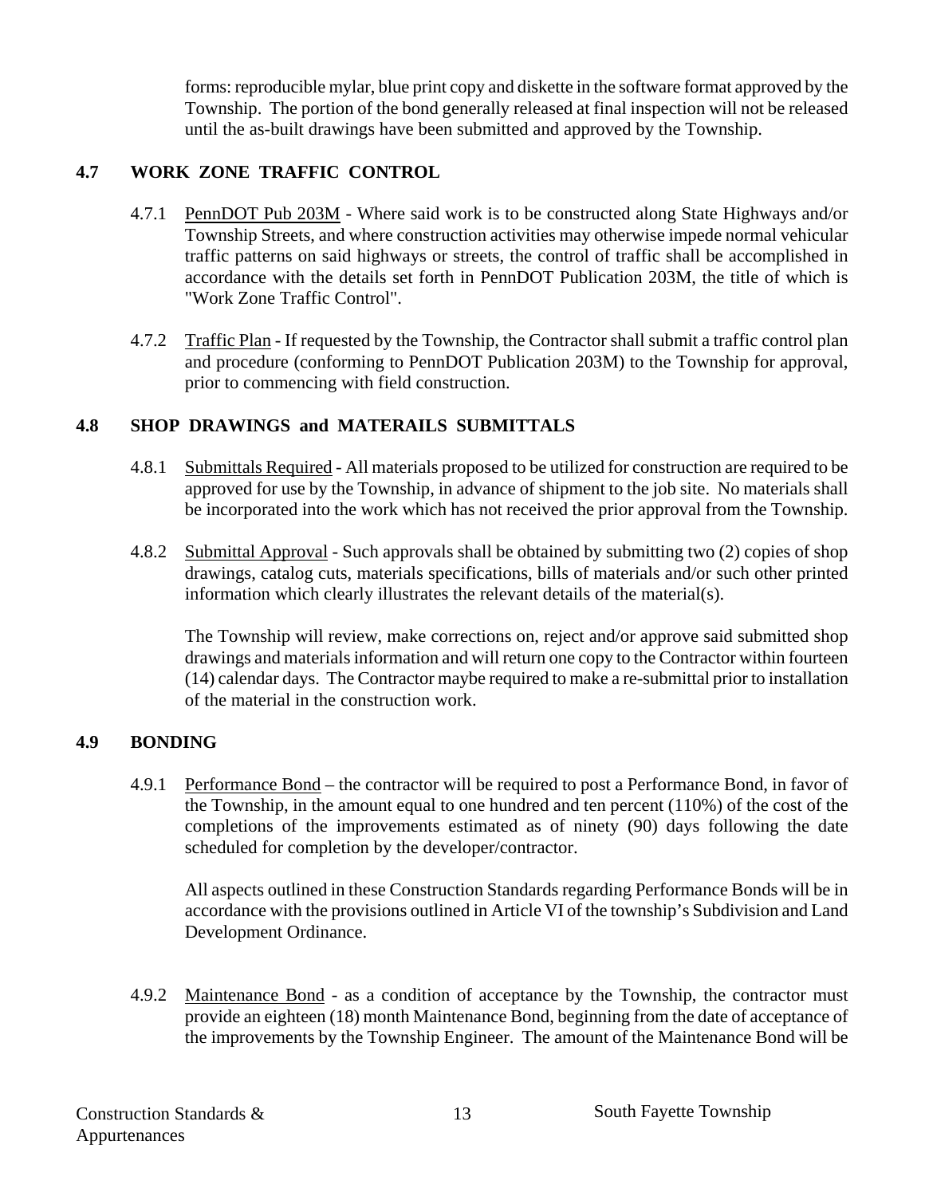forms: reproducible mylar, blue print copy and diskette in the software format approved by the Township. The portion of the bond generally released at final inspection will not be released until the as-built drawings have been submitted and approved by the Township.

## 4.7 WORK ZONE TRAFFIC CONTROL

4.7.1 PennDOT Pub 203M - Where said work is to be constructed along State Highways and/or Township Streets, and where construction activities may otherwise impede normal vehicular traffic patterns on said highways or streets, the control of traffic shall be accomplished in accordance with the details set forth in PennDOT Publication 203M, the title of which is "Work Zone Traffic Control".

4.7.2 Traffic Plan - If requested by the Township, the Contractor shall submit a traffic control plan and procedure (conforming to PennDOT Publication 203M) to the Township for approval, prior to commencing with field construction.

## 4.8 SHOP DRAWINGS and MATERAILS SUBMITTALS

4.8.1 Submittals Required - All materials proposed to be utilized for construction are required to be approved for use by the Township, in advance of shipment to the job site. No materials shall be incorporated into the work which has not received the prior approval from the Township.

4.8.2 Submittal Approval - Such approvals shall be obtained by submitting two (2) copies of shop drawings, catalog cuts, materials specifications, bills of materials and/or such other printed information which clearly illustrates the relevant details of the material(s).

The Township will review, make corrections on, reject and/or approve said submitted shop drawings and materials information and will return one copy to the Contractor within fourteen (14) calendar days. The Contractor maybe required to make a re-submittal prior to installation of the material in the construction work.

## 4.9 BONDING

4.9.1 Performance Bond – the contractor will be required to post a Performance Bond, in favor of the Township, in the amount equal to one hundred and ten percent (110%) of the cost of the completions of the improvements estimated as of ninety (90) days following the date scheduled for completion by the developer/contractor.

All aspects outlined in these Construction Standards regarding Performance Bonds will be in accordance with the provisions outlined in Article VI of the township's Subdivision and Land Development Ordinance.

4.9.2 Maintenance Bond - as a condition of acceptance by the Township, the contractor must provide an eighteen (18) month Maintenance Bond, beginning from the date of acceptance of the improvements by the Township Engineer. The amount of the Maintenance Bond will be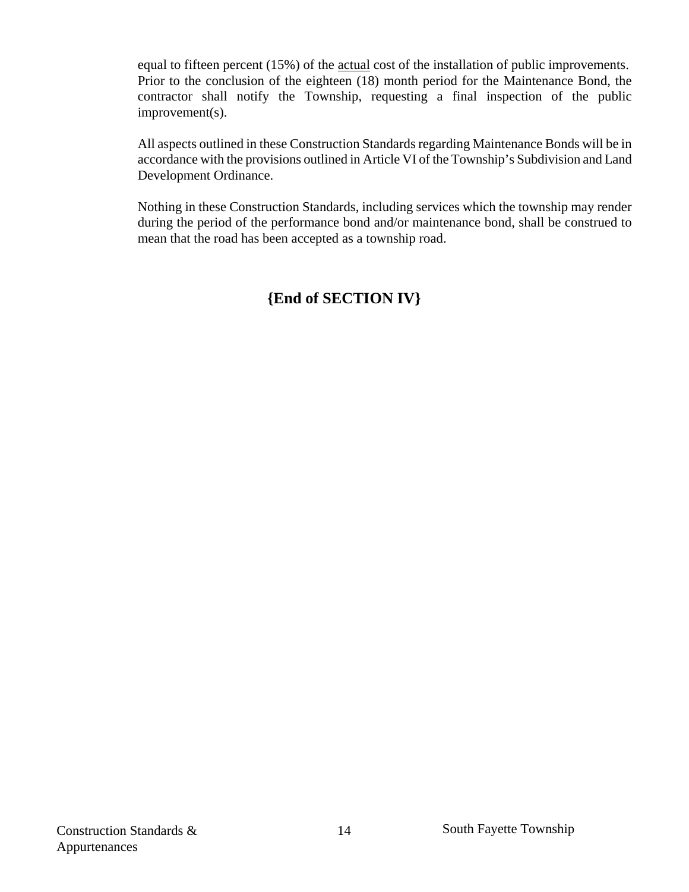equal to fifteen percent (15%) of the actual cost of the installation of public improvements. Prior to the conclusion of the eighteen (18) month period for the Maintenance Bond, the contractor shall notify the Township, requesting a final inspection of the public improvement(s).

All aspects outlined in these Construction Standards regarding Maintenance Bonds will be in accordance with the provisions outlined in Article VI of the Township's Subdivision and Land Development Ordinance.

Nothing in these Construction Standards, including services which the township may render during the period of the performance bond and/or maintenance bond, shall be construed to mean that the road has been accepted as a township road.

**{End of SECTION IV}**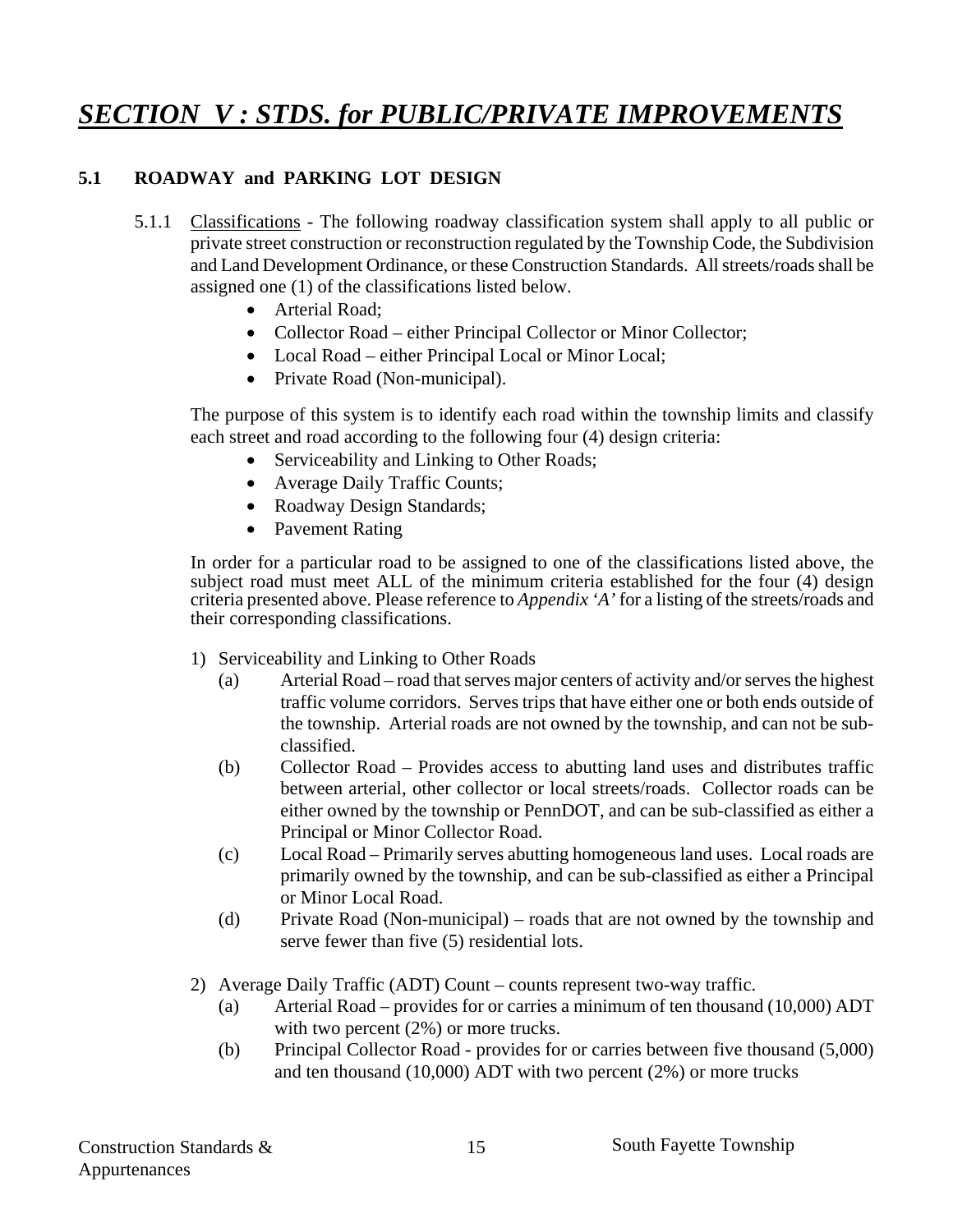# *SECTION V : STDS. for PUBLIC/PRIVATE IMPROVEMENTS*

## 5.1 ROADWAY and PARKING LOT DESIGN

5.1.1 Classifications - The following roadway classification system shall apply to all public or private street construction or reconstruction regulated by the Township Code, the Subdivision and Land Development Ordinance, or these Construction Standards. All streets/roads shall be assigned one (1) of the classifications listed below.

- Arterial Road;
- Collector Road – either Principal Collector or Minor Collector;
- Local Road – either Principal Local or Minor Local;
- Private Road (Non-municipal).

The purpose of this system is to identify each road within the township limits and classify each street and road according to the following four (4) design criteria:

- Serviceability and Linking to Other Roads;
- Average Daily Traffic Counts;
- Roadway Design Standards;
- Pavement Rating

In order for a particular road to be assigned to one of the classifications listed above, the subject road must meet ALL of the minimum criteria established for the four (4) design criteria presented above. Please reference to *Appendix 'A'* for a listing of the streets/roads and their corresponding classifications.

1) Serviceability and Linking to Other Roads
   - (a) Arterial Road – road that serves major centers of activity and/or serves the highest traffic volume corridors. Serves trips that have either one or both ends outside of the township. Arterial roads are not owned by the township, and can not be sub-classified.
   - (b) Collector Road – Provides access to abutting land uses and distributes traffic between arterial, other collector or local streets/roads. Collector roads can be either owned by the township or PennDOT, and can be sub-classified as either a Principal or Minor Collector Road.
   - (c) Local Road – Primarily serves abutting homogeneous land uses. Local roads are primarily owned by the township, and can be sub-classified as either a Principal or Minor Local Road.
   - (d) Private Road (Non-municipal) – roads that are not owned by the township and serve fewer than five (5) residential lots.

2) Average Daily Traffic (ADT) Count – counts represent two-way traffic.
   - (a) Arterial Road – provides for or carries a minimum of ten thousand (10,000) ADT with two percent (2%) or more trucks.
   - (b) Principal Collector Road - provides for or carries between five thousand (5,000) and ten thousand (10,000) ADT with two percent (2%) or more trucks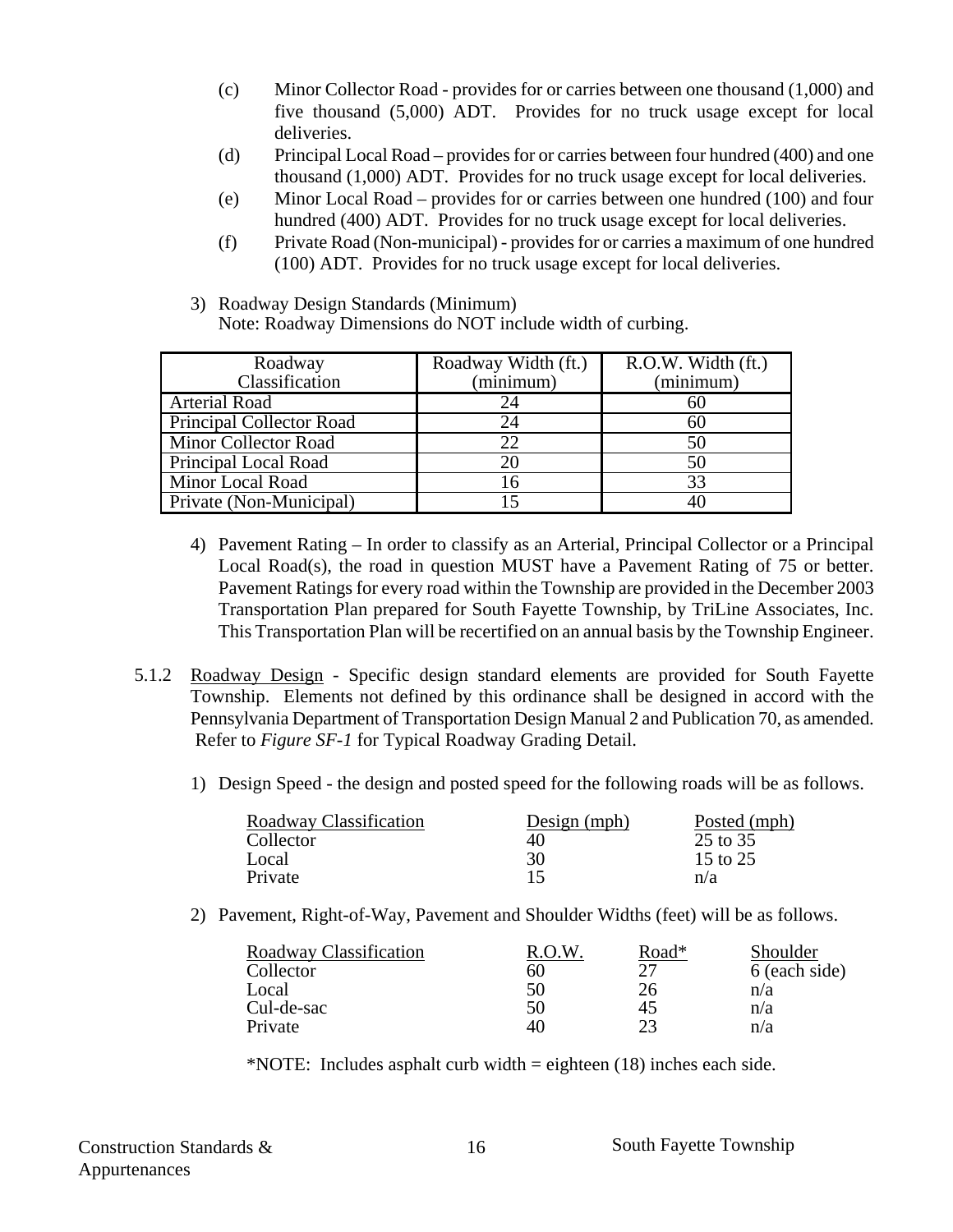(c) Minor Collector Road - provides for or carries between one thousand (1,000) and five thousand (5,000) ADT. Provides for no truck usage except for local deliveries.

(d) Principal Local Road – provides for or carries between four hundred (400) and one thousand (1,000) ADT. Provides for no truck usage except for local deliveries.

(e) Minor Local Road – provides for or carries between one hundred (100) and four hundred (400) ADT. Provides for no truck usage except for local deliveries.

(f) Private Road (Non-municipal) - provides for or carries a maximum of one hundred (100) ADT. Provides for no truck usage except for local deliveries.

3) Roadway Design Standards (Minimum)
Note: Roadway Dimensions do NOT include width of curbing.

| Roadway Classification | Roadway Width (ft.) (minimum) | R.O.W. Width (ft.) (minimum) |
|---|---|---|
| Arterial Road | 24 | 60 |
| Principal Collector Road | 24 | 60 |
| Minor Collector Road | 22 | 50 |
| Principal Local Road | 20 | 50 |
| Minor Local Road | 16 | 33 |
| Private (Non-Municipal) | 15 | 40 |

4) Pavement Rating – In order to classify as an Arterial, Principal Collector or a Principal Local Road(s), the road in question MUST have a Pavement Rating of 75 or better. Pavement Ratings for every road within the Township are provided in the December 2003 Transportation Plan prepared for South Fayette Township, by TriLine Associates, Inc. This Transportation Plan will be recertified on an annual basis by the Township Engineer.

5.1.2 Roadway Design - Specific design standard elements are provided for South Fayette Township. Elements not defined by this ordinance shall be designed in accord with the Pennsylvania Department of Transportation Design Manual 2 and Publication 70, as amended. Refer to *Figure SF-1* for Typical Roadway Grading Detail.

1) Design Speed - the design and posted speed for the following roads will be as follows.

| Roadway Classification | Design (mph) | Posted (mph) |
|---|---|---|
| Collector | 40 | 25 to 35 |
| Local | 30 | 15 to 25 |
| Private | 15 | n/a |

2) Pavement, Right-of-Way, Pavement and Shoulder Widths (feet) will be as follows.

| Roadway Classification | R.O.W. | Road* | Shoulder |
|---|---|---|---|
| Collector | 60 | 27 | 6 (each side) |
| Local | 50 | 26 | n/a |
| Cul-de-sac | 50 | 45 | n/a |
| Private | 40 | 23 | n/a |

*NOTE: Includes asphalt curb width = eighteen (18) inches each side.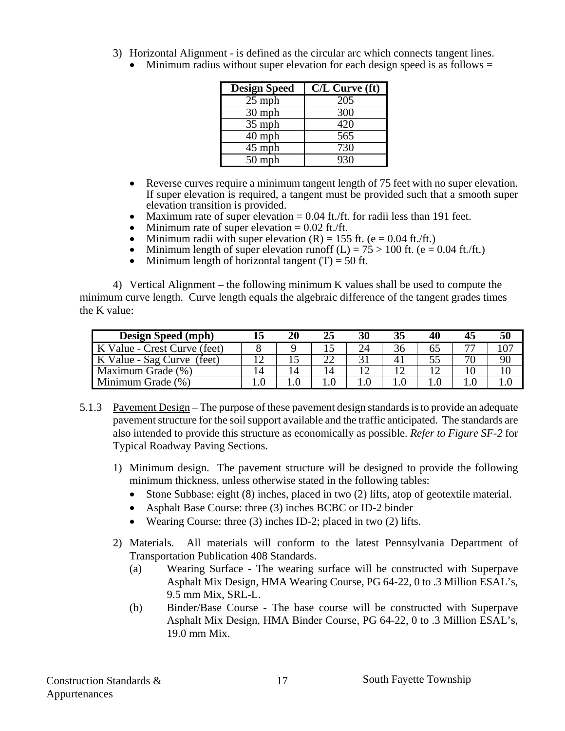3) Horizontal Alignment - is defined as the circular arc which connects tangent lines.
   - Minimum radius without super elevation for each design speed is as follows =

| Design Speed | C/L Curve (ft) |
|---|---|
| 25 mph | 205 |
| 30 mph | 300 |
| 35 mph | 420 |
| 40 mph | 565 |
| 45 mph | 730 |
| 50 mph | 930 |

   - Reverse curves require a minimum tangent length of 75 feet with no super elevation. If super elevation is required, a tangent must be provided such that a smooth super elevation transition is provided.
   - Maximum rate of super elevation = 0.04 ft./ft. for radii less than 191 feet.
   - Minimum rate of super elevation = 0.02 ft./ft.
   - Minimum radii with super elevation (R) = 155 ft. (e = 0.04 ft./ft.)
   - Minimum length of super elevation runoff (L) = 75 > 100 ft. (e = 0.04 ft./ft.)
   - Minimum length of horizontal tangent (T) = 50 ft.

4) Vertical Alignment – the following minimum K values shall be used to compute the minimum curve length. Curve length equals the algebraic difference of the tangent grades times the K value:

| Design Speed (mph) | 15 | 20 | 25 | 30 | 35 | 40 | 45 | 50 |
|---|---|---|---|---|---|---|---|---|
| K Value - Crest Curve (feet) | 8 | 9 | 15 | 24 | 36 | 65 | 77 | 107 |
| K Value - Sag Curve (feet) | 12 | 15 | 22 | 31 | 41 | 55 | 70 | 90 |
| Maximum Grade (%) | 14 | 14 | 14 | 12 | 12 | 12 | 10 | 10 |
| Minimum Grade (%) | 1.0 | 1.0 | 1.0 | 1.0 | 1.0 | 1.0 | 1.0 | 1.0 |

5.1.3 Pavement Design – The purpose of these pavement design standards is to provide an adequate pavement structure for the soil support available and the traffic anticipated. The standards are also intended to provide this structure as economically as possible. *Refer to Figure SF-2* for Typical Roadway Paving Sections.

1) Minimum design. The pavement structure will be designed to provide the following minimum thickness, unless otherwise stated in the following tables:
   - Stone Subbase: eight (8) inches, placed in two (2) lifts, atop of geotextile material.
   - Asphalt Base Course: three (3) inches BCBC or ID-2 binder
   - Wearing Course: three (3) inches ID-2; placed in two (2) lifts.

2) Materials. All materials will conform to the latest Pennsylvania Department of Transportation Publication 408 Standards.
   - (a) Wearing Surface - The wearing surface will be constructed with Superpave Asphalt Mix Design, HMA Wearing Course, PG 64-22, 0 to .3 Million ESAL's, 9.5 mm Mix, SRL-L.
   - (b) Binder/Base Course - The base course will be constructed with Superpave Asphalt Mix Design, HMA Binder Course, PG 64-22, 0 to .3 Million ESAL's, 19.0 mm Mix.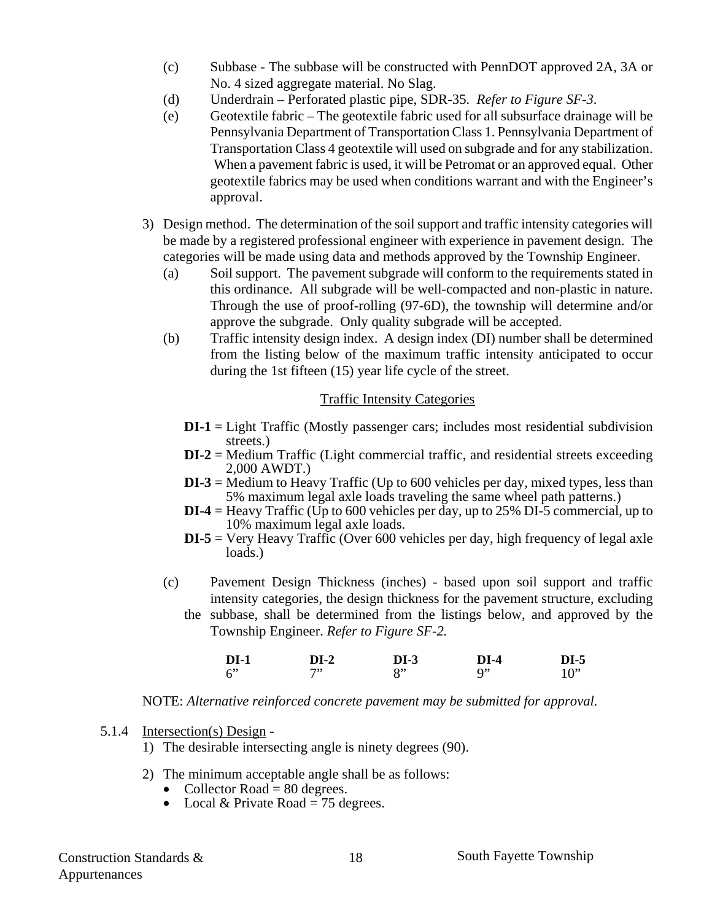(c) Subbase - The subbase will be constructed with PennDOT approved 2A, 3A or No. 4 sized aggregate material. No Slag.

(d) Underdrain – Perforated plastic pipe, SDR-35. *Refer to Figure SF-3*.

(e) Geotextile fabric – The geotextile fabric used for all subsurface drainage will be Pennsylvania Department of Transportation Class 1. Pennsylvania Department of Transportation Class 4 geotextile will used on subgrade and for any stabilization. When a pavement fabric is used, it will be Petromat or an approved equal. Other geotextile fabrics may be used when conditions warrant and with the Engineer's approval.

3) Design method. The determination of the soil support and traffic intensity categories will be made by a registered professional engineer with experience in pavement design. The categories will be made using data and methods approved by the Township Engineer.

(a) Soil support. The pavement subgrade will conform to the requirements stated in this ordinance. All subgrade will be well-compacted and non-plastic in nature. Through the use of proof-rolling (97-6D), the township will determine and/or approve the subgrade. Only quality subgrade will be accepted.

(b) Traffic intensity design index. A design index (DI) number shall be determined from the listing below of the maximum traffic intensity anticipated to occur during the 1st fifteen (15) year life cycle of the street.

<u>Traffic Intensity Categories</u>

**DI-1** = Light Traffic (Mostly passenger cars; includes most residential subdivision streets.)

**DI-2** = Medium Traffic (Light commercial traffic, and residential streets exceeding 2,000 AWDT.)

**DI-3** = Medium to Heavy Traffic (Up to 600 vehicles per day, mixed types, less than 5% maximum legal axle loads traveling the same wheel path patterns.)

**DI-4** = Heavy Traffic (Up to 600 vehicles per day, up to 25% DI-5 commercial, up to 10% maximum legal axle loads.

**DI-5** = Very Heavy Traffic (Over 600 vehicles per day, high frequency of legal axle loads.)

(c) Pavement Design Thickness (inches) - based upon soil support and traffic intensity categories, the design thickness for the pavement structure, excluding the subbase, shall be determined from the listings below, and approved by the Township Engineer. *Refer to Figure SF-2.*

| **DI-1** | **DI-2** | **DI-3** | **DI-4** | **DI-5** |
|---|---|---|---|---|
| 6" | 7" | 8" | 9" | 10" |

NOTE: *Alternative reinforced concrete pavement may be submitted for approval.*

5.1.4 <u>Intersection(s) Design</u> -

1) The desirable intersecting angle is ninety degrees (90).

2) The minimum acceptable angle shall be as follows:
   - Collector Road = 80 degrees.
   - Local & Private Road = 75 degrees.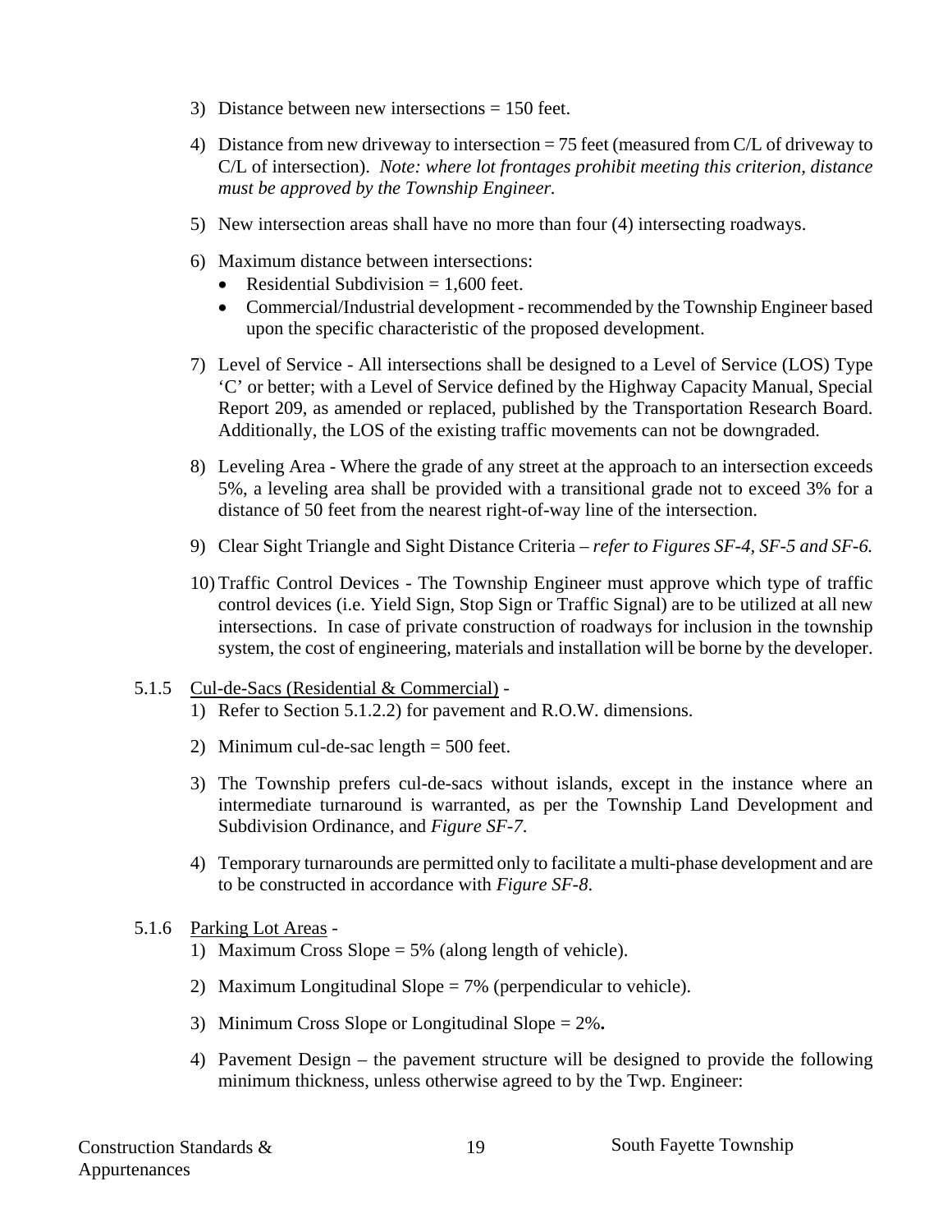3) Distance between new intersections = 150 feet.

4) Distance from new driveway to intersection = 75 feet (measured from C/L of driveway to C/L of intersection). *Note: where lot frontages prohibit meeting this criterion, distance must be approved by the Township Engineer.*

5) New intersection areas shall have no more than four (4) intersecting roadways.

6) Maximum distance between intersections:
   - Residential Subdivision = 1,600 feet.
   - Commercial/Industrial development - recommended by the Township Engineer based upon the specific characteristic of the proposed development.

7) Level of Service - All intersections shall be designed to a Level of Service (LOS) Type 'C' or better; with a Level of Service defined by the Highway Capacity Manual, Special Report 209, as amended or replaced, published by the Transportation Research Board. Additionally, the LOS of the existing traffic movements can not be downgraded.

8) Leveling Area - Where the grade of any street at the approach to an intersection exceeds 5%, a leveling area shall be provided with a transitional grade not to exceed 3% for a distance of 50 feet from the nearest right-of-way line of the intersection.

9) Clear Sight Triangle and Sight Distance Criteria – *refer to Figures SF-4, SF-5 and SF-6.*

10) Traffic Control Devices - The Township Engineer must approve which type of traffic control devices (i.e. Yield Sign, Stop Sign or Traffic Signal) are to be utilized at all new intersections. In case of private construction of roadways for inclusion in the township system, the cost of engineering, materials and installation will be borne by the developer.

5.1.5 Cul-de-Sacs (Residential & Commercial) -

1) Refer to Section 5.1.2.2) for pavement and R.O.W. dimensions.

2) Minimum cul-de-sac length = 500 feet.

3) The Township prefers cul-de-sacs without islands, except in the instance where an intermediate turnaround is warranted, as per the Township Land Development and Subdivision Ordinance, and *Figure SF-7*.

4) Temporary turnarounds are permitted only to facilitate a multi-phase development and are to be constructed in accordance with *Figure SF-8*.

5.1.6 Parking Lot Areas -

1) Maximum Cross Slope = 5% (along length of vehicle).

2) Maximum Longitudinal Slope = 7% (perpendicular to vehicle).

3) Minimum Cross Slope or Longitudinal Slope = 2%**.**

4) Pavement Design – the pavement structure will be designed to provide the following minimum thickness, unless otherwise agreed to by the Twp. Engineer: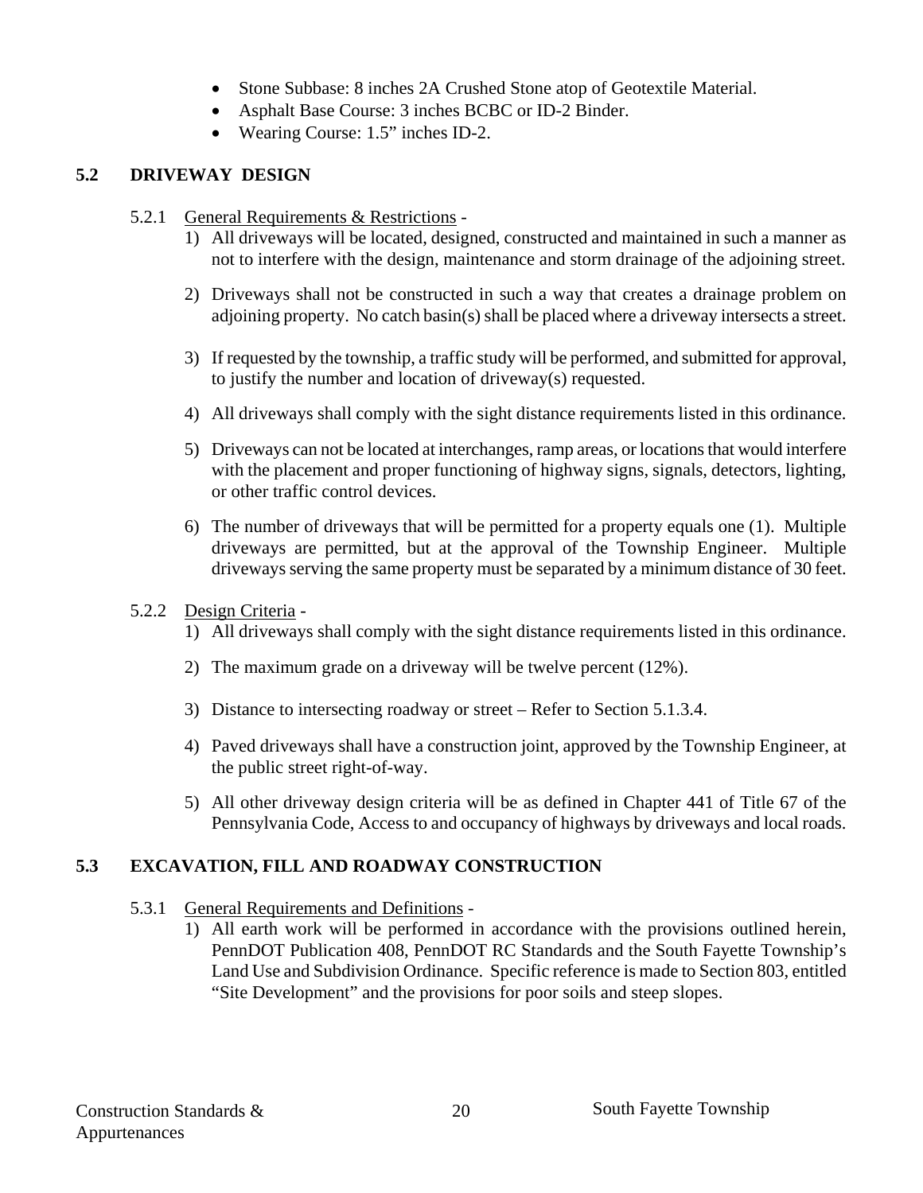- Stone Subbase: 8 inches 2A Crushed Stone atop of Geotextile Material.
- Asphalt Base Course: 3 inches BCBC or ID-2 Binder.
- Wearing Course: 1.5" inches ID-2.

## 5.2 DRIVEWAY DESIGN

5.2.1 <u>General Requirements & Restrictions</u> -

1) All driveways will be located, designed, constructed and maintained in such a manner as not to interfere with the design, maintenance and storm drainage of the adjoining street.

2) Driveways shall not be constructed in such a way that creates a drainage problem on adjoining property. No catch basin(s) shall be placed where a driveway intersects a street.

3) If requested by the township, a traffic study will be performed, and submitted for approval, to justify the number and location of driveway(s) requested.

4) All driveways shall comply with the sight distance requirements listed in this ordinance.

5) Driveways can not be located at interchanges, ramp areas, or locations that would interfere with the placement and proper functioning of highway signs, signals, detectors, lighting, or other traffic control devices.

6) The number of driveways that will be permitted for a property equals one (1). Multiple driveways are permitted, but at the approval of the Township Engineer. Multiple driveways serving the same property must be separated by a minimum distance of 30 feet.

5.2.2 <u>Design Criteria</u> -

1) All driveways shall comply with the sight distance requirements listed in this ordinance.

2) The maximum grade on a driveway will be twelve percent (12%).

3) Distance to intersecting roadway or street – Refer to Section 5.1.3.4.

4) Paved driveways shall have a construction joint, approved by the Township Engineer, at the public street right-of-way.

5) All other driveway design criteria will be as defined in Chapter 441 of Title 67 of the Pennsylvania Code, Access to and occupancy of highways by driveways and local roads.

## 5.3 EXCAVATION, FILL AND ROADWAY CONSTRUCTION

5.3.1 <u>General Requirements and Definitions</u> -

1) All earth work will be performed in accordance with the provisions outlined herein, PennDOT Publication 408, PennDOT RC Standards and the South Fayette Township's Land Use and Subdivision Ordinance. Specific reference is made to Section 803, entitled "Site Development" and the provisions for poor soils and steep slopes.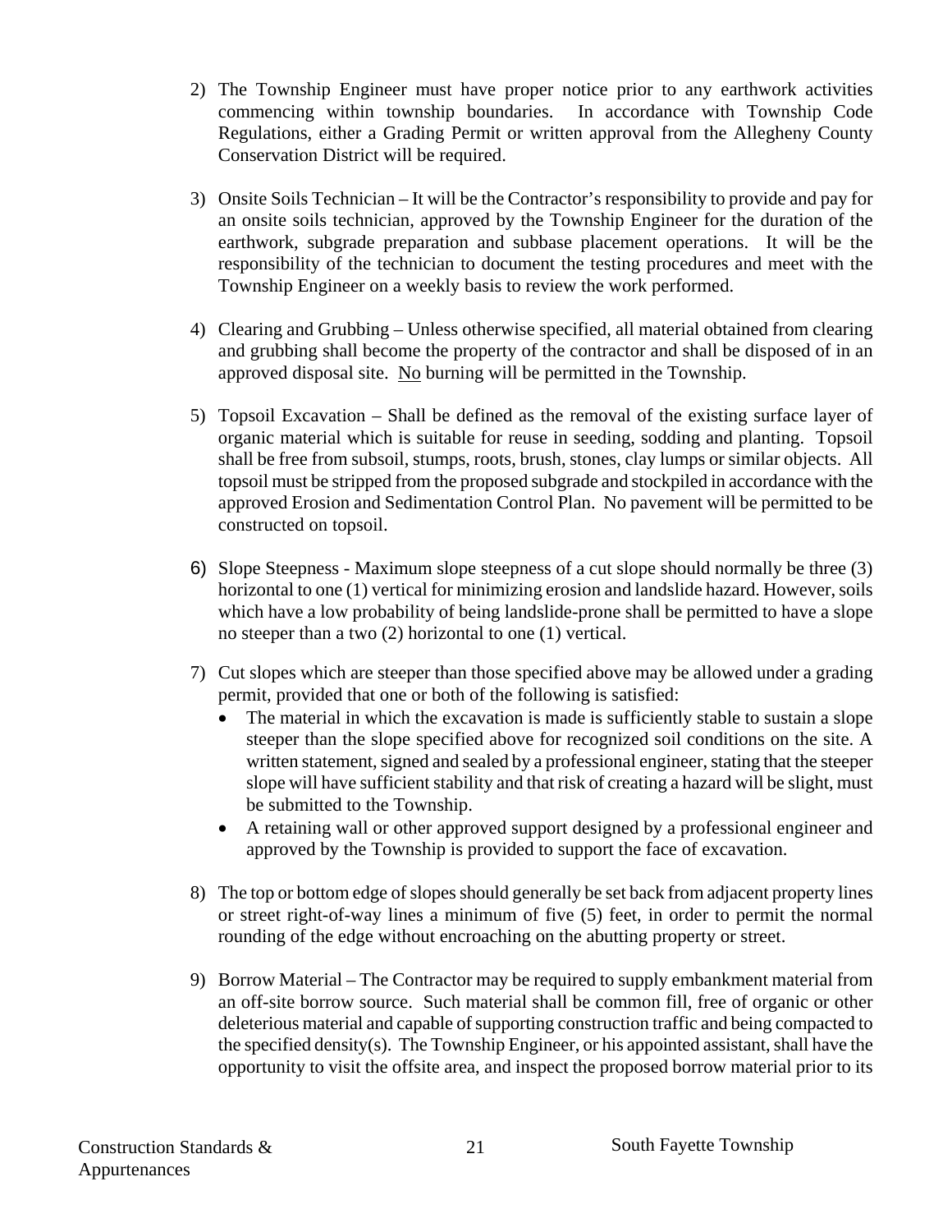2) The Township Engineer must have proper notice prior to any earthwork activities commencing within township boundaries. In accordance with Township Code Regulations, either a Grading Permit or written approval from the Allegheny County Conservation District will be required.

3) Onsite Soils Technician – It will be the Contractor's responsibility to provide and pay for an onsite soils technician, approved by the Township Engineer for the duration of the earthwork, subgrade preparation and subbase placement operations. It will be the responsibility of the technician to document the testing procedures and meet with the Township Engineer on a weekly basis to review the work performed.

4) Clearing and Grubbing – Unless otherwise specified, all material obtained from clearing and grubbing shall become the property of the contractor and shall be disposed of in an approved disposal site. <u>No</u> burning will be permitted in the Township.

5) Topsoil Excavation – Shall be defined as the removal of the existing surface layer of organic material which is suitable for reuse in seeding, sodding and planting. Topsoil shall be free from subsoil, stumps, roots, brush, stones, clay lumps or similar objects. All topsoil must be stripped from the proposed subgrade and stockpiled in accordance with the approved Erosion and Sedimentation Control Plan. No pavement will be permitted to be constructed on topsoil.

6) Slope Steepness - Maximum slope steepness of a cut slope should normally be three (3) horizontal to one (1) vertical for minimizing erosion and landslide hazard. However, soils which have a low probability of being landslide-prone shall be permitted to have a slope no steeper than a two (2) horizontal to one (1) vertical.

7) Cut slopes which are steeper than those specified above may be allowed under a grading permit, provided that one or both of the following is satisfied:
   - The material in which the excavation is made is sufficiently stable to sustain a slope steeper than the slope specified above for recognized soil conditions on the site. A written statement, signed and sealed by a professional engineer, stating that the steeper slope will have sufficient stability and that risk of creating a hazard will be slight, must be submitted to the Township.
   - A retaining wall or other approved support designed by a professional engineer and approved by the Township is provided to support the face of excavation.

8) The top or bottom edge of slopes should generally be set back from adjacent property lines or street right-of-way lines a minimum of five (5) feet, in order to permit the normal rounding of the edge without encroaching on the abutting property or street.

9) Borrow Material – The Contractor may be required to supply embankment material from an off-site borrow source. Such material shall be common fill, free of organic or other deleterious material and capable of supporting construction traffic and being compacted to the specified density(s). The Township Engineer, or his appointed assistant, shall have the opportunity to visit the offsite area, and inspect the proposed borrow material prior to its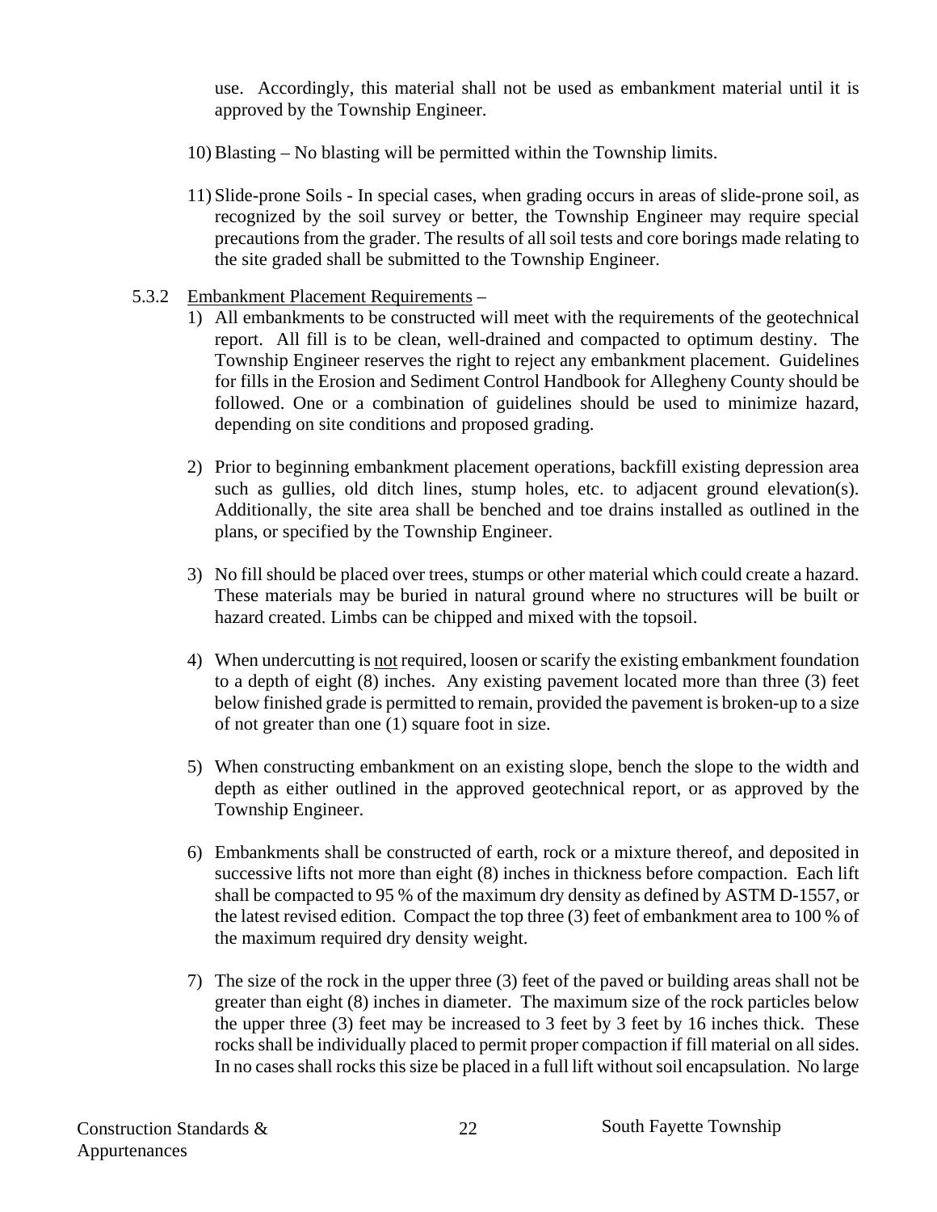use. Accordingly, this material shall not be used as embankment material until it is approved by the Township Engineer.

10) Blasting – No blasting will be permitted within the Township limits.

11) Slide-prone Soils - In special cases, when grading occurs in areas of slide-prone soil, as recognized by the soil survey or better, the Township Engineer may require special precautions from the grader. The results of all soil tests and core borings made relating to the site graded shall be submitted to the Township Engineer.

5.3.2 Embankment Placement Requirements –

1) All embankments to be constructed will meet with the requirements of the geotechnical report. All fill is to be clean, well-drained and compacted to optimum destiny. The Township Engineer reserves the right to reject any embankment placement. Guidelines for fills in the Erosion and Sediment Control Handbook for Allegheny County should be followed. One or a combination of guidelines should be used to minimize hazard, depending on site conditions and proposed grading.

2) Prior to beginning embankment placement operations, backfill existing depression area such as gullies, old ditch lines, stump holes, etc. to adjacent ground elevation(s). Additionally, the site area shall be benched and toe drains installed as outlined in the plans, or specified by the Township Engineer.

3) No fill should be placed over trees, stumps or other material which could create a hazard. These materials may be buried in natural ground where no structures will be built or hazard created. Limbs can be chipped and mixed with the topsoil.

4) When undercutting is not required, loosen or scarify the existing embankment foundation to a depth of eight (8) inches. Any existing pavement located more than three (3) feet below finished grade is permitted to remain, provided the pavement is broken-up to a size of not greater than one (1) square foot in size.

5) When constructing embankment on an existing slope, bench the slope to the width and depth as either outlined in the approved geotechnical report, or as approved by the Township Engineer.

6) Embankments shall be constructed of earth, rock or a mixture thereof, and deposited in successive lifts not more than eight (8) inches in thickness before compaction. Each lift shall be compacted to 95 % of the maximum dry density as defined by ASTM D-1557, or the latest revised edition. Compact the top three (3) feet of embankment area to 100 % of the maximum required dry density weight.

7) The size of the rock in the upper three (3) feet of the paved or building areas shall not be greater than eight (8) inches in diameter. The maximum size of the rock particles below the upper three (3) feet may be increased to 3 feet by 3 feet by 16 inches thick. These rocks shall be individually placed to permit proper compaction if fill material on all sides. In no cases shall rocks this size be placed in a full lift without soil encapsulation. No large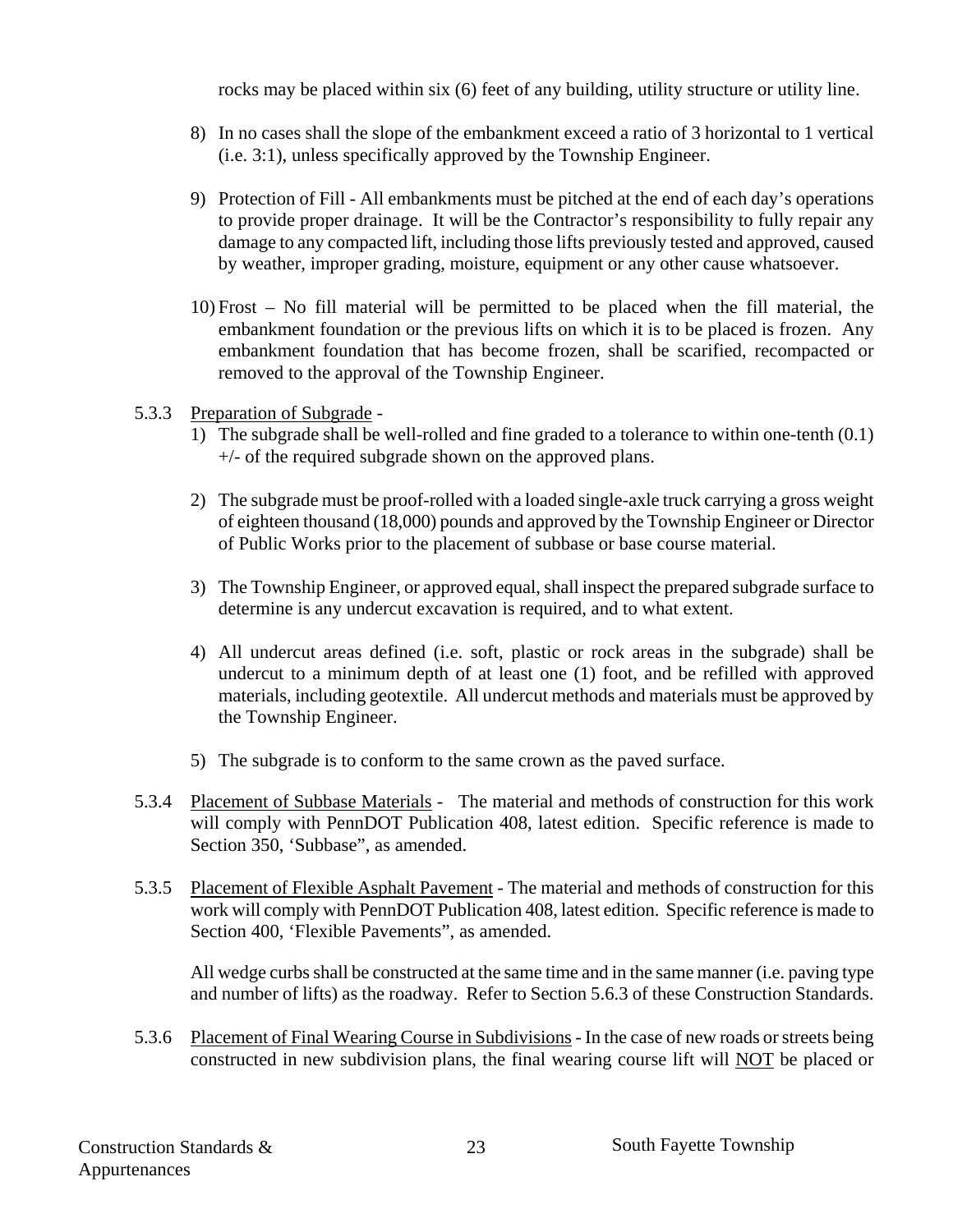rocks may be placed within six (6) feet of any building, utility structure or utility line.

8) In no cases shall the slope of the embankment exceed a ratio of 3 horizontal to 1 vertical (i.e. 3:1), unless specifically approved by the Township Engineer.

9) Protection of Fill - All embankments must be pitched at the end of each day's operations to provide proper drainage. It will be the Contractor's responsibility to fully repair any damage to any compacted lift, including those lifts previously tested and approved, caused by weather, improper grading, moisture, equipment or any other cause whatsoever.

10) Frost – No fill material will be permitted to be placed when the fill material, the embankment foundation or the previous lifts on which it is to be placed is frozen. Any embankment foundation that has become frozen, shall be scarified, recompacted or removed to the approval of the Township Engineer.

5.3.3 Preparation of Subgrade -

1) The subgrade shall be well-rolled and fine graded to a tolerance to within one-tenth (0.1) +/- of the required subgrade shown on the approved plans.

2) The subgrade must be proof-rolled with a loaded single-axle truck carrying a gross weight of eighteen thousand (18,000) pounds and approved by the Township Engineer or Director of Public Works prior to the placement of subbase or base course material.

3) The Township Engineer, or approved equal, shall inspect the prepared subgrade surface to determine is any undercut excavation is required, and to what extent.

4) All undercut areas defined (i.e. soft, plastic or rock areas in the subgrade) shall be undercut to a minimum depth of at least one (1) foot, and be refilled with approved materials, including geotextile. All undercut methods and materials must be approved by the Township Engineer.

5) The subgrade is to conform to the same crown as the paved surface.

5.3.4 Placement of Subbase Materials - The material and methods of construction for this work will comply with PennDOT Publication 408, latest edition. Specific reference is made to Section 350, 'Subbase", as amended.

5.3.5 Placement of Flexible Asphalt Pavement - The material and methods of construction for this work will comply with PennDOT Publication 408, latest edition. Specific reference is made to Section 400, 'Flexible Pavements", as amended.

All wedge curbs shall be constructed at the same time and in the same manner (i.e. paving type and number of lifts) as the roadway. Refer to Section 5.6.3 of these Construction Standards.

5.3.6 Placement of Final Wearing Course in Subdivisions - In the case of new roads or streets being constructed in new subdivision plans, the final wearing course lift will NOT be placed or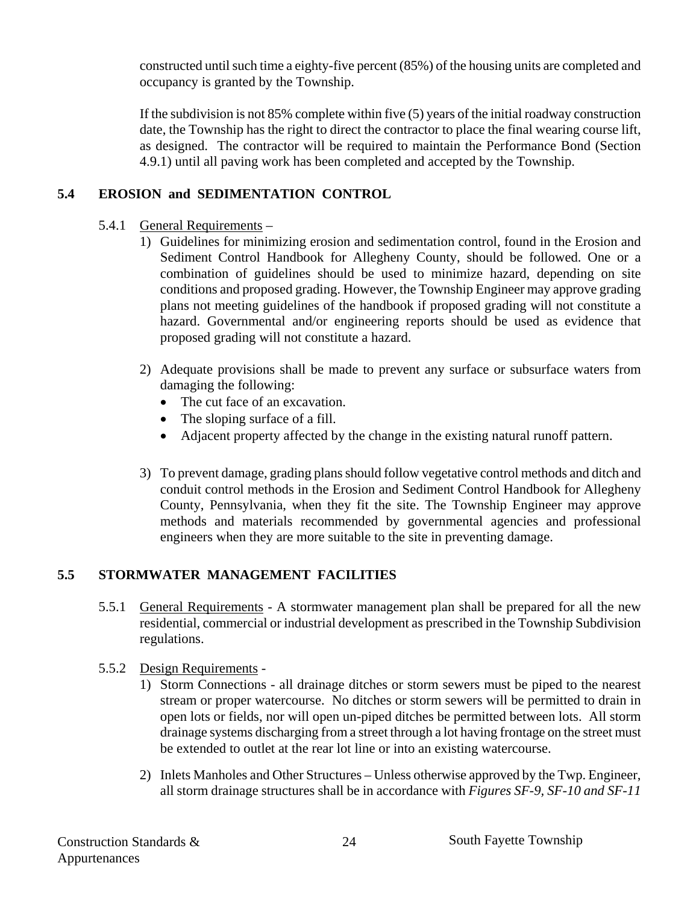constructed until such time a eighty-five percent (85%) of the housing units are completed and occupancy is granted by the Township.

If the subdivision is not 85% complete within five (5) years of the initial roadway construction date, the Township has the right to direct the contractor to place the final wearing course lift, as designed. The contractor will be required to maintain the Performance Bond (Section 4.9.1) until all paving work has been completed and accepted by the Township.

## 5.4 EROSION and SEDIMENTATION CONTROL

5.4.1 <u>General Requirements</u> –

1) Guidelines for minimizing erosion and sedimentation control, found in the Erosion and Sediment Control Handbook for Allegheny County, should be followed. One or a combination of guidelines should be used to minimize hazard, depending on site conditions and proposed grading. However, the Township Engineer may approve grading plans not meeting guidelines of the handbook if proposed grading will not constitute a hazard. Governmental and/or engineering reports should be used as evidence that proposed grading will not constitute a hazard.

2) Adequate provisions shall be made to prevent any surface or subsurface waters from damaging the following:
   - The cut face of an excavation.
   - The sloping surface of a fill.
   - Adjacent property affected by the change in the existing natural runoff pattern.

3) To prevent damage, grading plans should follow vegetative control methods and ditch and conduit control methods in the Erosion and Sediment Control Handbook for Allegheny County, Pennsylvania, when they fit the site. The Township Engineer may approve methods and materials recommended by governmental agencies and professional engineers when they are more suitable to the site in preventing damage.

## 5.5 STORMWATER MANAGEMENT FACILITIES

5.5.1 <u>General Requirements</u> - A stormwater management plan shall be prepared for all the new residential, commercial or industrial development as prescribed in the Township Subdivision regulations.

5.5.2 <u>Design Requirements</u> -

1) Storm Connections - all drainage ditches or storm sewers must be piped to the nearest stream or proper watercourse. No ditches or storm sewers will be permitted to drain in open lots or fields, nor will open un-piped ditches be permitted between lots. All storm drainage systems discharging from a street through a lot having frontage on the street must be extended to outlet at the rear lot line or into an existing watercourse.

2) Inlets Manholes and Other Structures – Unless otherwise approved by the Twp. Engineer, all storm drainage structures shall be in accordance with *Figures SF-9, SF-10 and SF-11*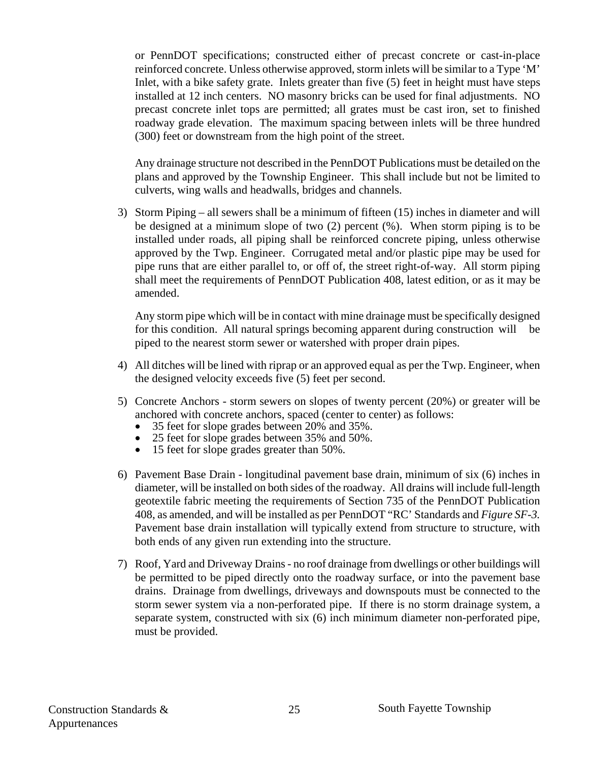or PennDOT specifications; constructed either of precast concrete or cast-in-place reinforced concrete. Unless otherwise approved, storm inlets will be similar to a Type 'M' Inlet, with a bike safety grate. Inlets greater than five (5) feet in height must have steps installed at 12 inch centers. NO masonry bricks can be used for final adjustments. NO precast concrete inlet tops are permitted; all grates must be cast iron, set to finished roadway grade elevation. The maximum spacing between inlets will be three hundred (300) feet or downstream from the high point of the street.

Any drainage structure not described in the PennDOT Publications must be detailed on the plans and approved by the Township Engineer. This shall include but not be limited to culverts, wing walls and headwalls, bridges and channels.

3) Storm Piping – all sewers shall be a minimum of fifteen (15) inches in diameter and will be designed at a minimum slope of two (2) percent (%). When storm piping is to be installed under roads, all piping shall be reinforced concrete piping, unless otherwise approved by the Twp. Engineer. Corrugated metal and/or plastic pipe may be used for pipe runs that are either parallel to, or off of, the street right-of-way. All storm piping shall meet the requirements of PennDOT Publication 408, latest edition, or as it may be amended.

   Any storm pipe which will be in contact with mine drainage must be specifically designed for this condition. All natural springs becoming apparent during construction will be piped to the nearest storm sewer or watershed with proper drain pipes.

4) All ditches will be lined with riprap or an approved equal as per the Twp. Engineer, when the designed velocity exceeds five (5) feet per second.

5) Concrete Anchors - storm sewers on slopes of twenty percent (20%) or greater will be anchored with concrete anchors, spaced (center to center) as follows:
   - 35 feet for slope grades between 20% and 35%.
   - 25 feet for slope grades between 35% and 50%.
   - 15 feet for slope grades greater than 50%.

6) Pavement Base Drain - longitudinal pavement base drain, minimum of six (6) inches in diameter, will be installed on both sides of the roadway. All drains will include full-length geotextile fabric meeting the requirements of Section 735 of the PennDOT Publication 408, as amended, and will be installed as per PennDOT "RC' Standards and *Figure SF-3.* Pavement base drain installation will typically extend from structure to structure, with both ends of any given run extending into the structure.

7) Roof, Yard and Driveway Drains - no roof drainage from dwellings or other buildings will be permitted to be piped directly onto the roadway surface, or into the pavement base drains. Drainage from dwellings, driveways and downspouts must be connected to the storm sewer system via a non-perforated pipe. If there is no storm drainage system, a separate system, constructed with six (6) inch minimum diameter non-perforated pipe, must be provided.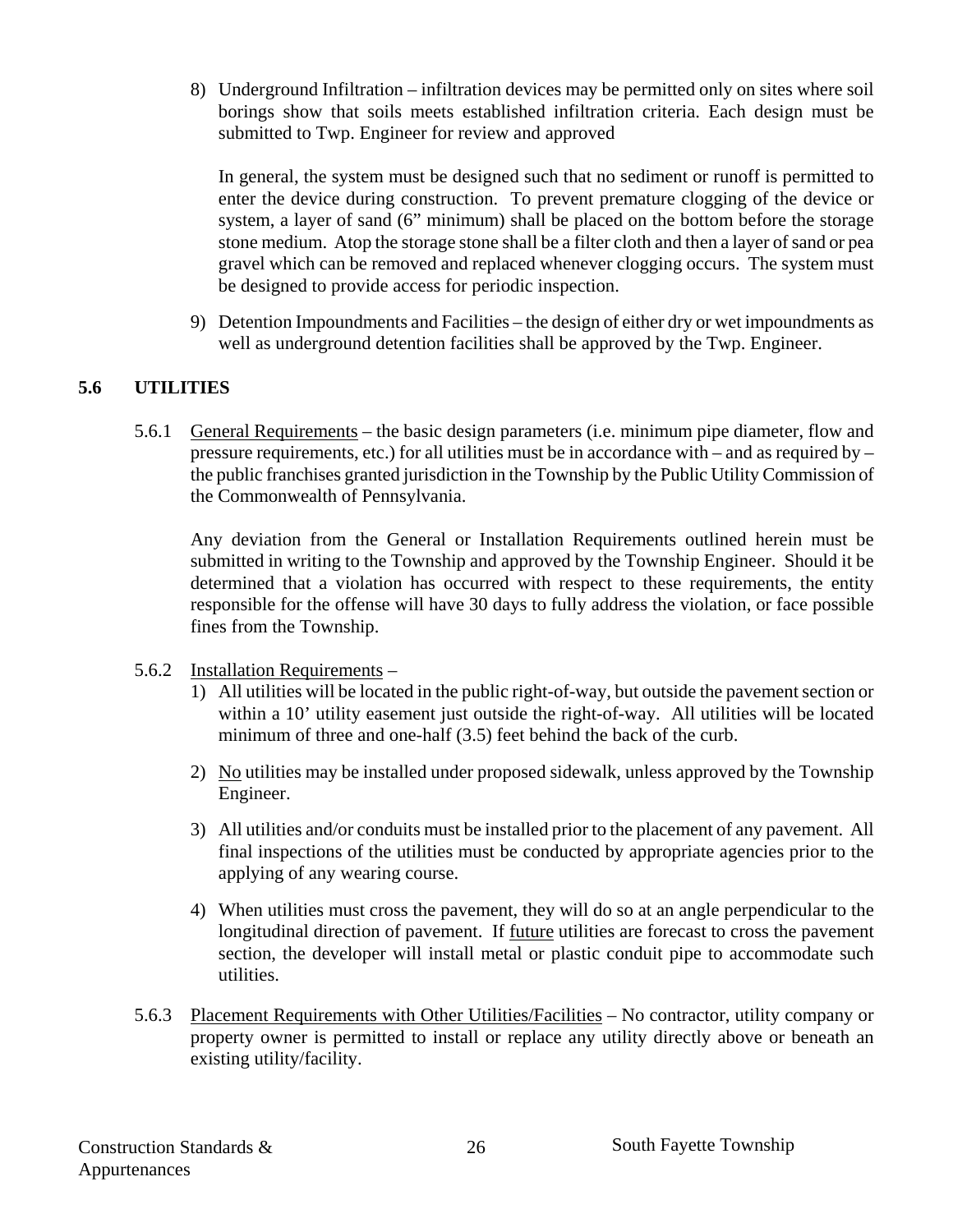8) Underground Infiltration – infiltration devices may be permitted only on sites where soil borings show that soils meets established infiltration criteria. Each design must be submitted to Twp. Engineer for review and approved

   In general, the system must be designed such that no sediment or runoff is permitted to enter the device during construction. To prevent premature clogging of the device or system, a layer of sand (6" minimum) shall be placed on the bottom before the storage stone medium. Atop the storage stone shall be a filter cloth and then a layer of sand or pea gravel which can be removed and replaced whenever clogging occurs. The system must be designed to provide access for periodic inspection.

9) Detention Impoundments and Facilities – the design of either dry or wet impoundments as well as underground detention facilities shall be approved by the Twp. Engineer.

## 5.6 UTILITIES

5.6.1 General Requirements – the basic design parameters (i.e. minimum pipe diameter, flow and pressure requirements, etc.) for all utilities must be in accordance with – and as required by – the public franchises granted jurisdiction in the Township by the Public Utility Commission of the Commonwealth of Pennsylvania.

Any deviation from the General or Installation Requirements outlined herein must be submitted in writing to the Township and approved by the Township Engineer. Should it be determined that a violation has occurred with respect to these requirements, the entity responsible for the offense will have 30 days to fully address the violation, or face possible fines from the Township.

5.6.2 Installation Requirements –

1) All utilities will be located in the public right-of-way, but outside the pavement section or within a 10' utility easement just outside the right-of-way. All utilities will be located minimum of three and one-half (3.5) feet behind the back of the curb.

2) No utilities may be installed under proposed sidewalk, unless approved by the Township Engineer.

3) All utilities and/or conduits must be installed prior to the placement of any pavement. All final inspections of the utilities must be conducted by appropriate agencies prior to the applying of any wearing course.

4) When utilities must cross the pavement, they will do so at an angle perpendicular to the longitudinal direction of pavement. If future utilities are forecast to cross the pavement section, the developer will install metal or plastic conduit pipe to accommodate such utilities.

5.6.3 Placement Requirements with Other Utilities/Facilities – No contractor, utility company or property owner is permitted to install or replace any utility directly above or beneath an existing utility/facility.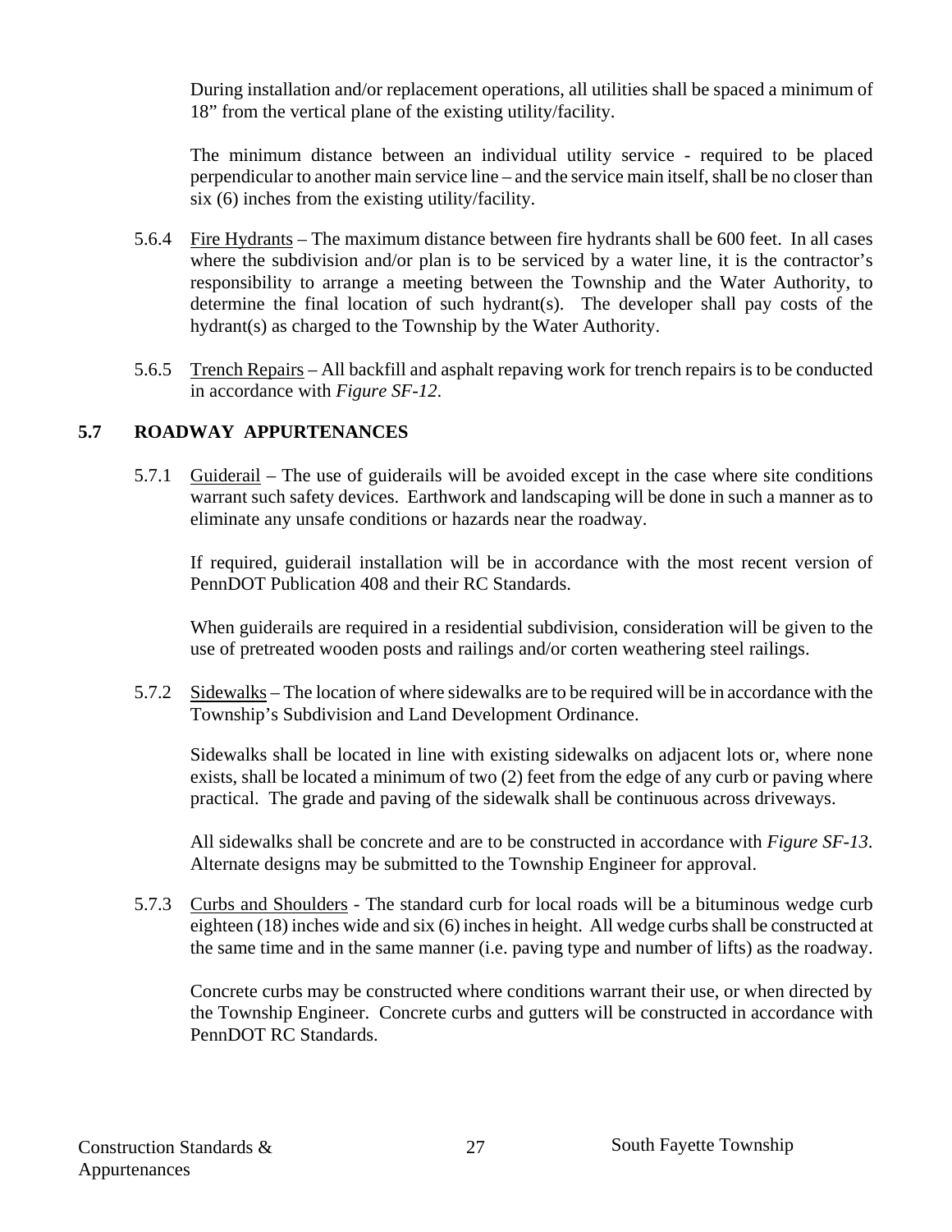During installation and/or replacement operations, all utilities shall be spaced a minimum of 18" from the vertical plane of the existing utility/facility.

The minimum distance between an individual utility service - required to be placed perpendicular to another main service line – and the service main itself, shall be no closer than six (6) inches from the existing utility/facility.

5.6.4 Fire Hydrants – The maximum distance between fire hydrants shall be 600 feet. In all cases where the subdivision and/or plan is to be serviced by a water line, it is the contractor's responsibility to arrange a meeting between the Township and the Water Authority, to determine the final location of such hydrant(s). The developer shall pay costs of the hydrant(s) as charged to the Township by the Water Authority.

5.6.5 Trench Repairs – All backfill and asphalt repaving work for trench repairs is to be conducted in accordance with *Figure SF-12*.

## 5.7 ROADWAY APPURTENANCES

5.7.1 Guiderail – The use of guiderails will be avoided except in the case where site conditions warrant such safety devices. Earthwork and landscaping will be done in such a manner as to eliminate any unsafe conditions or hazards near the roadway.

If required, guiderail installation will be in accordance with the most recent version of PennDOT Publication 408 and their RC Standards.

When guiderails are required in a residential subdivision, consideration will be given to the use of pretreated wooden posts and railings and/or corten weathering steel railings.

5.7.2 Sidewalks – The location of where sidewalks are to be required will be in accordance with the Township's Subdivision and Land Development Ordinance.

Sidewalks shall be located in line with existing sidewalks on adjacent lots or, where none exists, shall be located a minimum of two (2) feet from the edge of any curb or paving where practical. The grade and paving of the sidewalk shall be continuous across driveways.

All sidewalks shall be concrete and are to be constructed in accordance with *Figure SF-13*. Alternate designs may be submitted to the Township Engineer for approval.

5.7.3 Curbs and Shoulders - The standard curb for local roads will be a bituminous wedge curb eighteen (18) inches wide and six (6) inches in height. All wedge curbs shall be constructed at the same time and in the same manner (i.e. paving type and number of lifts) as the roadway.

Concrete curbs may be constructed where conditions warrant their use, or when directed by the Township Engineer. Concrete curbs and gutters will be constructed in accordance with PennDOT RC Standards.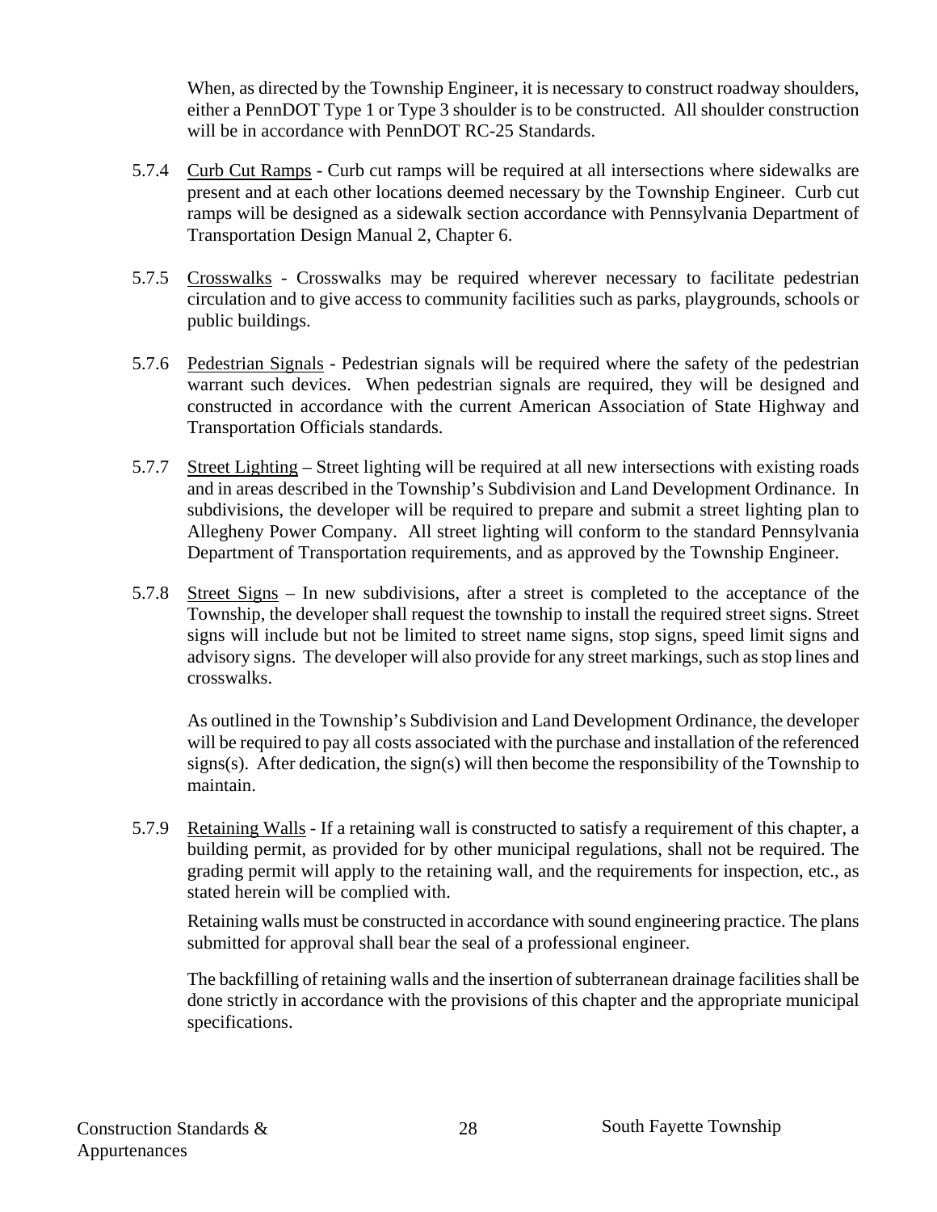When, as directed by the Township Engineer, it is necessary to construct roadway shoulders, either a PennDOT Type 1 or Type 3 shoulder is to be constructed. All shoulder construction will be in accordance with PennDOT RC-25 Standards.

5.7.4 Curb Cut Ramps - Curb cut ramps will be required at all intersections where sidewalks are present and at each other locations deemed necessary by the Township Engineer. Curb cut ramps will be designed as a sidewalk section accordance with Pennsylvania Department of Transportation Design Manual 2, Chapter 6.

5.7.5 Crosswalks - Crosswalks may be required wherever necessary to facilitate pedestrian circulation and to give access to community facilities such as parks, playgrounds, schools or public buildings.

5.7.6 Pedestrian Signals - Pedestrian signals will be required where the safety of the pedestrian warrant such devices. When pedestrian signals are required, they will be designed and constructed in accordance with the current American Association of State Highway and Transportation Officials standards.

5.7.7 Street Lighting – Street lighting will be required at all new intersections with existing roads and in areas described in the Township's Subdivision and Land Development Ordinance. In subdivisions, the developer will be required to prepare and submit a street lighting plan to Allegheny Power Company. All street lighting will conform to the standard Pennsylvania Department of Transportation requirements, and as approved by the Township Engineer.

5.7.8 Street Signs – In new subdivisions, after a street is completed to the acceptance of the Township, the developer shall request the township to install the required street signs. Street signs will include but not be limited to street name signs, stop signs, speed limit signs and advisory signs. The developer will also provide for any street markings, such as stop lines and crosswalks.

As outlined in the Township's Subdivision and Land Development Ordinance, the developer will be required to pay all costs associated with the purchase and installation of the referenced signs(s). After dedication, the sign(s) will then become the responsibility of the Township to maintain.

5.7.9 Retaining Walls - If a retaining wall is constructed to satisfy a requirement of this chapter, a building permit, as provided for by other municipal regulations, shall not be required. The grading permit will apply to the retaining wall, and the requirements for inspection, etc., as stated herein will be complied with.

Retaining walls must be constructed in accordance with sound engineering practice. The plans submitted for approval shall bear the seal of a professional engineer.

The backfilling of retaining walls and the insertion of subterranean drainage facilities shall be done strictly in accordance with the provisions of this chapter and the appropriate municipal specifications.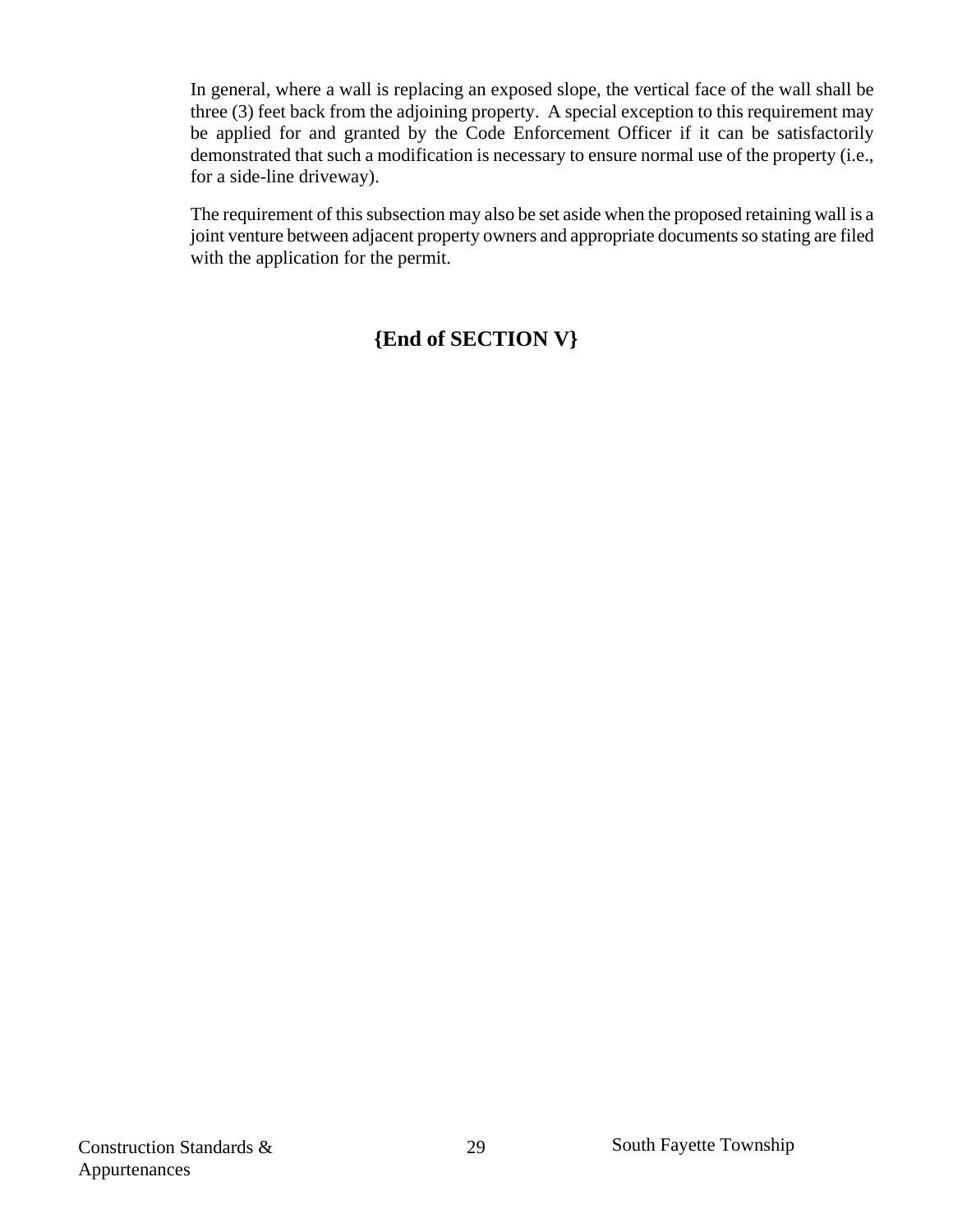In general, where a wall is replacing an exposed slope, the vertical face of the wall shall be three (3) feet back from the adjoining property. A special exception to this requirement may be applied for and granted by the Code Enforcement Officer if it can be satisfactorily demonstrated that such a modification is necessary to ensure normal use of the property (i.e., for a side-line driveway).

The requirement of this subsection may also be set aside when the proposed retaining wall is a joint venture between adjacent property owners and appropriate documents so stating are filed with the application for the permit.

**{End of SECTION V}**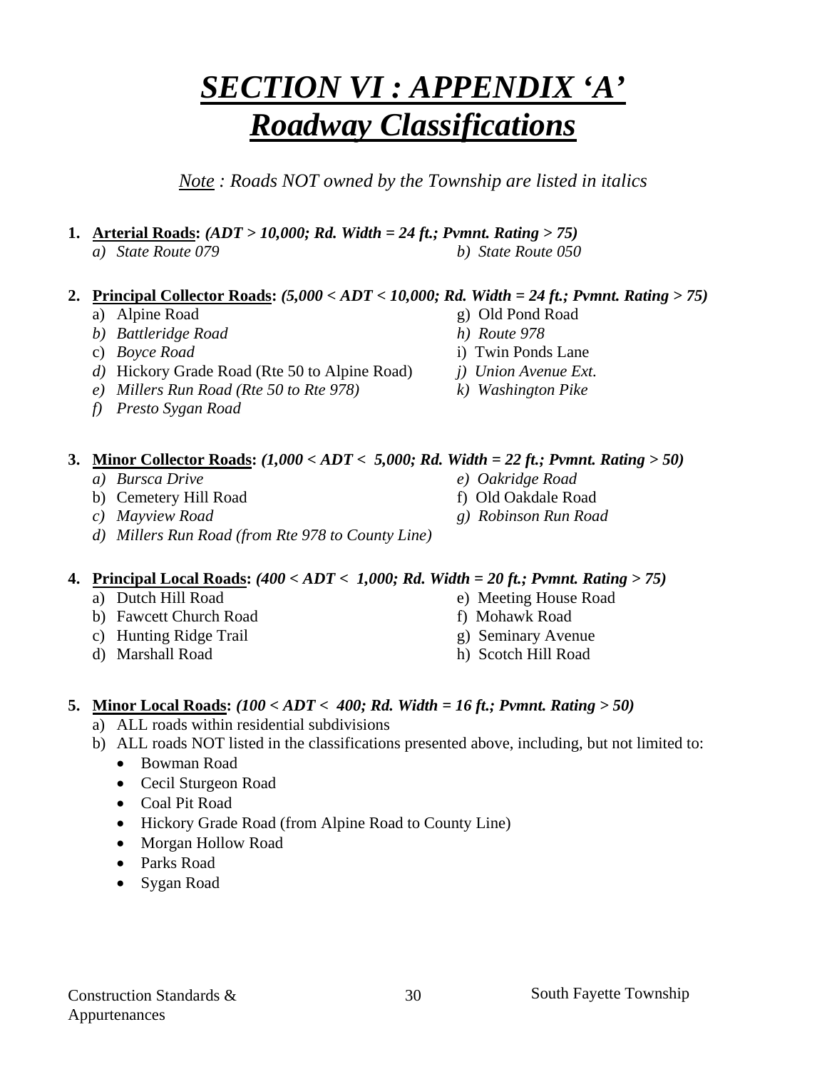# ***SECTION VI : APPENDIX 'A'***
# ***Roadway Classifications***

*Note : Roads NOT owned by the Township are listed in italics*

1. **Arterial Roads:** ***(ADT > 10,000; Rd. Width = 24 ft.; Pvmnt. Rating > 75)***
   - *a) State Route 079*
   - *b) State Route 050*

2. **Principal Collector Roads:** ***(5,000 < ADT < 10,000; Rd. Width = 24 ft.; Pvmnt. Rating > 75)***
   - a) Alpine Road
   - *b) Battleridge Road*
   - c) *Boyce Road*
   - *d)* Hickory Grade Road (Rte 50 to Alpine Road)
   - *e) Millers Run Road (Rte 50 to Rte 978)*
   - *f) Presto Sygan Road*
   - g) Old Pond Road
   - *h) Route 978*
   - i) Twin Ponds Lane
   - *j) Union Avenue Ext.*
   - *k) Washington Pike*

3. **Minor Collector Roads:** ***(1,000 < ADT < 5,000; Rd. Width = 22 ft.; Pvmnt. Rating > 50)***
   - *a) Bursca Drive*
   - b) Cemetery Hill Road
   - *c) Mayview Road*
   - *d) Millers Run Road (from Rte 978 to County Line)*
   - *e) Oakridge Road*
   - f) Old Oakdale Road
   - *g) Robinson Run Road*

4. **Principal Local Roads:** ***(400 < ADT < 1,000; Rd. Width = 20 ft.; Pvmnt. Rating > 75)***
   - a) Dutch Hill Road
   - b) Fawcett Church Road
   - c) Hunting Ridge Trail
   - d) Marshall Road
   - e) Meeting House Road
   - f) Mohawk Road
   - g) Seminary Avenue
   - h) Scotch Hill Road

5. **Minor Local Roads:** ***(100 < ADT < 400; Rd. Width = 16 ft.; Pvmnt. Rating > 50)***
   - a) ALL roads within residential subdivisions
   - b) ALL roads NOT listed in the classifications presented above, including, but not limited to:
     - Bowman Road
     - Cecil Sturgeon Road
     - Coal Pit Road
     - Hickory Grade Road (from Alpine Road to County Line)
     - Morgan Hollow Road
     - Parks Road
     - Sygan Road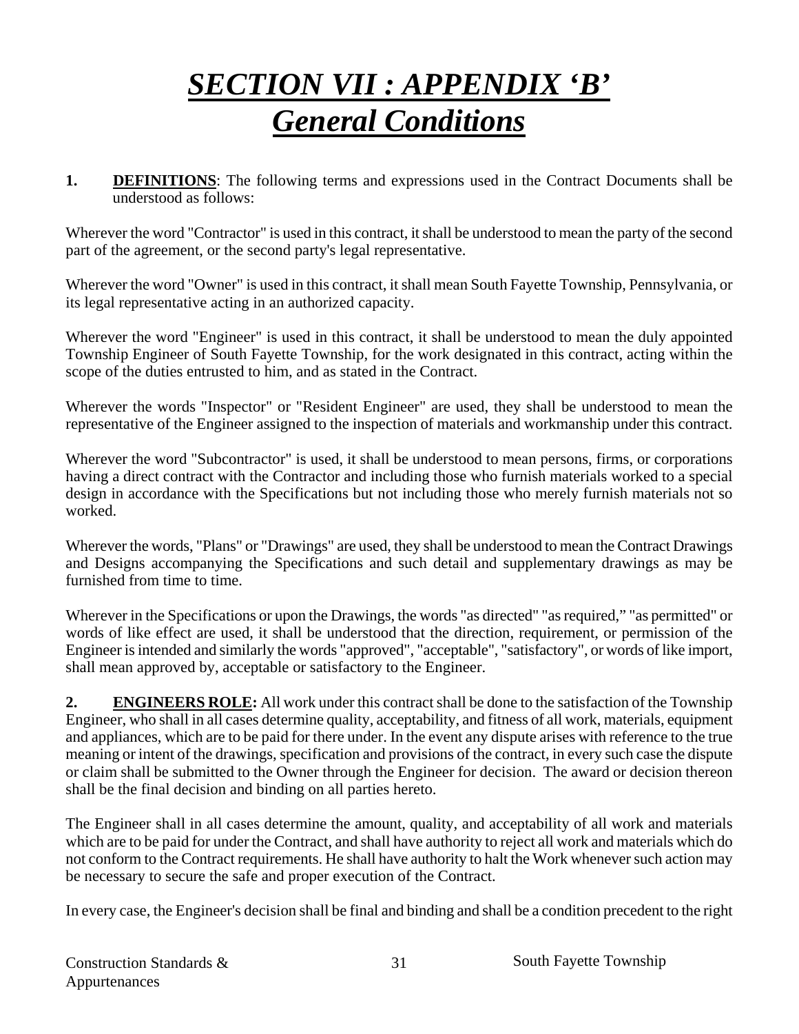# ***SECTION VII : APPENDIX 'B'***
# ***General Conditions***

**1. DEFINITIONS**: The following terms and expressions used in the Contract Documents shall be understood as follows:

Wherever the word "Contractor" is used in this contract, it shall be understood to mean the party of the second part of the agreement, or the second party's legal representative.

Wherever the word "Owner" is used in this contract, it shall mean South Fayette Township, Pennsylvania, or its legal representative acting in an authorized capacity.

Wherever the word "Engineer" is used in this contract, it shall be understood to mean the duly appointed Township Engineer of South Fayette Township, for the work designated in this contract, acting within the scope of the duties entrusted to him, and as stated in the Contract.

Wherever the words "Inspector" or "Resident Engineer" are used, they shall be understood to mean the representative of the Engineer assigned to the inspection of materials and workmanship under this contract.

Wherever the word "Subcontractor" is used, it shall be understood to mean persons, firms, or corporations having a direct contract with the Contractor and including those who furnish materials worked to a special design in accordance with the Specifications but not including those who merely furnish materials not so worked.

Wherever the words, "Plans" or "Drawings" are used, they shall be understood to mean the Contract Drawings and Designs accompanying the Specifications and such detail and supplementary drawings as may be furnished from time to time.

Wherever in the Specifications or upon the Drawings, the words "as directed" "as required," "as permitted" or words of like effect are used, it shall be understood that the direction, requirement, or permission of the Engineer is intended and similarly the words "approved", "acceptable", "satisfactory", or words of like import, shall mean approved by, acceptable or satisfactory to the Engineer.

**2. ENGINEERS ROLE:** All work under this contract shall be done to the satisfaction of the Township Engineer, who shall in all cases determine quality, acceptability, and fitness of all work, materials, equipment and appliances, which are to be paid for there under. In the event any dispute arises with reference to the true meaning or intent of the drawings, specification and provisions of the contract, in every such case the dispute or claim shall be submitted to the Owner through the Engineer for decision. The award or decision thereon shall be the final decision and binding on all parties hereto.

The Engineer shall in all cases determine the amount, quality, and acceptability of all work and materials which are to be paid for under the Contract, and shall have authority to reject all work and materials which do not conform to the Contract requirements. He shall have authority to halt the Work whenever such action may be necessary to secure the safe and proper execution of the Contract.

In every case, the Engineer's decision shall be final and binding and shall be a condition precedent to the right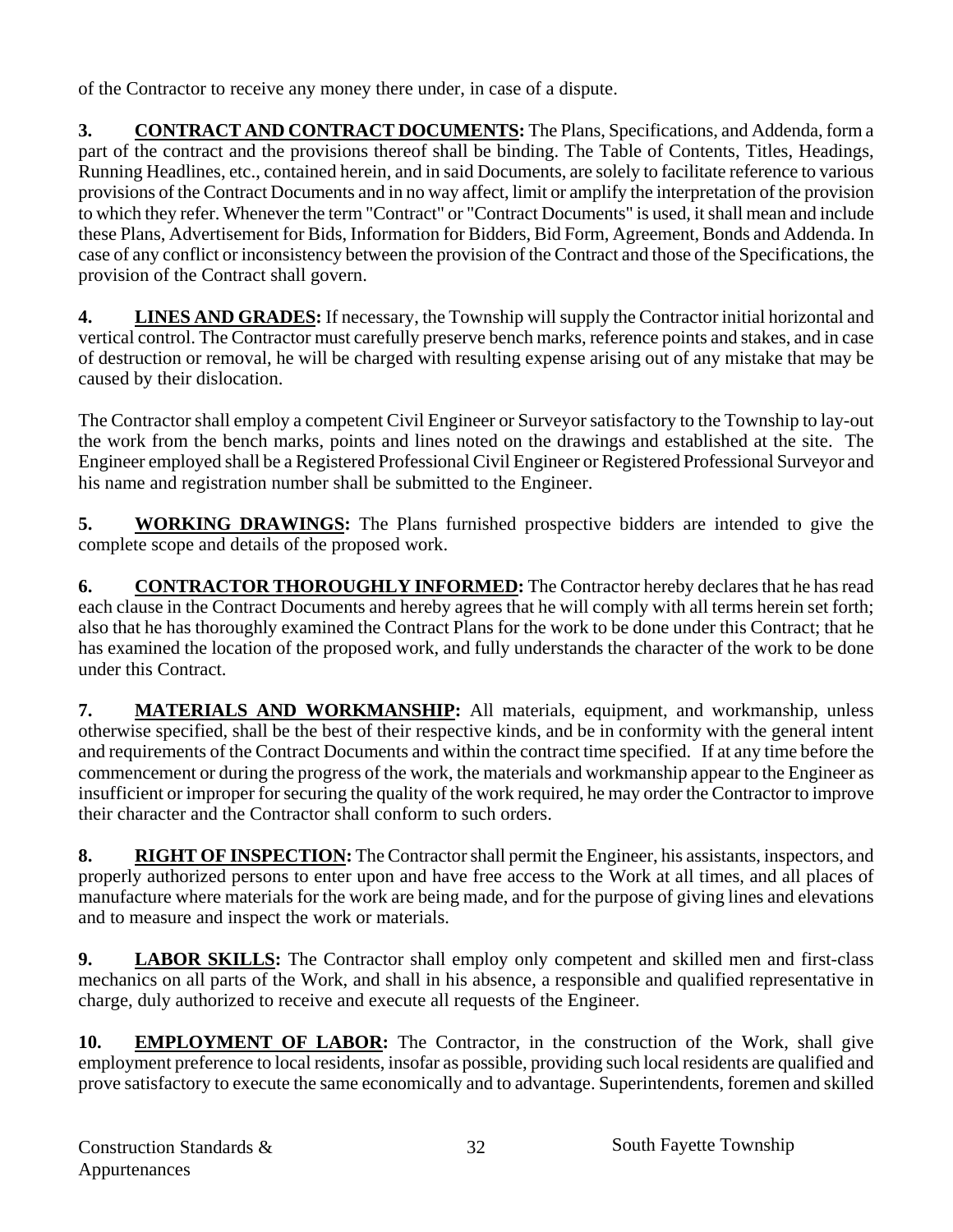of the Contractor to receive any money there under, in case of a dispute.

**3. <u>CONTRACT AND CONTRACT DOCUMENTS</u>:** The Plans, Specifications, and Addenda, form a part of the contract and the provisions thereof shall be binding. The Table of Contents, Titles, Headings, Running Headlines, etc., contained herein, and in said Documents, are solely to facilitate reference to various provisions of the Contract Documents and in no way affect, limit or amplify the interpretation of the provision to which they refer. Whenever the term "Contract" or "Contract Documents" is used, it shall mean and include these Plans, Advertisement for Bids, Information for Bidders, Bid Form, Agreement, Bonds and Addenda. In case of any conflict or inconsistency between the provision of the Contract and those of the Specifications, the provision of the Contract shall govern.

**4. <u>LINES AND GRADES</u>:** If necessary, the Township will supply the Contractor initial horizontal and vertical control. The Contractor must carefully preserve bench marks, reference points and stakes, and in case of destruction or removal, he will be charged with resulting expense arising out of any mistake that may be caused by their dislocation.

The Contractor shall employ a competent Civil Engineer or Surveyor satisfactory to the Township to lay-out the work from the bench marks, points and lines noted on the drawings and established at the site. The Engineer employed shall be a Registered Professional Civil Engineer or Registered Professional Surveyor and his name and registration number shall be submitted to the Engineer.

**5. <u>WORKING DRAWINGS</u>:** The Plans furnished prospective bidders are intended to give the complete scope and details of the proposed work.

**6. <u>CONTRACTOR THOROUGHLY INFORMED</u>:** The Contractor hereby declares that he has read each clause in the Contract Documents and hereby agrees that he will comply with all terms herein set forth; also that he has thoroughly examined the Contract Plans for the work to be done under this Contract; that he has examined the location of the proposed work, and fully understands the character of the work to be done under this Contract.

**7. <u>MATERIALS AND WORKMANSHIP</u>:** All materials, equipment, and workmanship, unless otherwise specified, shall be the best of their respective kinds, and be in conformity with the general intent and requirements of the Contract Documents and within the contract time specified. If at any time before the commencement or during the progress of the work, the materials and workmanship appear to the Engineer as insufficient or improper for securing the quality of the work required, he may order the Contractor to improve their character and the Contractor shall conform to such orders.

**8. <u>RIGHT OF INSPECTION</u>:** The Contractor shall permit the Engineer, his assistants, inspectors, and properly authorized persons to enter upon and have free access to the Work at all times, and all places of manufacture where materials for the work are being made, and for the purpose of giving lines and elevations and to measure and inspect the work or materials.

**9. <u>LABOR SKILLS</u>:** The Contractor shall employ only competent and skilled men and first-class mechanics on all parts of the Work, and shall in his absence, a responsible and qualified representative in charge, duly authorized to receive and execute all requests of the Engineer.

**10. <u>EMPLOYMENT OF LABOR</u>:** The Contractor, in the construction of the Work, shall give employment preference to local residents, insofar as possible, providing such local residents are qualified and prove satisfactory to execute the same economically and to advantage. Superintendents, foremen and skilled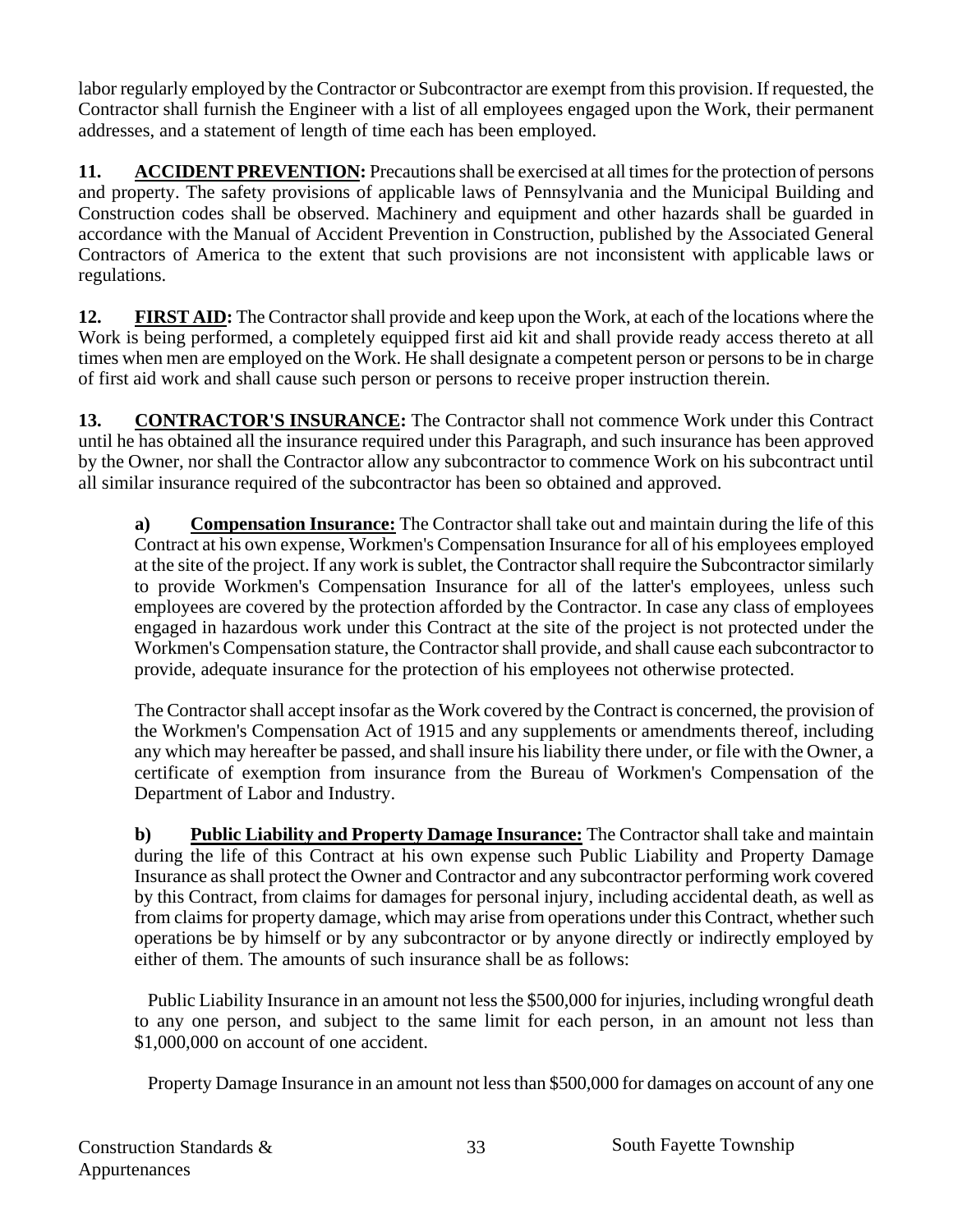labor regularly employed by the Contractor or Subcontractor are exempt from this provision. If requested, the Contractor shall furnish the Engineer with a list of all employees engaged upon the Work, their permanent addresses, and a statement of length of time each has been employed.

**11. ACCIDENT PREVENTION:** Precautions shall be exercised at all times for the protection of persons and property. The safety provisions of applicable laws of Pennsylvania and the Municipal Building and Construction codes shall be observed. Machinery and equipment and other hazards shall be guarded in accordance with the Manual of Accident Prevention in Construction, published by the Associated General Contractors of America to the extent that such provisions are not inconsistent with applicable laws or regulations.

**12. FIRST AID:** The Contractor shall provide and keep upon the Work, at each of the locations where the Work is being performed, a completely equipped first aid kit and shall provide ready access thereto at all times when men are employed on the Work. He shall designate a competent person or persons to be in charge of first aid work and shall cause such person or persons to receive proper instruction therein.

**13. CONTRACTOR'S INSURANCE:** The Contractor shall not commence Work under this Contract until he has obtained all the insurance required under this Paragraph, and such insurance has been approved by the Owner, nor shall the Contractor allow any subcontractor to commence Work on his subcontract until all similar insurance required of the subcontractor has been so obtained and approved.

**a) Compensation Insurance:** The Contractor shall take out and maintain during the life of this Contract at his own expense, Workmen's Compensation Insurance for all of his employees employed at the site of the project. If any work is sublet, the Contractor shall require the Subcontractor similarly to provide Workmen's Compensation Insurance for all of the latter's employees, unless such employees are covered by the protection afforded by the Contractor. In case any class of employees engaged in hazardous work under this Contract at the site of the project is not protected under the Workmen's Compensation stature, the Contractor shall provide, and shall cause each subcontractor to provide, adequate insurance for the protection of his employees not otherwise protected.

The Contractor shall accept insofar as the Work covered by the Contract is concerned, the provision of the Workmen's Compensation Act of 1915 and any supplements or amendments thereof, including any which may hereafter be passed, and shall insure his liability there under, or file with the Owner, a certificate of exemption from insurance from the Bureau of Workmen's Compensation of the Department of Labor and Industry.

**b) Public Liability and Property Damage Insurance:** The Contractor shall take and maintain during the life of this Contract at his own expense such Public Liability and Property Damage Insurance as shall protect the Owner and Contractor and any subcontractor performing work covered by this Contract, from claims for damages for personal injury, including accidental death, as well as from claims for property damage, which may arise from operations under this Contract, whether such operations be by himself or by any subcontractor or by anyone directly or indirectly employed by either of them. The amounts of such insurance shall be as follows:

Public Liability Insurance in an amount not less the $500,000 for injuries, including wrongful death to any one person, and subject to the same limit for each person, in an amount not less than $1,000,000 on account of one accident.

Property Damage Insurance in an amount not less than $500,000 for damages on account of any one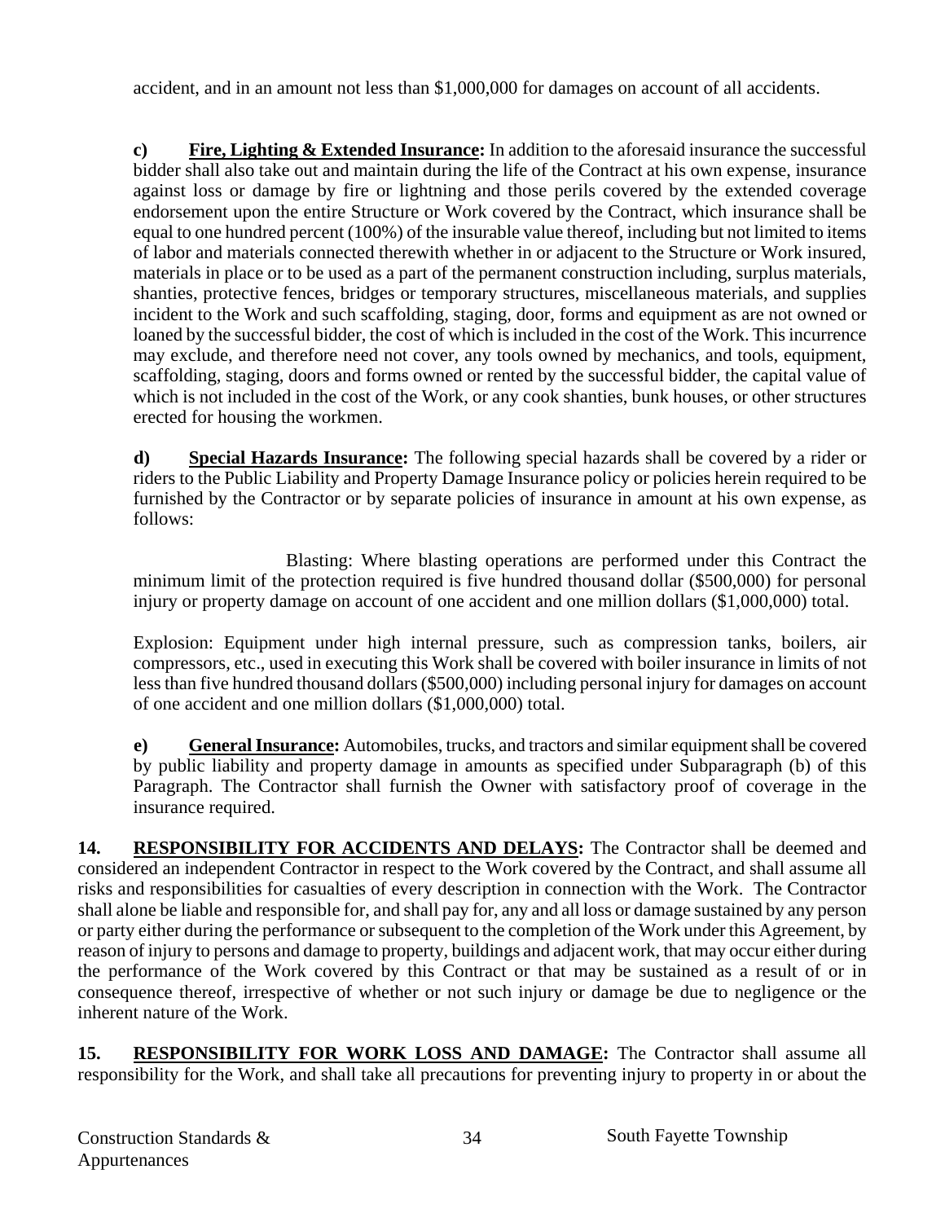accident, and in an amount not less than $1,000,000 for damages on account of all accidents.

**c)** **<u>Fire, Lighting & Extended Insurance</u>:** In addition to the aforesaid insurance the successful bidder shall also take out and maintain during the life of the Contract at his own expense, insurance against loss or damage by fire or lightning and those perils covered by the extended coverage endorsement upon the entire Structure or Work covered by the Contract, which insurance shall be equal to one hundred percent (100%) of the insurable value thereof, including but not limited to items of labor and materials connected therewith whether in or adjacent to the Structure or Work insured, materials in place or to be used as a part of the permanent construction including, surplus materials, shanties, protective fences, bridges or temporary structures, miscellaneous materials, and supplies incident to the Work and such scaffolding, staging, door, forms and equipment as are not owned or loaned by the successful bidder, the cost of which is included in the cost of the Work. This incurrence may exclude, and therefore need not cover, any tools owned by mechanics, and tools, equipment, scaffolding, staging, doors and forms owned or rented by the successful bidder, the capital value of which is not included in the cost of the Work, or any cook shanties, bunk houses, or other structures erected for housing the workmen.

**d)** **<u>Special Hazards Insurance</u>:** The following special hazards shall be covered by a rider or riders to the Public Liability and Property Damage Insurance policy or policies herein required to be furnished by the Contractor or by separate policies of insurance in amount at his own expense, as follows:

Blasting: Where blasting operations are performed under this Contract the minimum limit of the protection required is five hundred thousand dollar ($500,000) for personal injury or property damage on account of one accident and one million dollars ($1,000,000) total.

Explosion: Equipment under high internal pressure, such as compression tanks, boilers, air compressors, etc., used in executing this Work shall be covered with boiler insurance in limits of not less than five hundred thousand dollars ($500,000) including personal injury for damages on account of one accident and one million dollars ($1,000,000) total.

**e)** **<u>General Insurance</u>:** Automobiles, trucks, and tractors and similar equipment shall be covered by public liability and property damage in amounts as specified under Subparagraph (b) of this Paragraph. The Contractor shall furnish the Owner with satisfactory proof of coverage in the insurance required.

**14.** **<u>RESPONSIBILITY FOR ACCIDENTS AND DELAYS</u>:** The Contractor shall be deemed and considered an independent Contractor in respect to the Work covered by the Contract, and shall assume all risks and responsibilities for casualties of every description in connection with the Work. The Contractor shall alone be liable and responsible for, and shall pay for, any and all loss or damage sustained by any person or party either during the performance or subsequent to the completion of the Work under this Agreement, by reason of injury to persons and damage to property, buildings and adjacent work, that may occur either during the performance of the Work covered by this Contract or that may be sustained as a result of or in consequence thereof, irrespective of whether or not such injury or damage be due to negligence or the inherent nature of the Work.

**15.** **<u>RESPONSIBILITY FOR WORK LOSS AND DAMAGE</u>:** The Contractor shall assume all responsibility for the Work, and shall take all precautions for preventing injury to property in or about the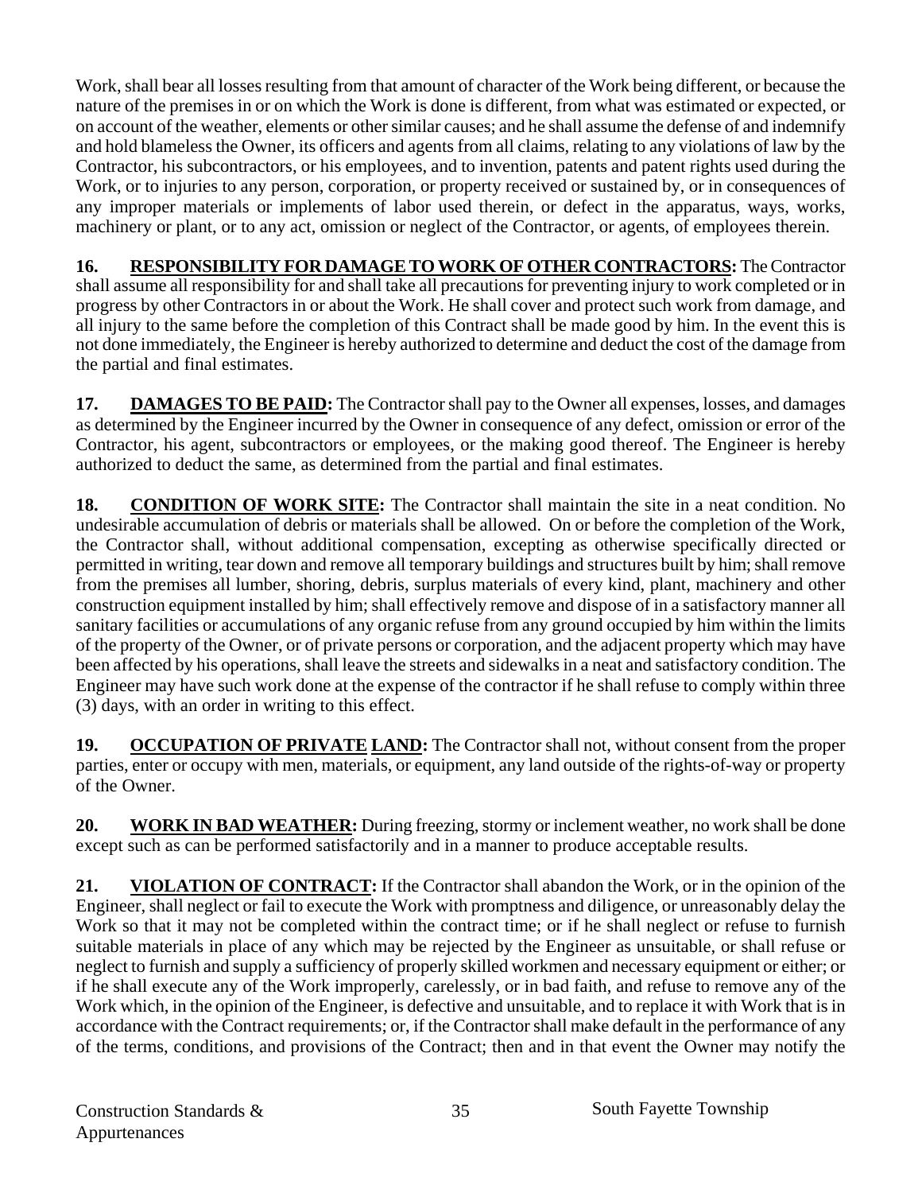Work, shall bear all losses resulting from that amount of character of the Work being different, or because the nature of the premises in or on which the Work is done is different, from what was estimated or expected, or on account of the weather, elements or other similar causes; and he shall assume the defense of and indemnify and hold blameless the Owner, its officers and agents from all claims, relating to any violations of law by the Contractor, his subcontractors, or his employees, and to invention, patents and patent rights used during the Work, or to injuries to any person, corporation, or property received or sustained by, or in consequences of any improper materials or implements of labor used therein, or defect in the apparatus, ways, works, machinery or plant, or to any act, omission or neglect of the Contractor, or agents, of employees therein.

**16. RESPONSIBILITY FOR DAMAGE TO WORK OF OTHER CONTRACTORS:** The Contractor shall assume all responsibility for and shall take all precautions for preventing injury to work completed or in progress by other Contractors in or about the Work. He shall cover and protect such work from damage, and all injury to the same before the completion of this Contract shall be made good by him. In the event this is not done immediately, the Engineer is hereby authorized to determine and deduct the cost of the damage from the partial and final estimates.

**17. DAMAGES TO BE PAID:** The Contractor shall pay to the Owner all expenses, losses, and damages as determined by the Engineer incurred by the Owner in consequence of any defect, omission or error of the Contractor, his agent, subcontractors or employees, or the making good thereof. The Engineer is hereby authorized to deduct the same, as determined from the partial and final estimates.

**18. CONDITION OF WORK SITE:** The Contractor shall maintain the site in a neat condition. No undesirable accumulation of debris or materials shall be allowed. On or before the completion of the Work, the Contractor shall, without additional compensation, excepting as otherwise specifically directed or permitted in writing, tear down and remove all temporary buildings and structures built by him; shall remove from the premises all lumber, shoring, debris, surplus materials of every kind, plant, machinery and other construction equipment installed by him; shall effectively remove and dispose of in a satisfactory manner all sanitary facilities or accumulations of any organic refuse from any ground occupied by him within the limits of the property of the Owner, or of private persons or corporation, and the adjacent property which may have been affected by his operations, shall leave the streets and sidewalks in a neat and satisfactory condition. The Engineer may have such work done at the expense of the contractor if he shall refuse to comply within three (3) days, with an order in writing to this effect.

**19. OCCUPATION OF PRIVATE LAND:** The Contractor shall not, without consent from the proper parties, enter or occupy with men, materials, or equipment, any land outside of the rights-of-way or property of the Owner.

**20. WORK IN BAD WEATHER:** During freezing, stormy or inclement weather, no work shall be done except such as can be performed satisfactorily and in a manner to produce acceptable results.

**21. VIOLATION OF CONTRACT:** If the Contractor shall abandon the Work, or in the opinion of the Engineer, shall neglect or fail to execute the Work with promptness and diligence, or unreasonably delay the Work so that it may not be completed within the contract time; or if he shall neglect or refuse to furnish suitable materials in place of any which may be rejected by the Engineer as unsuitable, or shall refuse or neglect to furnish and supply a sufficiency of properly skilled workmen and necessary equipment or either; or if he shall execute any of the Work improperly, carelessly, or in bad faith, and refuse to remove any of the Work which, in the opinion of the Engineer, is defective and unsuitable, and to replace it with Work that is in accordance with the Contract requirements; or, if the Contractor shall make default in the performance of any of the terms, conditions, and provisions of the Contract; then and in that event the Owner may notify the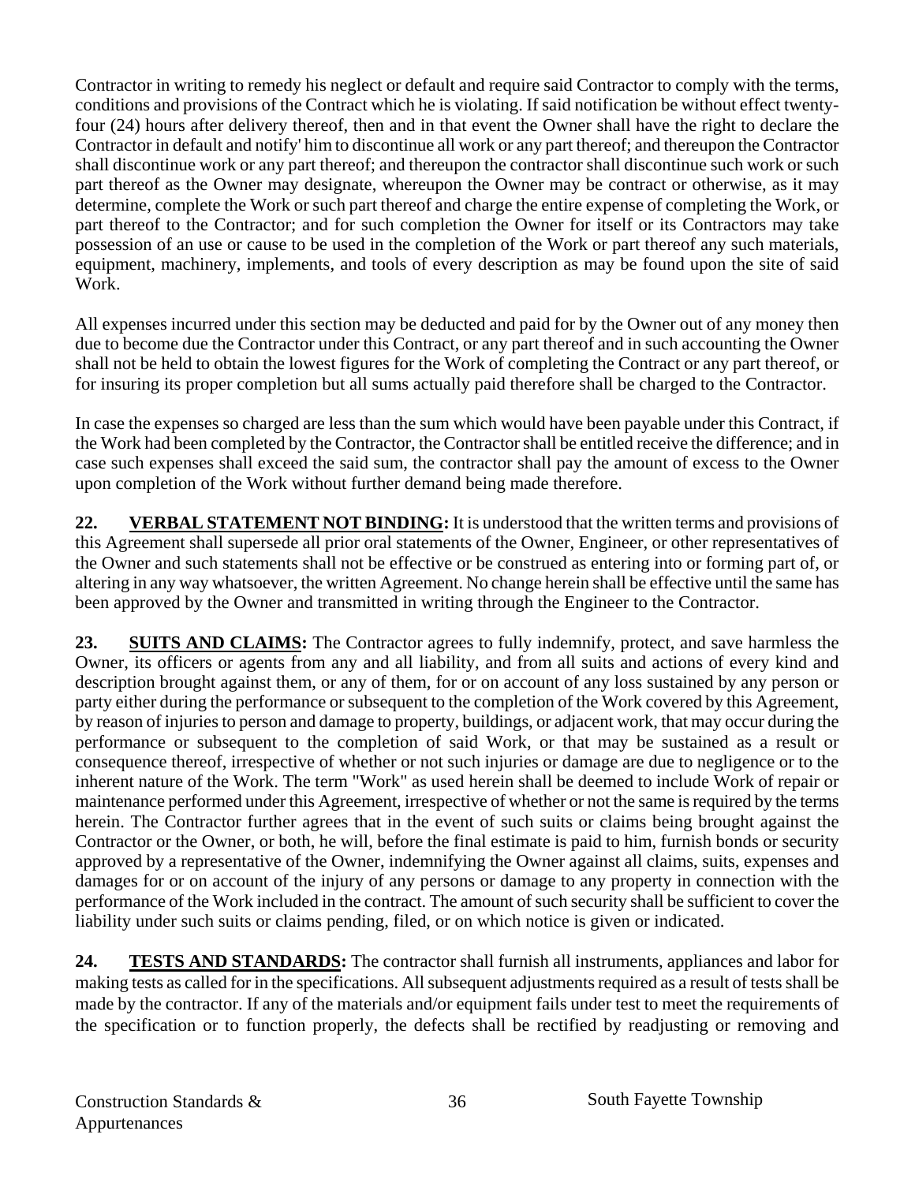Contractor in writing to remedy his neglect or default and require said Contractor to comply with the terms, conditions and provisions of the Contract which he is violating. If said notification be without effect twenty-four (24) hours after delivery thereof, then and in that event the Owner shall have the right to declare the Contractor in default and notify' him to discontinue all work or any part thereof; and thereupon the Contractor shall discontinue work or any part thereof; and thereupon the contractor shall discontinue such work or such part thereof as the Owner may designate, whereupon the Owner may be contract or otherwise, as it may determine, complete the Work or such part thereof and charge the entire expense of completing the Work, or part thereof to the Contractor; and for such completion the Owner for itself or its Contractors may take possession of an use or cause to be used in the completion of the Work or part thereof any such materials, equipment, machinery, implements, and tools of every description as may be found upon the site of said Work.

All expenses incurred under this section may be deducted and paid for by the Owner out of any money then due to become due the Contractor under this Contract, or any part thereof and in such accounting the Owner shall not be held to obtain the lowest figures for the Work of completing the Contract or any part thereof, or for insuring its proper completion but all sums actually paid therefore shall be charged to the Contractor.

In case the expenses so charged are less than the sum which would have been payable under this Contract, if the Work had been completed by the Contractor, the Contractor shall be entitled receive the difference; and in case such expenses shall exceed the said sum, the contractor shall pay the amount of excess to the Owner upon completion of the Work without further demand being made therefore.

**22. VERBAL STATEMENT NOT BINDING:** It is understood that the written terms and provisions of this Agreement shall supersede all prior oral statements of the Owner, Engineer, or other representatives of the Owner and such statements shall not be effective or be construed as entering into or forming part of, or altering in any way whatsoever, the written Agreement. No change herein shall be effective until the same has been approved by the Owner and transmitted in writing through the Engineer to the Contractor.

**23. SUITS AND CLAIMS:** The Contractor agrees to fully indemnify, protect, and save harmless the Owner, its officers or agents from any and all liability, and from all suits and actions of every kind and description brought against them, or any of them, for or on account of any loss sustained by any person or party either during the performance or subsequent to the completion of the Work covered by this Agreement, by reason of injuries to person and damage to property, buildings, or adjacent work, that may occur during the performance or subsequent to the completion of said Work, or that may be sustained as a result or consequence thereof, irrespective of whether or not such injuries or damage are due to negligence or to the inherent nature of the Work. The term "Work" as used herein shall be deemed to include Work of repair or maintenance performed under this Agreement, irrespective of whether or not the same is required by the terms herein. The Contractor further agrees that in the event of such suits or claims being brought against the Contractor or the Owner, or both, he will, before the final estimate is paid to him, furnish bonds or security approved by a representative of the Owner, indemnifying the Owner against all claims, suits, expenses and damages for or on account of the injury of any persons or damage to any property in connection with the performance of the Work included in the contract. The amount of such security shall be sufficient to cover the liability under such suits or claims pending, filed, or on which notice is given or indicated.

**24. TESTS AND STANDARDS:** The contractor shall furnish all instruments, appliances and labor for making tests as called for in the specifications. All subsequent adjustments required as a result of tests shall be made by the contractor. If any of the materials and/or equipment fails under test to meet the requirements of the specification or to function properly, the defects shall be rectified by readjusting or removing and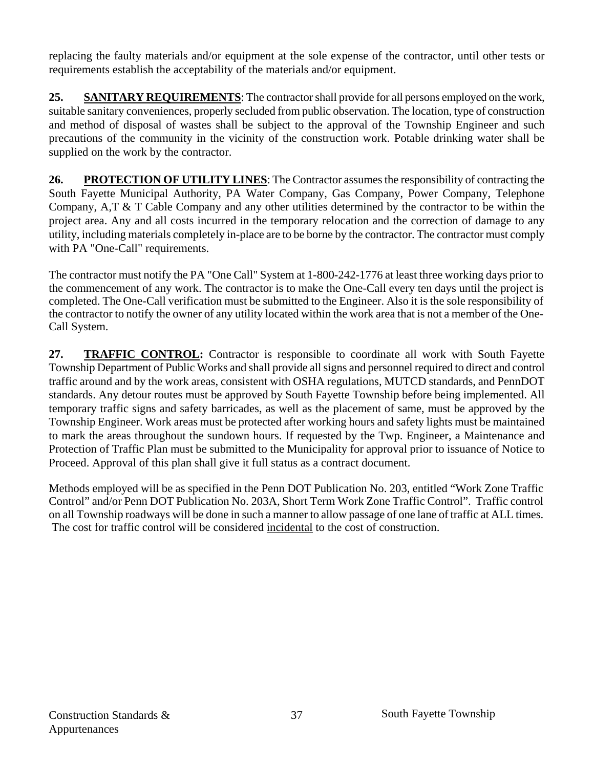replacing the faulty materials and/or equipment at the sole expense of the contractor, until other tests or requirements establish the acceptability of the materials and/or equipment.

**25. SANITARY REQUIREMENTS**: The contractor shall provide for all persons employed on the work, suitable sanitary conveniences, properly secluded from public observation. The location, type of construction and method of disposal of wastes shall be subject to the approval of the Township Engineer and such precautions of the community in the vicinity of the construction work. Potable drinking water shall be supplied on the work by the contractor.

**26. PROTECTION OF UTILITY LINES**: The Contractor assumes the responsibility of contracting the South Fayette Municipal Authority, PA Water Company, Gas Company, Power Company, Telephone Company, A,T & T Cable Company and any other utilities determined by the contractor to be within the project area. Any and all costs incurred in the temporary relocation and the correction of damage to any utility, including materials completely in-place are to be borne by the contractor. The contractor must comply with PA "One-Call" requirements.

The contractor must notify the PA "One Call" System at 1-800-242-1776 at least three working days prior to the commencement of any work. The contractor is to make the One-Call every ten days until the project is completed. The One-Call verification must be submitted to the Engineer. Also it is the sole responsibility of the contractor to notify the owner of any utility located within the work area that is not a member of the One-Call System.

**27. TRAFFIC CONTROL:** Contractor is responsible to coordinate all work with South Fayette Township Department of Public Works and shall provide all signs and personnel required to direct and control traffic around and by the work areas, consistent with OSHA regulations, MUTCD standards, and PennDOT standards. Any detour routes must be approved by South Fayette Township before being implemented. All temporary traffic signs and safety barricades, as well as the placement of same, must be approved by the Township Engineer. Work areas must be protected after working hours and safety lights must be maintained to mark the areas throughout the sundown hours. If requested by the Twp. Engineer, a Maintenance and Protection of Traffic Plan must be submitted to the Municipality for approval prior to issuance of Notice to Proceed. Approval of this plan shall give it full status as a contract document.

Methods employed will be as specified in the Penn DOT Publication No. 203, entitled "Work Zone Traffic Control" and/or Penn DOT Publication No. 203A, Short Term Work Zone Traffic Control". Traffic control on all Township roadways will be done in such a manner to allow passage of one lane of traffic at ALL times. The cost for traffic control will be considered incidental to the cost of construction.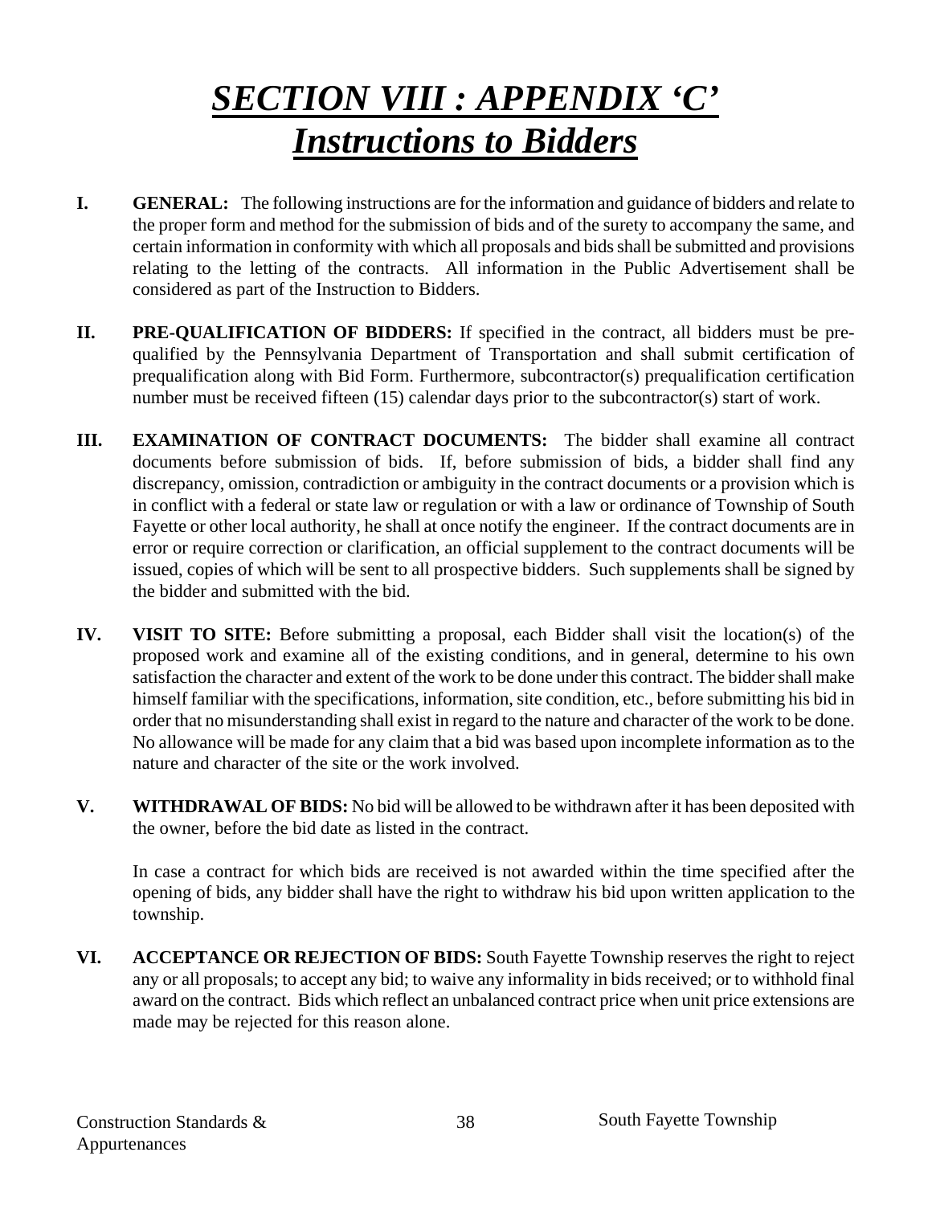# *SECTION VIII : APPENDIX 'C'*
# *Instructions to Bidders*

**I. GENERAL:** The following instructions are for the information and guidance of bidders and relate to the proper form and method for the submission of bids and of the surety to accompany the same, and certain information in conformity with which all proposals and bids shall be submitted and provisions relating to the letting of the contracts. All information in the Public Advertisement shall be considered as part of the Instruction to Bidders.

**II. PRE-QUALIFICATION OF BIDDERS:** If specified in the contract, all bidders must be pre-qualified by the Pennsylvania Department of Transportation and shall submit certification of prequalification along with Bid Form. Furthermore, subcontractor(s) prequalification certification number must be received fifteen (15) calendar days prior to the subcontractor(s) start of work.

**III. EXAMINATION OF CONTRACT DOCUMENTS:** The bidder shall examine all contract documents before submission of bids. If, before submission of bids, a bidder shall find any discrepancy, omission, contradiction or ambiguity in the contract documents or a provision which is in conflict with a federal or state law or regulation or with a law or ordinance of Township of South Fayette or other local authority, he shall at once notify the engineer. If the contract documents are in error or require correction or clarification, an official supplement to the contract documents will be issued, copies of which will be sent to all prospective bidders. Such supplements shall be signed by the bidder and submitted with the bid.

**IV. VISIT TO SITE:** Before submitting a proposal, each Bidder shall visit the location(s) of the proposed work and examine all of the existing conditions, and in general, determine to his own satisfaction the character and extent of the work to be done under this contract. The bidder shall make himself familiar with the specifications, information, site condition, etc., before submitting his bid in order that no misunderstanding shall exist in regard to the nature and character of the work to be done. No allowance will be made for any claim that a bid was based upon incomplete information as to the nature and character of the site or the work involved.

**V. WITHDRAWAL OF BIDS:** No bid will be allowed to be withdrawn after it has been deposited with the owner, before the bid date as listed in the contract.

In case a contract for which bids are received is not awarded within the time specified after the opening of bids, any bidder shall have the right to withdraw his bid upon written application to the township.

**VI. ACCEPTANCE OR REJECTION OF BIDS:** South Fayette Township reserves the right to reject any or all proposals; to accept any bid; to waive any informality in bids received; or to withhold final award on the contract. Bids which reflect an unbalanced contract price when unit price extensions are made may be rejected for this reason alone.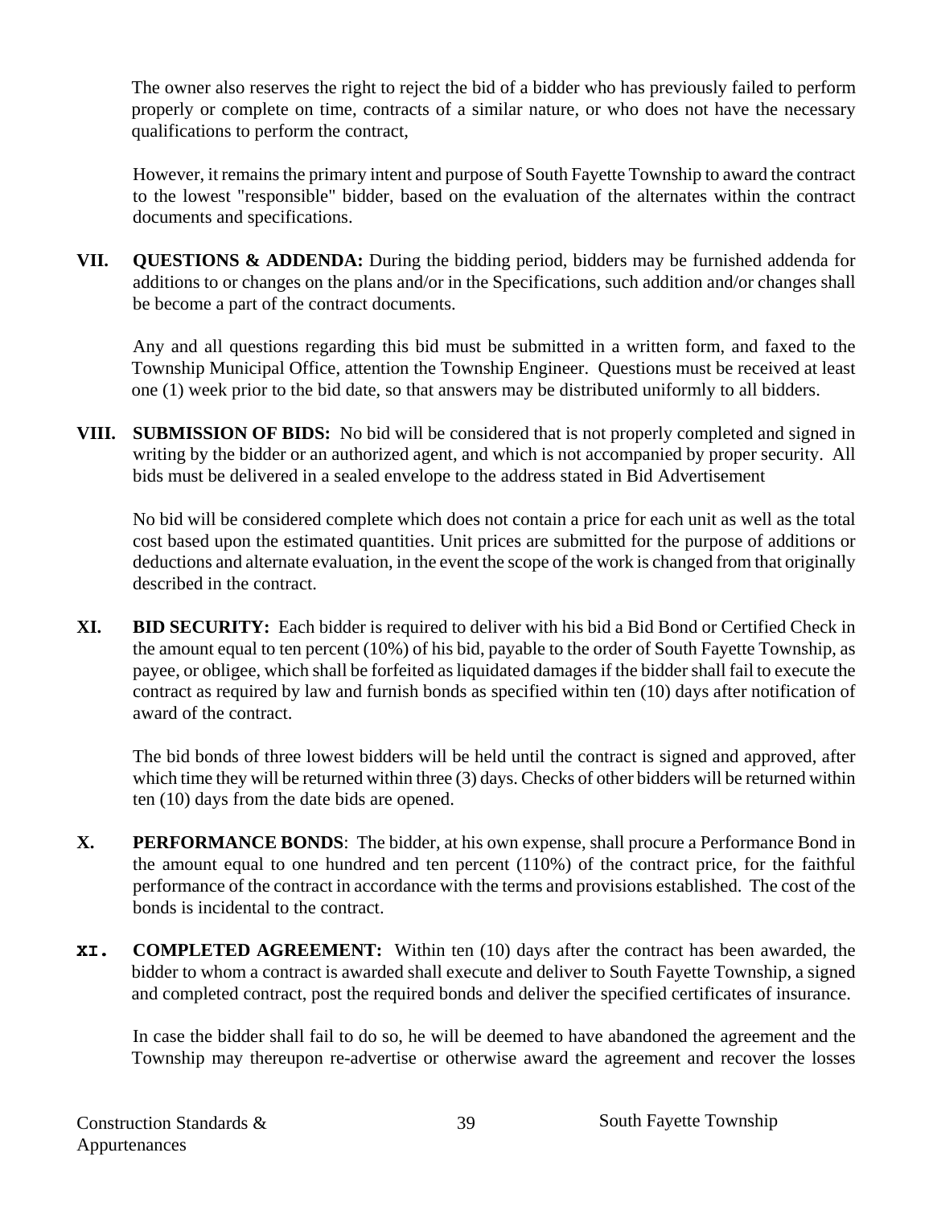The owner also reserves the right to reject the bid of a bidder who has previously failed to perform properly or complete on time, contracts of a similar nature, or who does not have the necessary qualifications to perform the contract,

However, it remains the primary intent and purpose of South Fayette Township to award the contract to the lowest "responsible" bidder, based on the evaluation of the alternates within the contract documents and specifications.

**VII. QUESTIONS & ADDENDA:** During the bidding period, bidders may be furnished addenda for additions to or changes on the plans and/or in the Specifications, such addition and/or changes shall be become a part of the contract documents.

Any and all questions regarding this bid must be submitted in a written form, and faxed to the Township Municipal Office, attention the Township Engineer. Questions must be received at least one (1) week prior to the bid date, so that answers may be distributed uniformly to all bidders.

**VIII. SUBMISSION OF BIDS:** No bid will be considered that is not properly completed and signed in writing by the bidder or an authorized agent, and which is not accompanied by proper security. All bids must be delivered in a sealed envelope to the address stated in Bid Advertisement

No bid will be considered complete which does not contain a price for each unit as well as the total cost based upon the estimated quantities. Unit prices are submitted for the purpose of additions or deductions and alternate evaluation, in the event the scope of the work is changed from that originally described in the contract.

**XI. BID SECURITY:** Each bidder is required to deliver with his bid a Bid Bond or Certified Check in the amount equal to ten percent (10%) of his bid, payable to the order of South Fayette Township, as payee, or obligee, which shall be forfeited as liquidated damages if the bidder shall fail to execute the contract as required by law and furnish bonds as specified within ten (10) days after notification of award of the contract.

The bid bonds of three lowest bidders will be held until the contract is signed and approved, after which time they will be returned within three (3) days. Checks of other bidders will be returned within ten (10) days from the date bids are opened.

**X. PERFORMANCE BONDS**: The bidder, at his own expense, shall procure a Performance Bond in the amount equal to one hundred and ten percent (110%) of the contract price, for the faithful performance of the contract in accordance with the terms and provisions established. The cost of the bonds is incidental to the contract.

**XI. COMPLETED AGREEMENT:** Within ten (10) days after the contract has been awarded, the bidder to whom a contract is awarded shall execute and deliver to South Fayette Township, a signed and completed contract, post the required bonds and deliver the specified certificates of insurance.

In case the bidder shall fail to do so, he will be deemed to have abandoned the agreement and the Township may thereupon re-advertise or otherwise award the agreement and recover the losses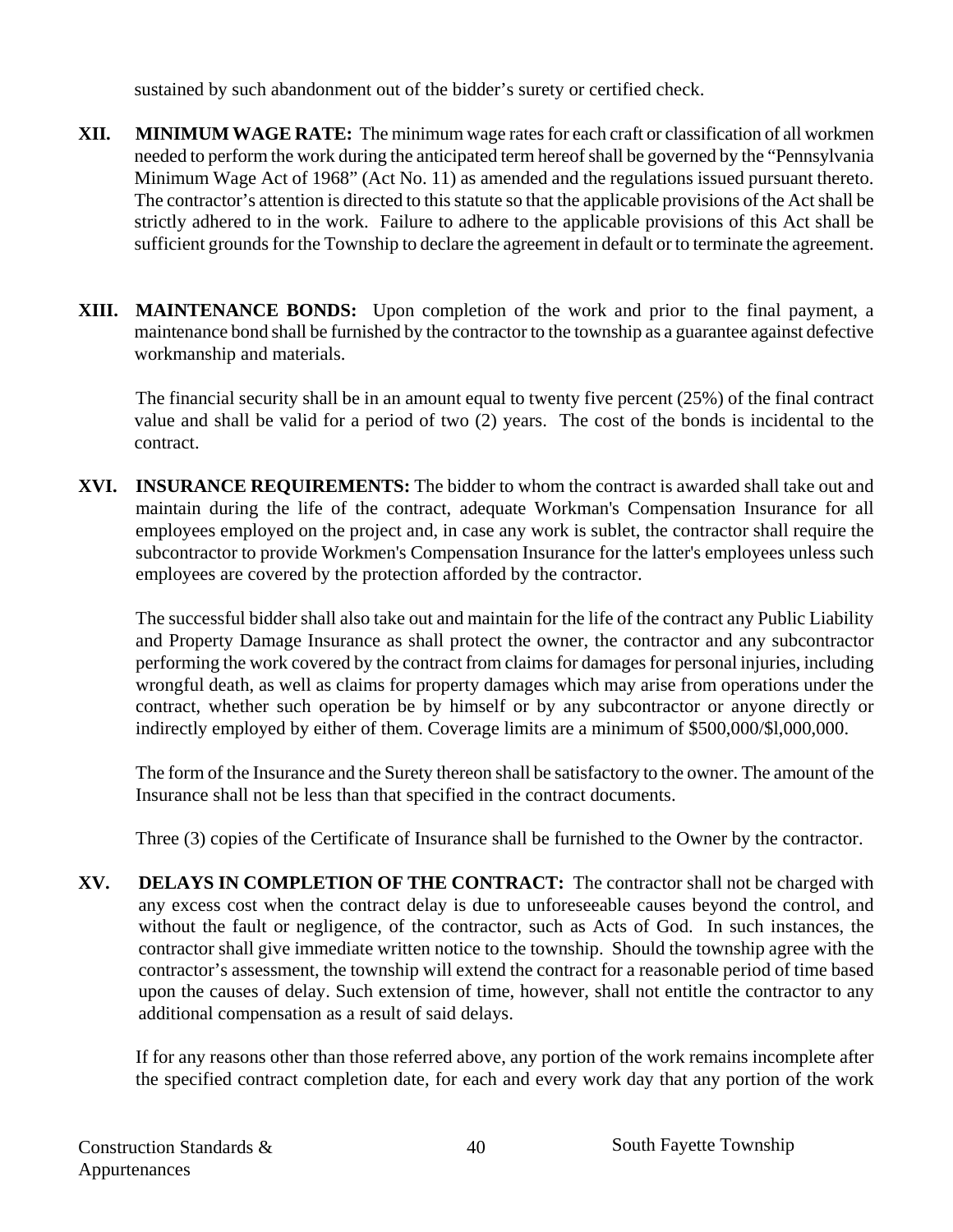sustained by such abandonment out of the bidder's surety or certified check.

**XII. MINIMUM WAGE RATE:** The minimum wage rates for each craft or classification of all workmen needed to perform the work during the anticipated term hereof shall be governed by the "Pennsylvania Minimum Wage Act of 1968" (Act No. 11) as amended and the regulations issued pursuant thereto. The contractor's attention is directed to this statute so that the applicable provisions of the Act shall be strictly adhered to in the work. Failure to adhere to the applicable provisions of this Act shall be sufficient grounds for the Township to declare the agreement in default or to terminate the agreement.

**XIII. MAINTENANCE BONDS:** Upon completion of the work and prior to the final payment, a maintenance bond shall be furnished by the contractor to the township as a guarantee against defective workmanship and materials.

The financial security shall be in an amount equal to twenty five percent (25%) of the final contract value and shall be valid for a period of two (2) years. The cost of the bonds is incidental to the contract.

**XVI. INSURANCE REQUIREMENTS:** The bidder to whom the contract is awarded shall take out and maintain during the life of the contract, adequate Workman's Compensation Insurance for all employees employed on the project and, in case any work is sublet, the contractor shall require the subcontractor to provide Workmen's Compensation Insurance for the latter's employees unless such employees are covered by the protection afforded by the contractor.

The successful bidder shall also take out and maintain for the life of the contract any Public Liability and Property Damage Insurance as shall protect the owner, the contractor and any subcontractor performing the work covered by the contract from claims for damages for personal injuries, including wrongful death, as well as claims for property damages which may arise from operations under the contract, whether such operation be by himself or by any subcontractor or anyone directly or indirectly employed by either of them. Coverage limits are a minimum of $500,000/$l,000,000.

The form of the Insurance and the Surety thereon shall be satisfactory to the owner. The amount of the Insurance shall not be less than that specified in the contract documents.

Three (3) copies of the Certificate of Insurance shall be furnished to the Owner by the contractor.

**XV. DELAYS IN COMPLETION OF THE CONTRACT:** The contractor shall not be charged with any excess cost when the contract delay is due to unforeseeable causes beyond the control, and without the fault or negligence, of the contractor, such as Acts of God. In such instances, the contractor shall give immediate written notice to the township. Should the township agree with the contractor's assessment, the township will extend the contract for a reasonable period of time based upon the causes of delay. Such extension of time, however, shall not entitle the contractor to any additional compensation as a result of said delays.

If for any reasons other than those referred above, any portion of the work remains incomplete after the specified contract completion date, for each and every work day that any portion of the work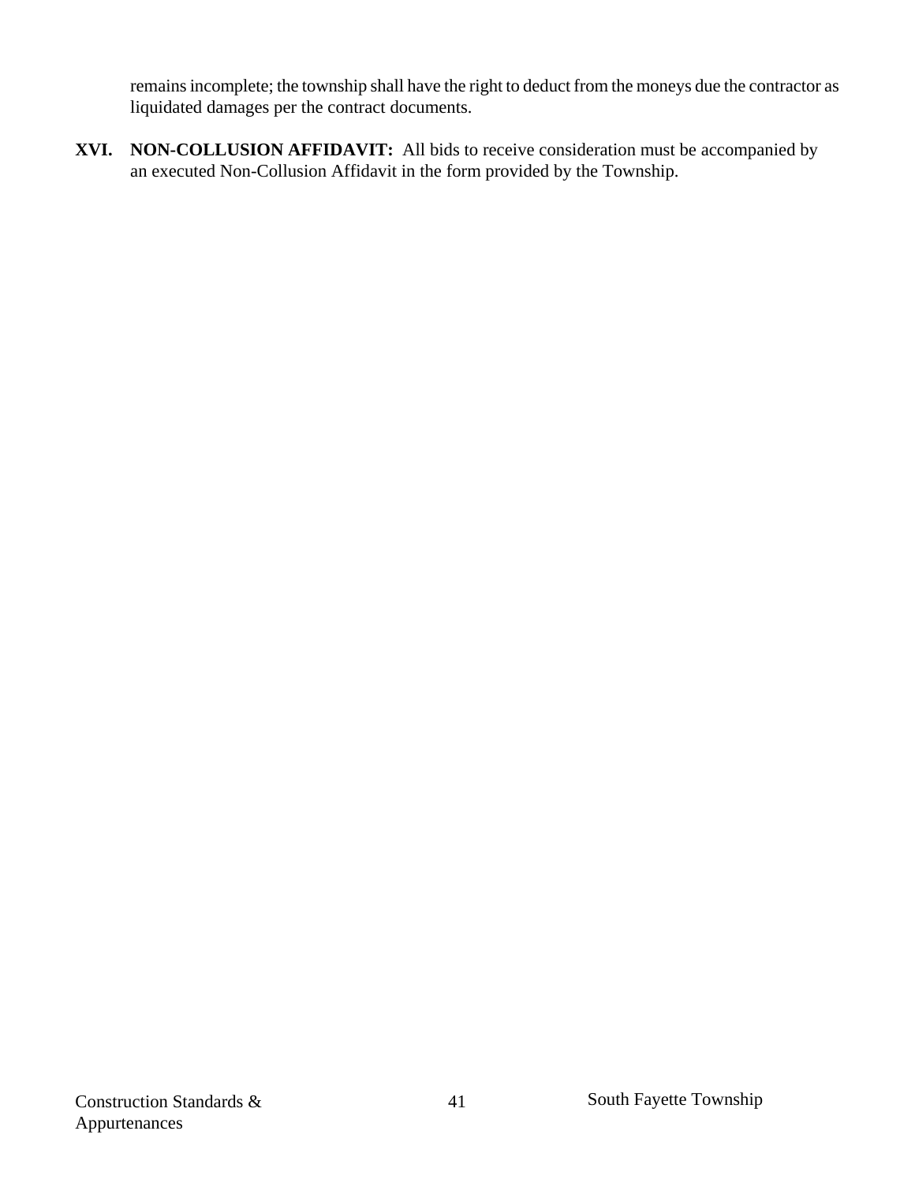remains incomplete; the township shall have the right to deduct from the moneys due the contractor as liquidated damages per the contract documents.

**XVI. NON-COLLUSION AFFIDAVIT:** All bids to receive consideration must be accompanied by an executed Non-Collusion Affidavit in the form provided by the Township.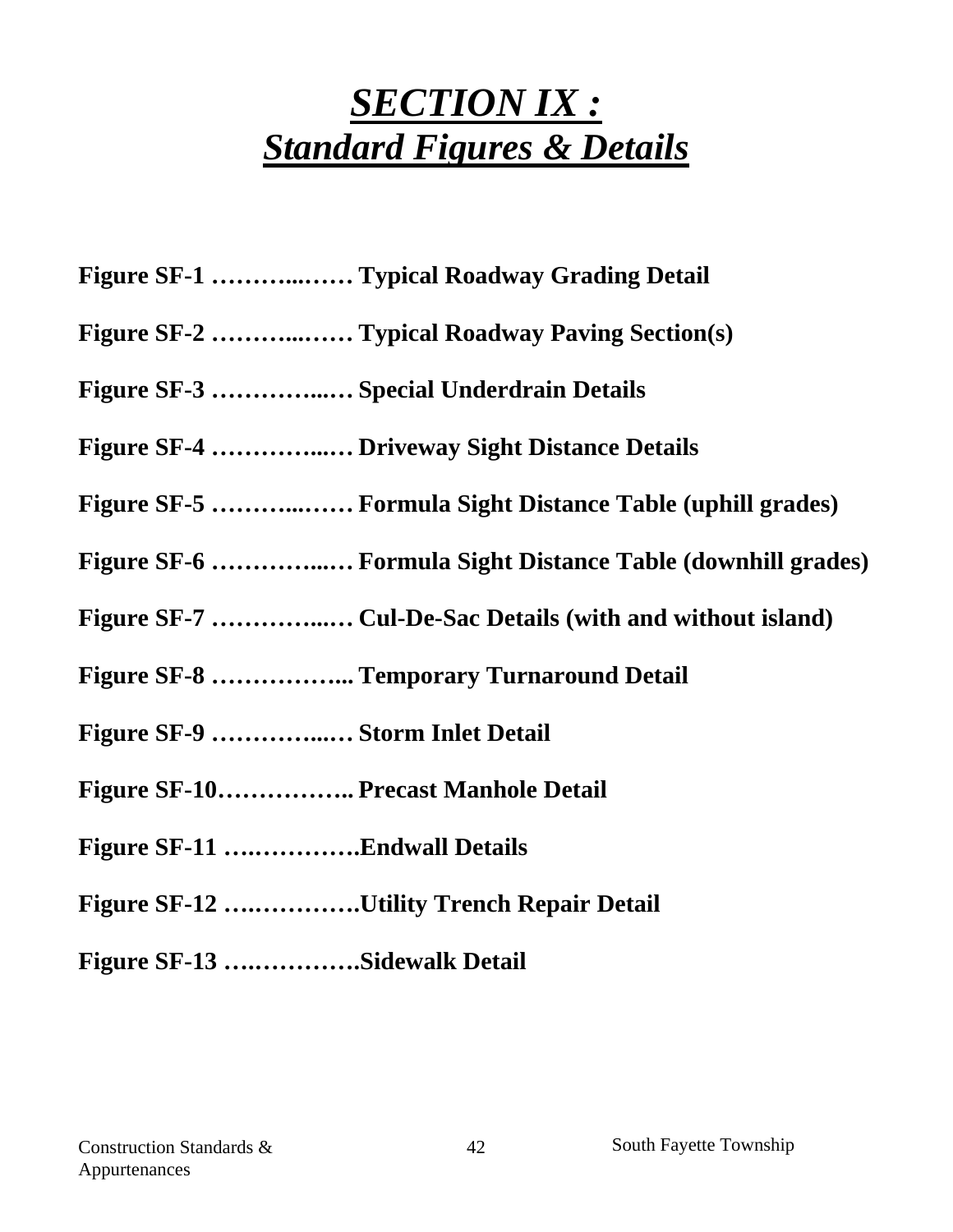# ***SECTION IX :***
# ***Standard Figures & Details***

**Figure SF-1 ………...…… Typical Roadway Grading Detail**

**Figure SF-2 ………...…… Typical Roadway Paving Section(s)**

**Figure SF-3 …………...… Special Underdrain Details**

**Figure SF-4 …………...… Driveway Sight Distance Details**

**Figure SF-5 ………...…… Formula Sight Distance Table (uphill grades)**

**Figure SF-6 …………...… Formula Sight Distance Table (downhill grades)**

**Figure SF-7 …………...… Cul-De-Sac Details (with and without island)**

**Figure SF-8 ……………... Temporary Turnaround Detail**

**Figure SF-9 …………...… Storm Inlet Detail**

**Figure SF-10…………….. Precast Manhole Detail**

**Figure SF-11 ….………….Endwall Details**

**Figure SF-12 ….………….Utility Trench Repair Detail**

**Figure SF-13 ….………….Sidewalk Detail**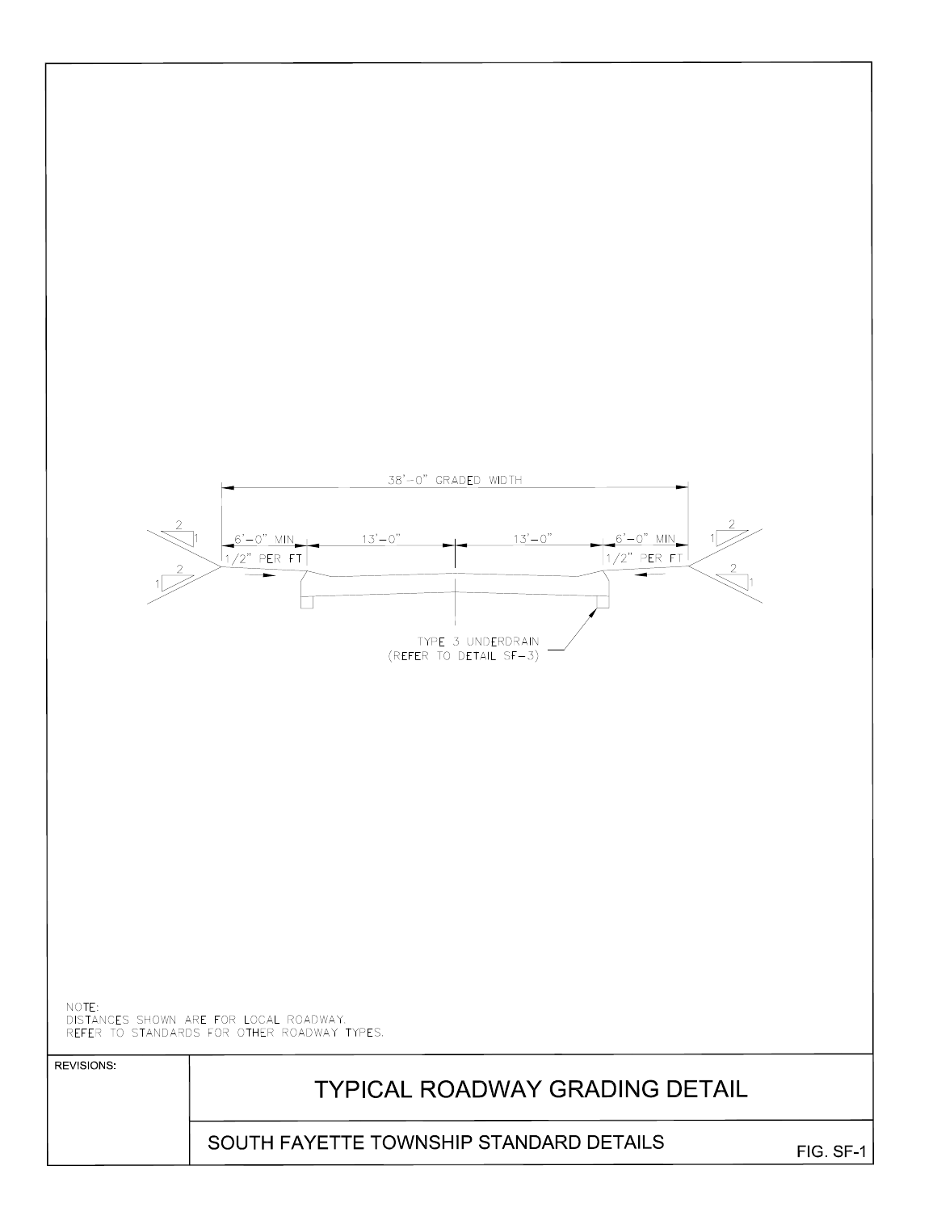38'-0" GRADED WIDTH

6'-0" MIN | 13'-0" | 13'-0" | 6'-0" MIN

1/2" PER FT | 1/2" PER FT

2:1 | 2:1 | 2:1 | 2:1

TYPE 3 UNDERDRAIN
(REFER TO DETAIL SF-3)

NOTE:
DISTANCES SHOWN ARE FOR LOCAL ROADWAY.
REFER TO STANDARDS FOR OTHER ROADWAY TYPES.

REVISIONS:

# TYPICAL ROADWAY GRADING DETAIL

SOUTH FAYETTE TOWNSHIP STANDARD DETAILS

FIG. SF-1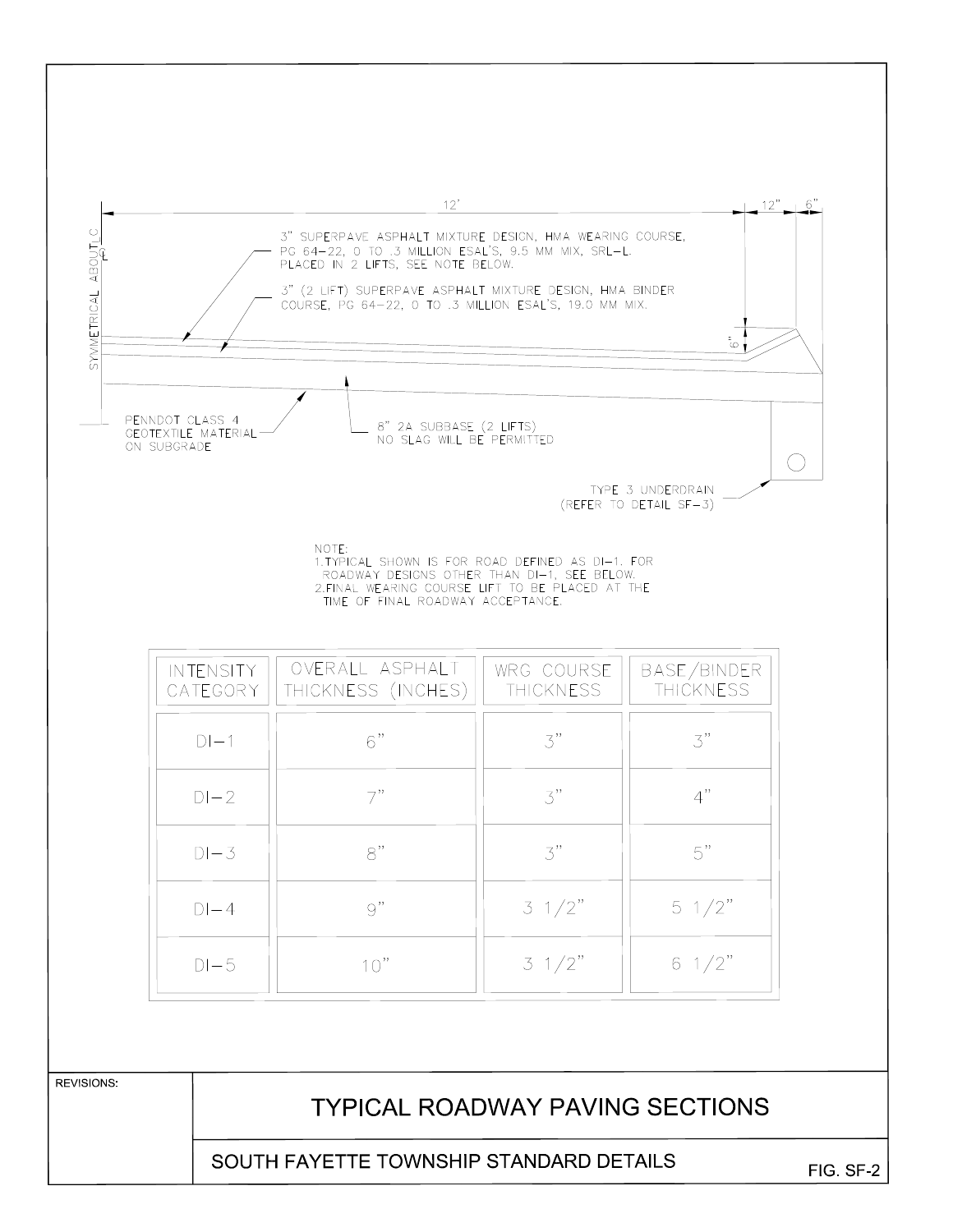12' | 12" | 6"

SYMMETRICAL ABOUT ℄

3" SUPERPAVE ASPHALT MIXTURE DESIGN, HMA WEARING COURSE, PG 64-22, 0 TO .3 MILLION ESAL'S, 9.5 MM MIX, SRL-L. PLACED IN 2 LIFTS, SEE NOTE BELOW.

3" (2 LIFT) SUPERPAVE ASPHALT MIXTURE DESIGN, HMA BINDER COURSE, PG 64-22, 0 TO .3 MILLION ESAL'S, 19.0 MM MIX.

6"

PENNDOT CLASS 4 GEOTEXTILE MATERIAL ON SUBGRADE

8" 2A SUBBASE (2 LIFTS) NO SLAG WILL BE PERMITTED

TYPE 3 UNDERDRAIN (REFER TO DETAIL SF-3)

NOTE:
1. TYPICAL SHOWN IS FOR ROAD DEFINED AS DI-1. FOR ROADWAY DESIGNS OTHER THAN DI-1, SEE BELOW.
2. FINAL WEARING COURSE LIFT TO BE PLACED AT THE TIME OF FINAL ROADWAY ACCEPTANCE.

| INTENSITY CATEGORY | OVERALL ASPHALT THICKNESS (INCHES) | WRG COURSE THICKNESS | BASE/BINDER THICKNESS |
|---|---|---|---|
| DI-1 | 6" | 3" | 3" |
| DI-2 | 7" | 3" | 4" |
| DI-3 | 8" | 3" | 5" |
| DI-4 | 9" | 3 1/2" | 5 1/2" |
| DI-5 | 10" | 3 1/2" | 6 1/2" |

REVISIONS:

# TYPICAL ROADWAY PAVING SECTIONS

SOUTH FAYETTE TOWNSHIP STANDARD DETAILS

FIG. SF-2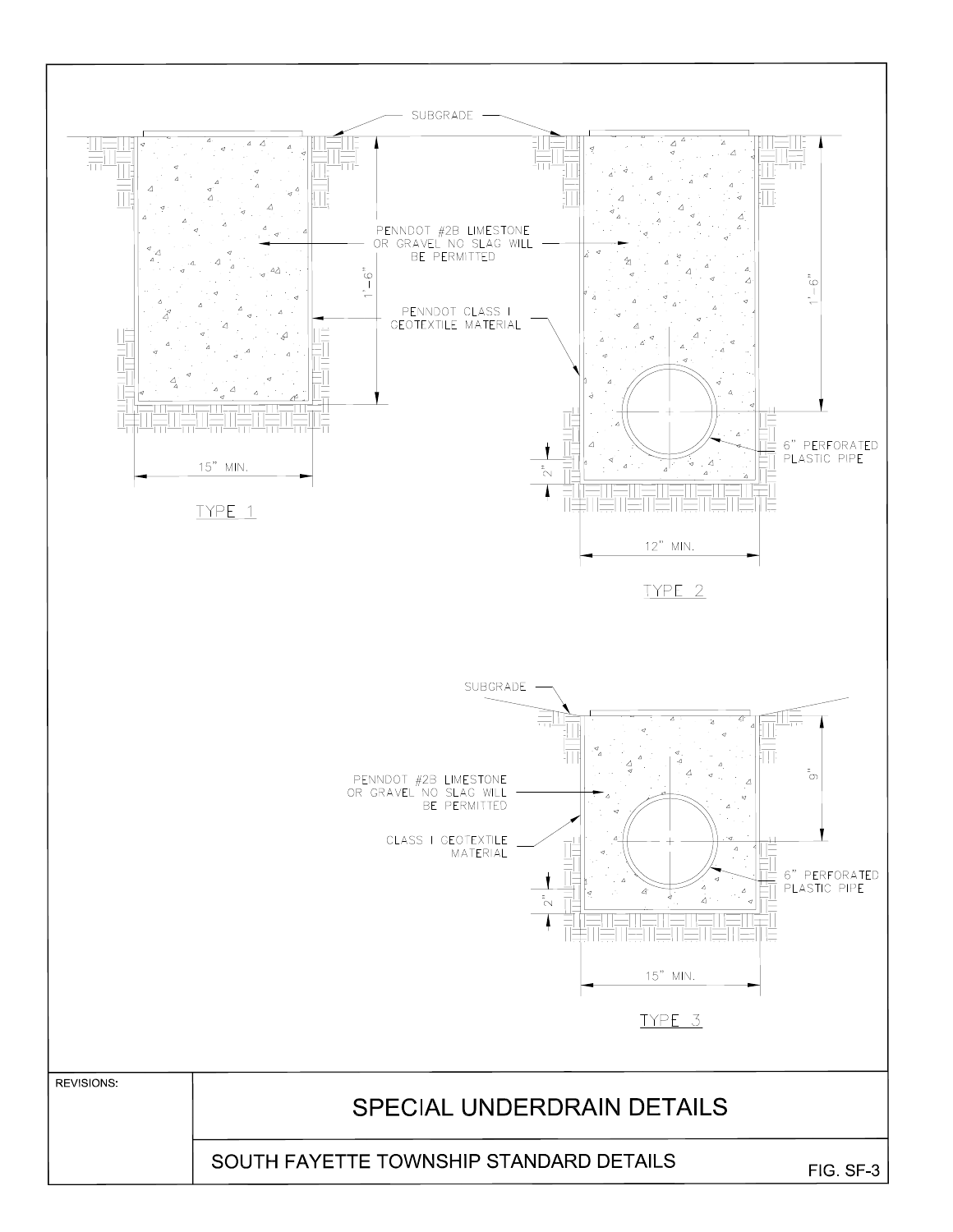SUBGRADE

PENNDOT #2B LIMESTONE OR GRAVEL NO SLAG WILL BE PERMITTED

PENNDOT CLASS I GEOTEXTILE MATERIAL

1'-6"

15" MIN.

TYPE 1

1'-6"

6" PERFORATED PLASTIC PIPE

2"

12" MIN.

TYPE 2

SUBGRADE

PENNDOT #2B LIMESTONE OR GRAVEL NO SLAG WILL BE PERMITTED

CLASS I GEOTEXTILE MATERIAL

9"

6" PERFORATED PLASTIC PIPE

2"

15" MIN.

TYPE 3

REVISIONS:

# SPECIAL UNDERDRAIN DETAILS

SOUTH FAYETTE TOWNSHIP STANDARD DETAILS

FIG. SF-3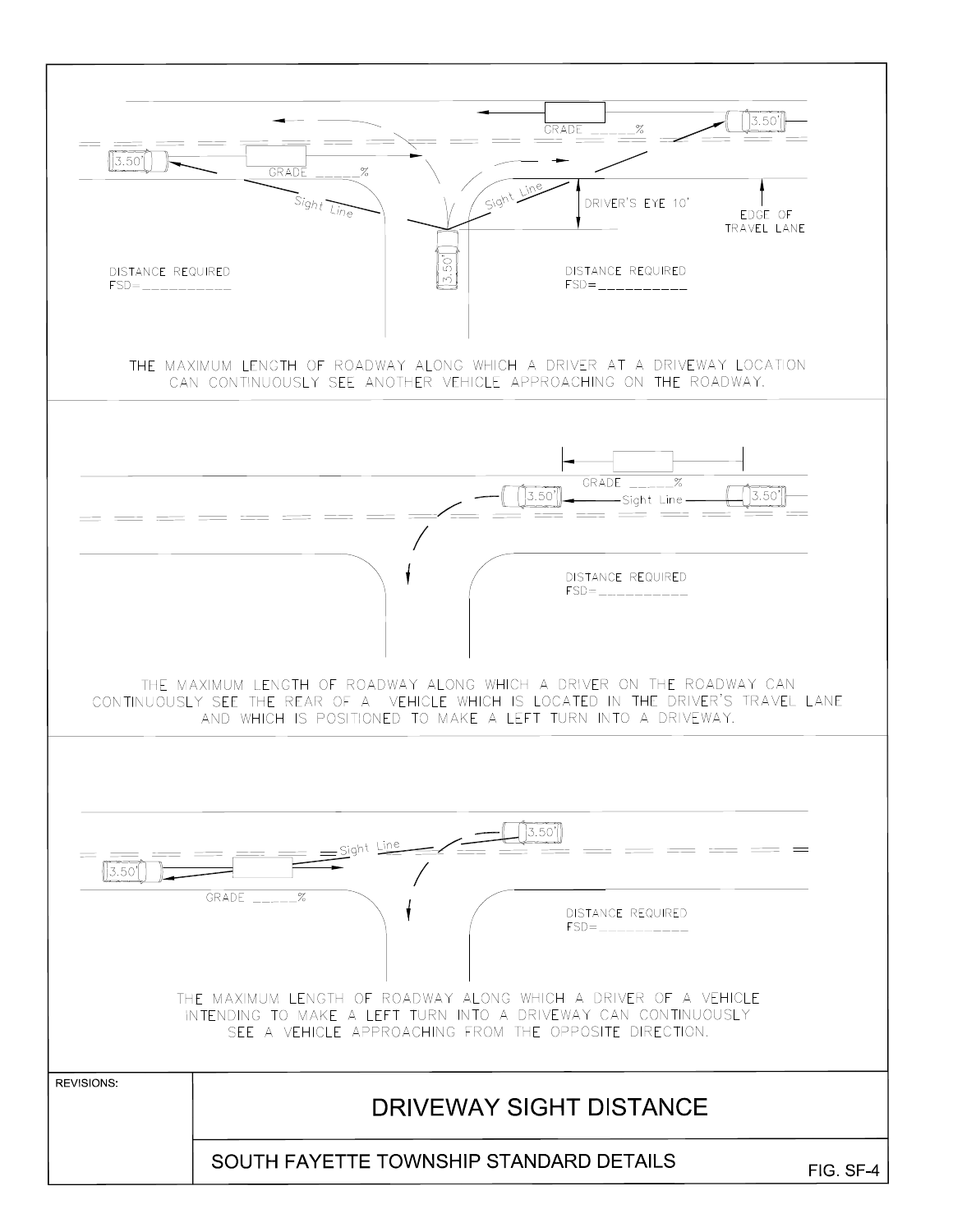GRADE _____%

3.50'

GRADE _____%

Sight Line

Sight Line

DRIVER'S EYE 10'

EDGE OF TRAVEL LANE

3.50'

DISTANCE REQUIRED
FSD=__________

DISTANCE REQUIRED
FSD=__________

THE MAXIMUM LENGTH OF ROADWAY ALONG WHICH A DRIVER AT A DRIVEWAY LOCATION CAN CONTINUOUSLY SEE ANOTHER VEHICLE APPROACHING ON THE ROADWAY.

GRADE _____%

3.50'

Sight Line

3.50'

DISTANCE REQUIRED
FSD=__________

THE MAXIMUM LENGTH OF ROADWAY ALONG WHICH A DRIVER ON THE ROADWAY CAN CONTINUOUSLY SEE THE REAR OF A VEHICLE WHICH IS LOCATED IN THE DRIVER'S TRAVEL LANE AND WHICH IS POSITIONED TO MAKE A LEFT TURN INTO A DRIVEWAY.

3.50'

Sight Line

3.50'

GRADE _____%

DISTANCE REQUIRED
FSD=__________

THE MAXIMUM LENGTH OF ROADWAY ALONG WHICH A DRIVER OF A VEHICLE INTENDING TO MAKE A LEFT TURN INTO A DRIVEWAY CAN CONTINUOUSLY SEE A VEHICLE APPROACHING FROM THE OPPOSITE DIRECTION.

REVISIONS:

# DRIVEWAY SIGHT DISTANCE

SOUTH FAYETTE TOWNSHIP STANDARD DETAILS

FIG. SF-4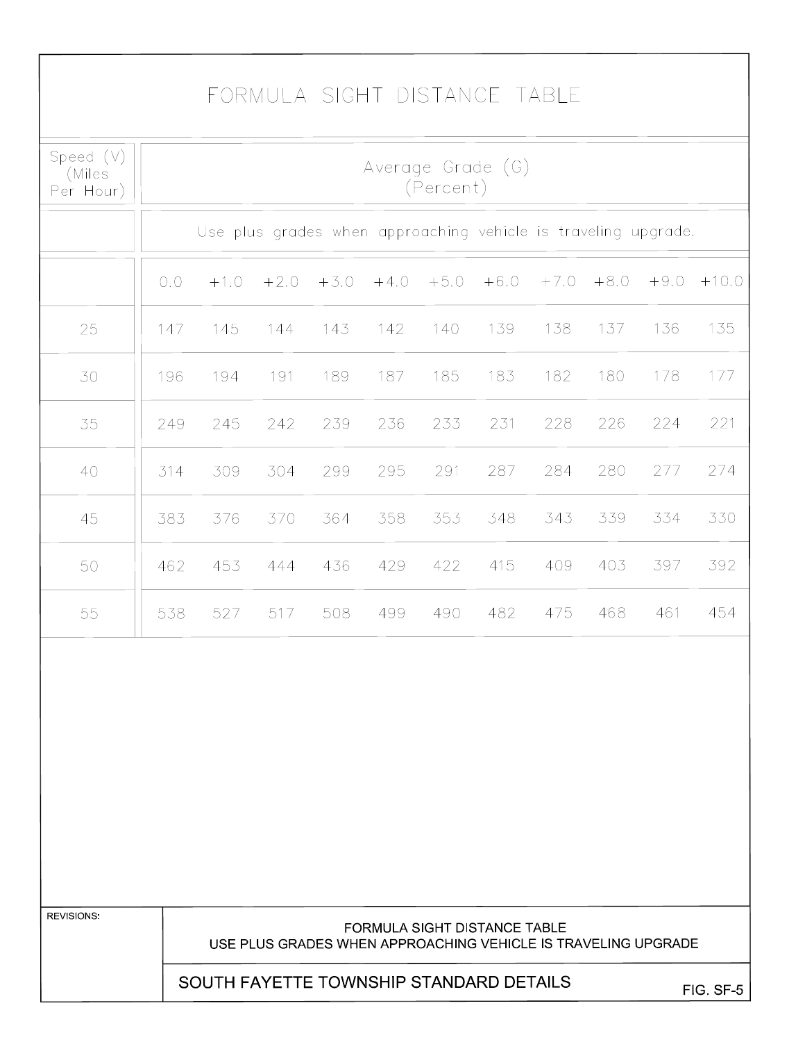# FORMULA SIGHT DISTANCE TABLE

| Speed (V) (Miles Per Hour) | Average Grade (G) (Percent) | | | | | | | | | | |
|---|---|---|---|---|---|---|---|---|---|---|---|
| | Use plus grades when approaching vehicle is traveling upgrade. | | | | | | | | | | |
| | 0.0 | +1.0 | +2.0 | +3.0 | +4.0 | +5.0 | +6.0 | +7.0 | +8.0 | +9.0 | +10.0 |
| 25 | 147 | 145 | 144 | 143 | 142 | 140 | 139 | 138 | 137 | 136 | 135 |
| 30 | 196 | 194 | 191 | 189 | 187 | 185 | 183 | 182 | 180 | 178 | 177 |
| 35 | 249 | 245 | 242 | 239 | 236 | 233 | 231 | 228 | 226 | 224 | 221 |
| 40 | 314 | 309 | 304 | 299 | 295 | 291 | 287 | 284 | 280 | 277 | 274 |
| 45 | 383 | 376 | 370 | 364 | 358 | 353 | 348 | 343 | 339 | 334 | 330 |
| 50 | 462 | 453 | 444 | 436 | 429 | 422 | 415 | 409 | 403 | 397 | 392 |
| 55 | 538 | 527 | 517 | 508 | 499 | 490 | 482 | 475 | 468 | 461 | 454 |

REVISIONS:

FORMULA SIGHT DISTANCE TABLE
USE PLUS GRADES WHEN APPROACHING VEHICLE IS TRAVELING UPGRADE

SOUTH FAYETTE TOWNSHIP STANDARD DETAILS

FIG. SF-5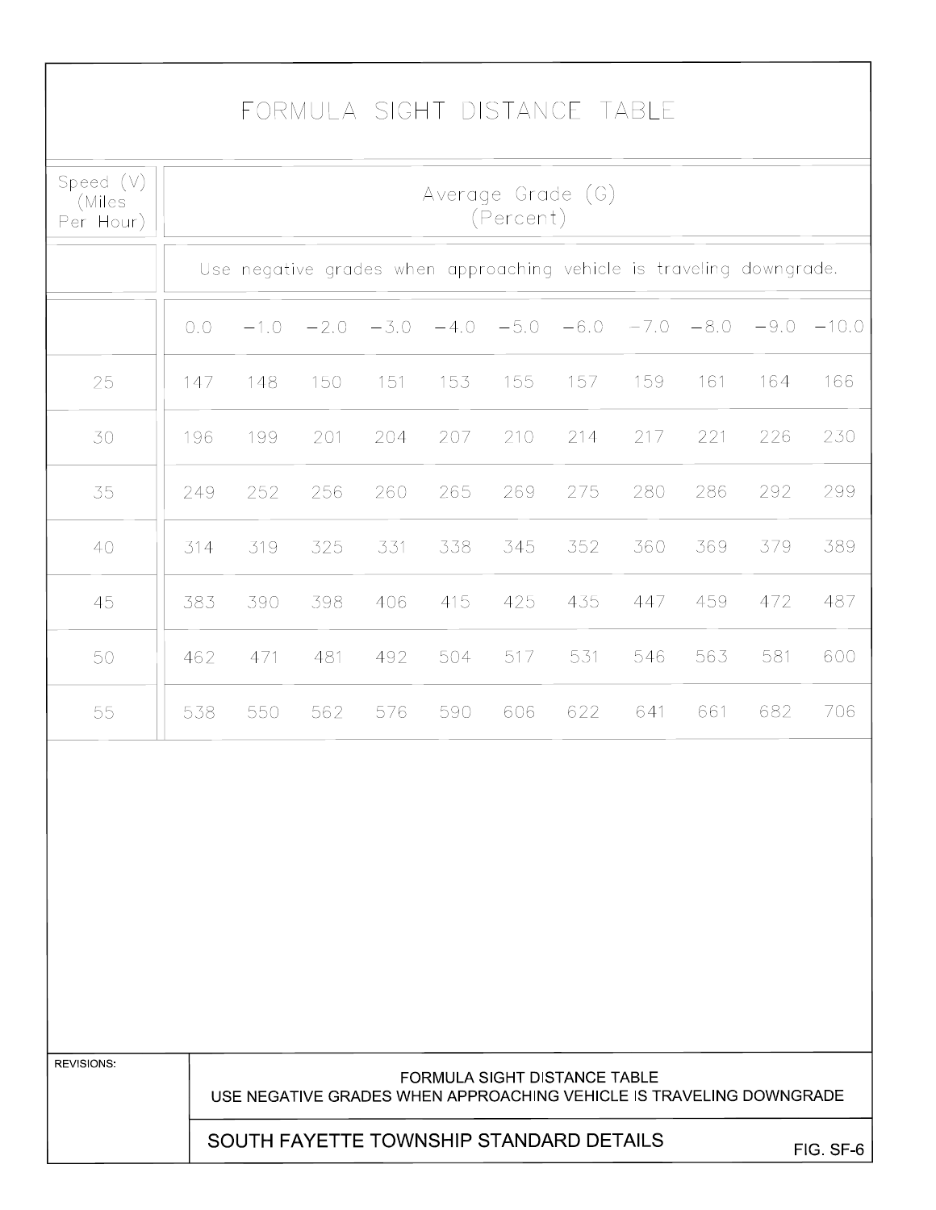# FORMULA SIGHT DISTANCE TABLE

| Speed (V) (Miles Per Hour) | Average Grade (G) (Percent) | | | | | | | | | | |
|---|---|---|---|---|---|---|---|---|---|---|---|
| | Use negative grades when approaching vehicle is traveling downgrade. | | | | | | | | | | |
| | 0.0 | −1.0 | −2.0 | −3.0 | −4.0 | −5.0 | −6.0 | −7.0 | −8.0 | −9.0 | −10.0 |
| 25 | 147 | 148 | 150 | 151 | 153 | 155 | 157 | 159 | 161 | 164 | 166 |
| 30 | 196 | 199 | 201 | 204 | 207 | 210 | 214 | 217 | 221 | 226 | 230 |
| 35 | 249 | 252 | 256 | 260 | 265 | 269 | 275 | 280 | 286 | 292 | 299 |
| 40 | 314 | 319 | 325 | 331 | 338 | 345 | 352 | 360 | 369 | 379 | 389 |
| 45 | 383 | 390 | 398 | 406 | 415 | 425 | 435 | 447 | 459 | 472 | 487 |
| 50 | 462 | 471 | 481 | 492 | 504 | 517 | 531 | 546 | 563 | 581 | 600 |
| 55 | 538 | 550 | 562 | 576 | 590 | 606 | 622 | 641 | 661 | 682 | 706 |

REVISIONS:

FORMULA SIGHT DISTANCE TABLE
USE NEGATIVE GRADES WHEN APPROACHING VEHICLE IS TRAVELING DOWNGRADE

SOUTH FAYETTE TOWNSHIP STANDARD DETAILS

FIG. SF-6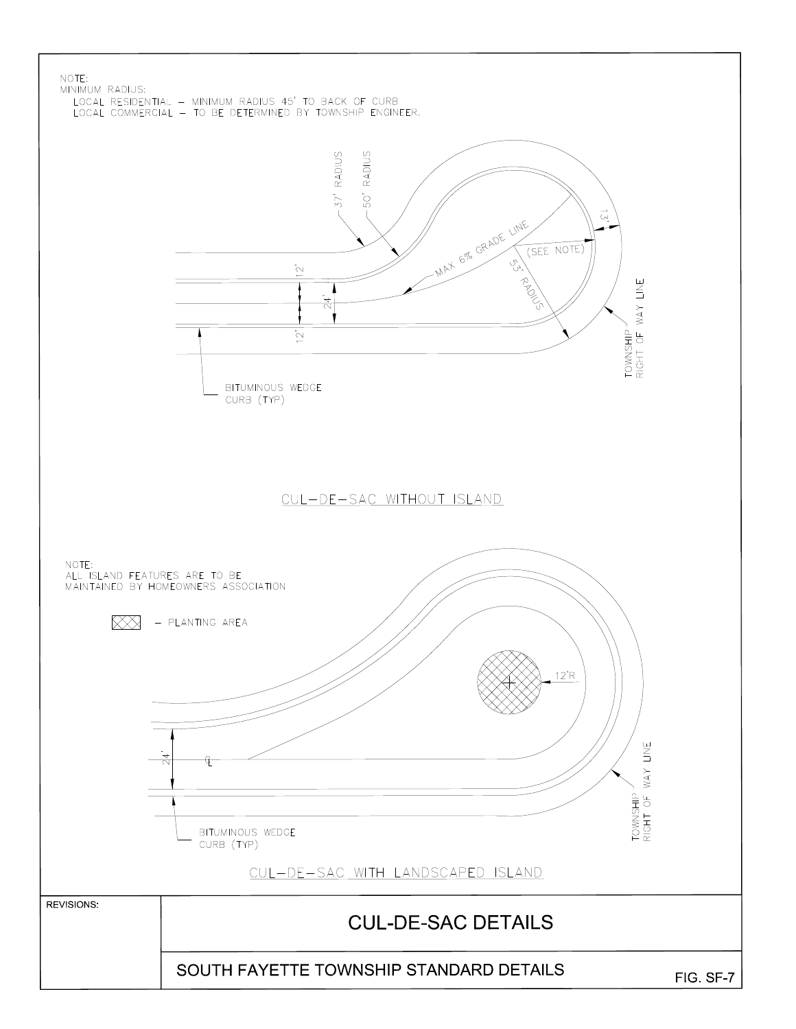NOTE:
MINIMUM RADIUS:
LOCAL RESIDENTIAL – MINIMUM RADIUS 45' TO BACK OF CURB
LOCAL COMMERCIAL – TO BE DETERMINED BY TOWNSHIP ENGINEER.

37' RADIUS

50' RADIUS

13'

MAX 6% GRADE LINE

(SEE NOTE)

53' RADIUS

12'

24'

12'

TOWNSHIP RIGHT OF WAY LINE

BITUMINOUS WEDGE CURB (TYP)

CUL-DE-SAC WITHOUT ISLAND

NOTE:
ALL ISLAND FEATURES ARE TO BE MAINTAINED BY HOMEOWNERS ASSOCIATION

⊠ – PLANTING AREA

12'R

24'

℄

TOWNSHIP RIGHT OF WAY LINE

BITUMINOUS WEDGE CURB (TYP)

CUL-DE-SAC WITH LANDSCAPED ISLAND

REVISIONS:

# CUL-DE-SAC DETAILS

SOUTH FAYETTE TOWNSHIP STANDARD DETAILS

FIG. SF-7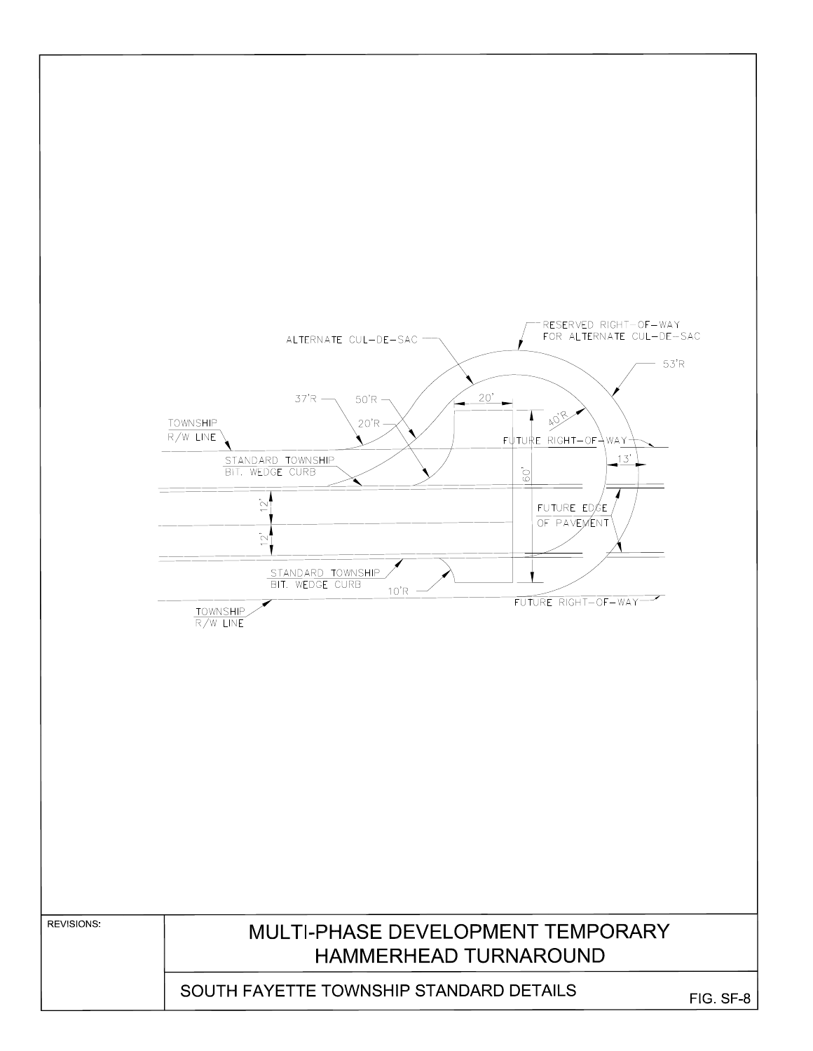ALTERNATE CUL-DE-SAC

RESERVED RIGHT-OF-WAY FOR ALTERNATE CUL-DE-SAC

53'R

37'R

50'R

20'

20'R

40'R

TOWNSHIP R/W LINE

FUTURE RIGHT-OF-WAY

13'

STANDARD TOWNSHIP BIT. WEDGE CURB

60'

12'

FUTURE EDGE OF PAVEMENT

12'

STANDARD TOWNSHIP BIT. WEDGE CURB

10'R

FUTURE RIGHT-OF-WAY

TOWNSHIP R/W LINE

REVISIONS:

# MULTI-PHASE DEVELOPMENT TEMPORARY HAMMERHEAD TURNAROUND

SOUTH FAYETTE TOWNSHIP STANDARD DETAILS

FIG. SF-8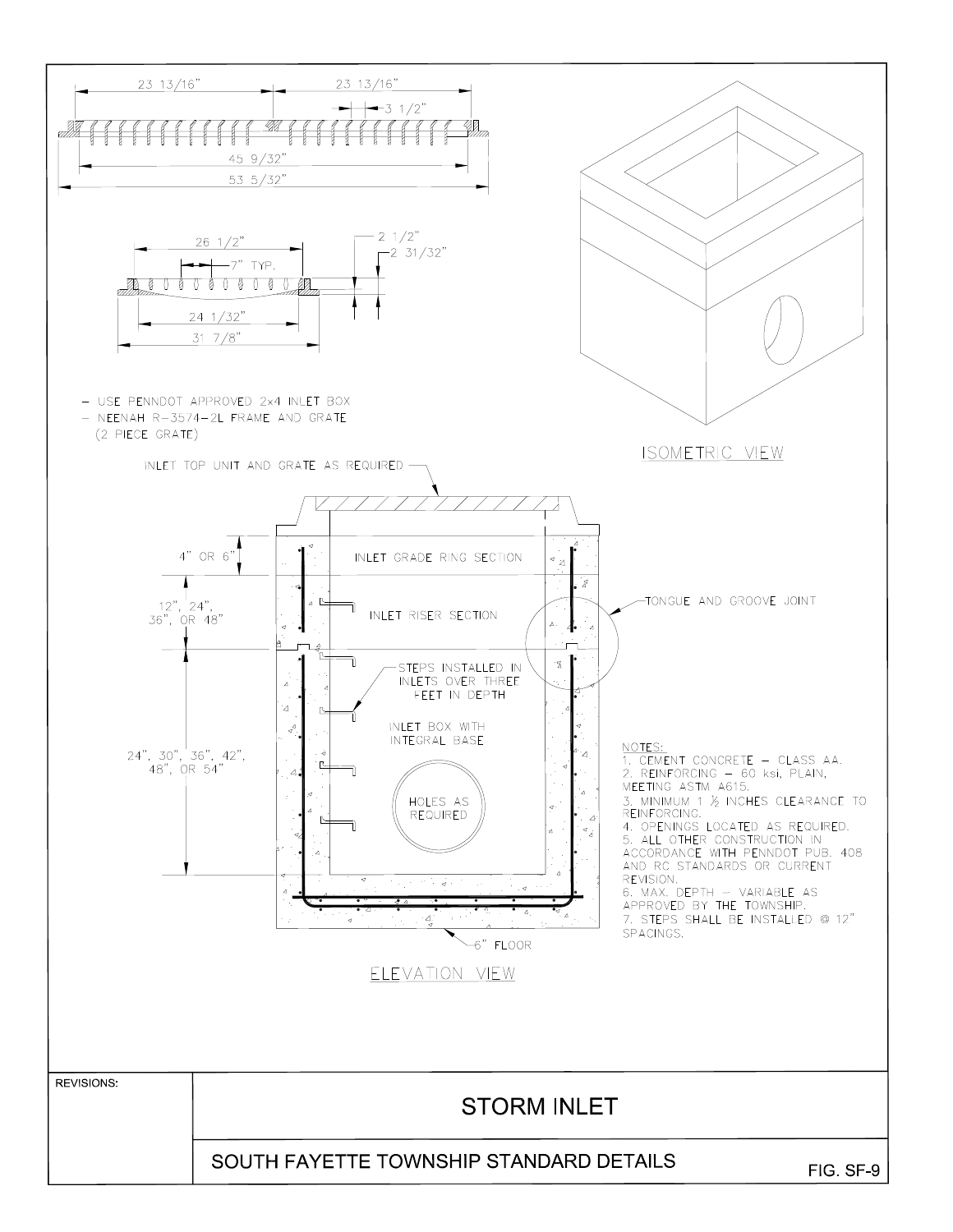23 13/16" 23 13/16"

3 1/2"

45 9/32"

53 5/32"

26 1/2"

7" TYP.

2 1/2"

2 31/32"

24 1/32"

31 7/8"

- USE PENNDOT APPROVED 2x4 INLET BOX
- NEENAH R-3574-2L FRAME AND GRATE (2 PIECE GRATE)

ISOMETRIC VIEW

INLET TOP UNIT AND GRATE AS REQUIRED

4" OR 6"

INLET GRADE RING SECTION

12", 24", 36", OR 48"

INLET RISER SECTION

TONGUE AND GROOVE JOINT

STEPS INSTALLED IN INLETS OVER THREE FEET IN DEPTH

INLET BOX WITH INTEGRAL BASE

24", 30", 36", 42", 48", OR 54"

HOLES AS REQUIRED

6" FLOOR

ELEVATION VIEW

NOTES:

1. CEMENT CONCRETE – CLASS AA.
2. REINFORCING – 60 ksi, PLAIN, MEETING ASTM A615.
3. MINIMUM 1 ½ INCHES CLEARANCE TO REINFORCING.
4. OPENINGS LOCATED AS REQUIRED.
5. ALL OTHER CONSTRUCTION IN ACCORDANCE WITH PENNDOT PUB. 408 AND RC STANDARDS OR CURRENT REVISION.
6. MAX. DEPTH – VARIABLE AS APPROVED BY THE TOWNSHIP.
7. STEPS SHALL BE INSTALLED @ 12" SPACINGS.

REVISIONS:

# STORM INLET

SOUTH FAYETTE TOWNSHIP STANDARD DETAILS

FIG. SF-9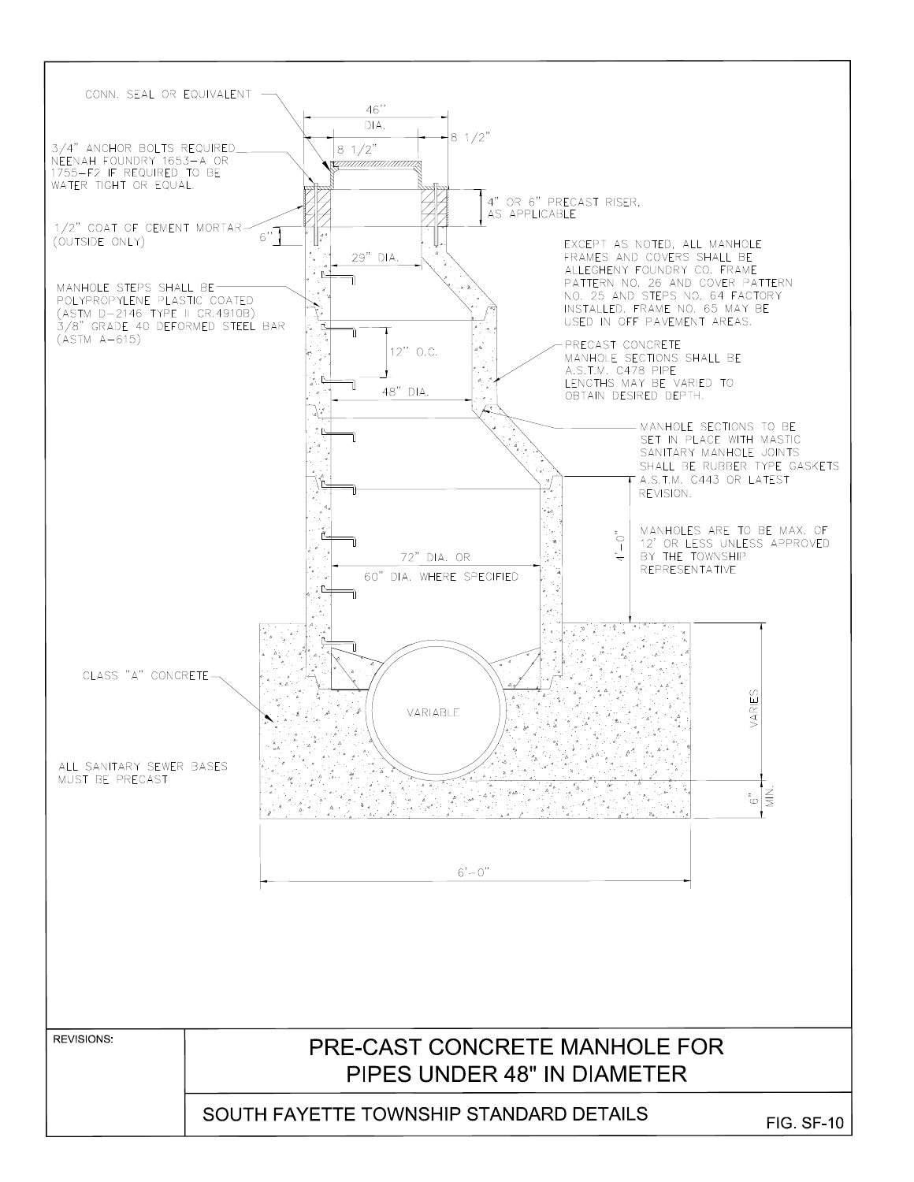CONN. SEAL OR EQUIVALENT

46" DIA.

8 1/2"

8 1/2"

3/4" ANCHOR BOLTS REQUIRED NEENAH FOUNDRY 1653-A OR 1755-F2 IF REQUIRED TO BE WATER TIGHT OR EQUAL.

4" OR 6" PRECAST RISER, AS APPLICABLE

1/2" COAT OF CEMENT MORTAR (OUTSIDE ONLY)

6"

29" DIA.

EXCEPT AS NOTED, ALL MANHOLE FRAMES AND COVERS SHALL BE ALLEGHENY FOUNDRY CO. FRAME PATTERN NO. 26 AND COVER PATTERN NO. 25 AND STEPS NO. 64 FACTORY INSTALLED. FRAME NO. 65 MAY BE USED IN OFF PAVEMENT AREAS.

MANHOLE STEPS SHALL BE POLYPROPYLENE PLASTIC COATED (ASTM D-2146 TYPE II CR.4910B) 3/8" GRADE 40 DEFORMED STEEL BAR (ASTM A-615)

12" O.C.

PRECAST CONCRETE MANHOLE SECTIONS SHALL BE A.S.T.M. C478 PIPE LENGTHS MAY BE VARIED TO OBTAIN DESIRED DEPTH.

48" DIA.

MANHOLE SECTIONS TO BE SET IN PLACE WITH MASTIC SANITARY MANHOLE JOINTS SHALL BE RUBBER TYPE GASKETS A.S.T.M. C443 OR LATEST REVISION.

4'-0"

MANHOLES ARE TO BE MAX. OF 12' OR LESS UNLESS APPROVED BY THE TOWNSHIP REPRESENTATIVE

72" DIA. OR 60" DIA. WHERE SPECIFIED

CLASS "A" CONCRETE

VARIABLE

VARIES

ALL SANITARY SEWER BASES MUST BE PRECAST

6" MIN.

6'-0"

REVISIONS:

# PRE-CAST CONCRETE MANHOLE FOR PIPES UNDER 48" IN DIAMETER

SOUTH FAYETTE TOWNSHIP STANDARD DETAILS

FIG. SF-10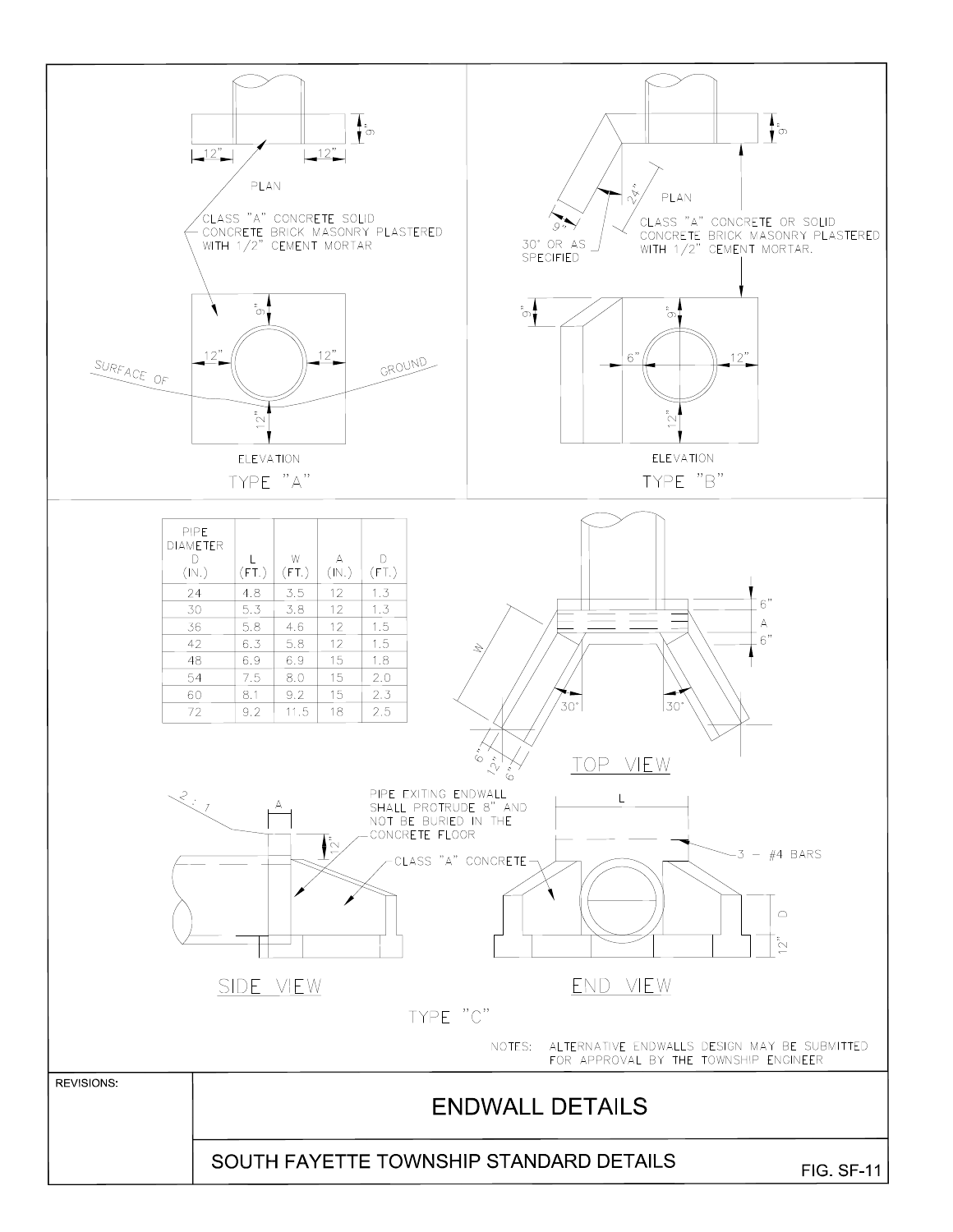# ENDWALL DETAILS

## TYPE "A"

PLAN

12" 12" 9"

CLASS "A" CONCRETE SOLID CONCRETE BRICK MASONRY PLASTERED WITH 1/2" CEMENT MORTAR

ELEVATION

9" 12" 12" 12"

SURFACE OF GROUND

## TYPE "B"

PLAN

9" 24" 9"

30° OR AS SPECIFIED

CLASS "A" CONCRETE OR SOLID CONCRETE BRICK MASONRY PLASTERED WITH 1/2" CEMENT MORTAR.

ELEVATION

9" 9" 6" 12" 12"

## TYPE "C"

| PIPE DIAMETER D (IN.) | L (FT.) | W (FT.) | A (IN.) | D (FT.) |
|---|---|---|---|---|
| 24 | 4.8 | 3.5 | 12 | 1.3 |
| 30 | 5.3 | 3.8 | 12 | 1.3 |
| 36 | 5.8 | 4.6 | 12 | 1.5 |
| 42 | 6.3 | 5.8 | 12 | 1.5 |
| 48 | 6.9 | 6.9 | 15 | 1.8 |
| 54 | 7.5 | 8.0 | 15 | 2.0 |
| 60 | 8.1 | 9.2 | 15 | 2.3 |
| 72 | 9.2 | 11.5 | 18 | 2.5 |

TOP VIEW

W 6" A 6" 30° 30° 6" 12" 6"

SIDE VIEW

2 : 1 A 12"

PIPE EXITING ENDWALL SHALL PROTRUDE 8" AND NOT BE BURIED IN THE CONCRETE FLOOR

CLASS "A" CONCRETE

END VIEW

L D 12"

3 – #4 BARS

NOTES: ALTERNATIVE ENDWALLS DESIGN MAY BE SUBMITTED FOR APPROVAL BY THE TOWNSHIP ENGINEER

REVISIONS:

SOUTH FAYETTE TOWNSHIP STANDARD DETAILS

FIG. SF-11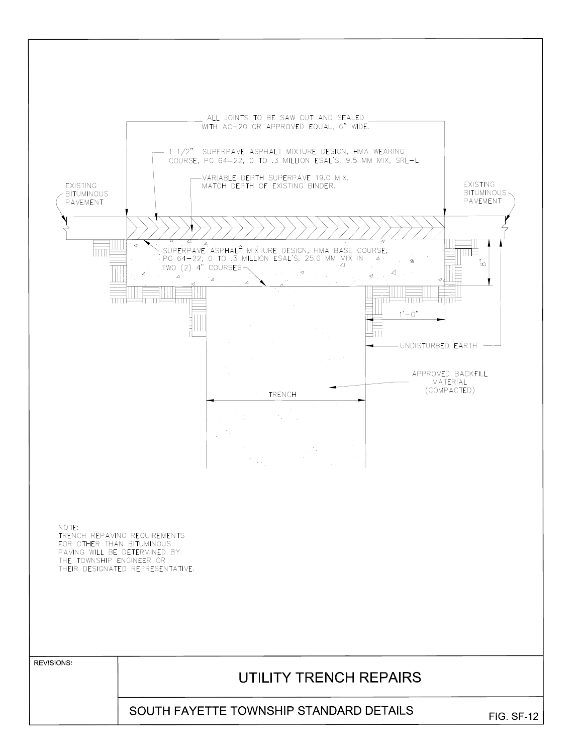ALL JOINTS TO BE SAW CUT AND SEALED WITH AC-20 OR APPROVED EQUAL, 6" WIDE.

1 1/2" SUPERPAVE ASPHALT MIXTURE DESIGN, HMA WEARING COURSE, PG 64-22, 0 TO .3 MILLION ESAL'S, 9.5 MM MIX, SRL-L

VARIABLE DEPTH SUPERPAVE 19.0 MIX, MATCH DEPTH OF EXISTING BINDER.

EXISTING BITUMINOUS PAVEMENT

EXISTING BITUMINOUS PAVEMENT

SUPERPAVE ASPHALT MIXTURE DESIGN, HMA BASE COURSE, PG 64-22, 0 TO .3 MILLION ESAL'S, 25.0 MM MIX IN TWO (2) 4" COURSES

8"

1'-0"

UNDISTURBED EARTH

APPROVED BACKFILL MATERIAL (COMPACTED)

TRENCH

NOTE:
TRENCH REPAVING REQUIREMENTS FOR OTHER THAN BITUMINOUS PAVING WILL BE DETERMINED BY THE TOWNSHIP ENGINEER OR THEIR DESIGNATED REPRESENTATIVE.

REVISIONS:

# UTILITY TRENCH REPAIRS

SOUTH FAYETTE TOWNSHIP STANDARD DETAILS

FIG. SF-12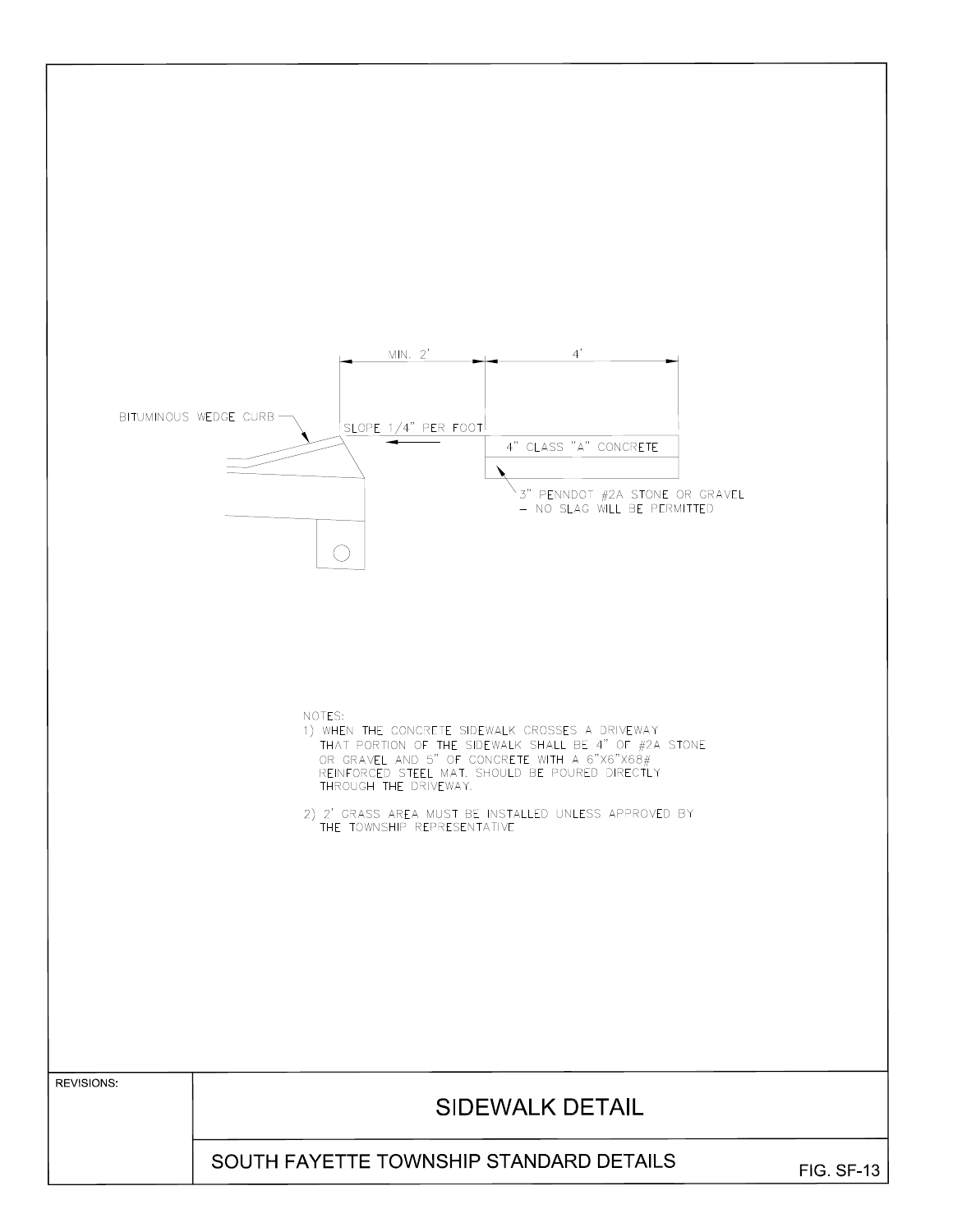MIN. 2'

4'

BITUMINOUS WEDGE CURB

SLOPE 1/4" PER FOOT

4" CLASS "A" CONCRETE

3" PENNDOT #2A STONE OR GRAVEL
– NO SLAG WILL BE PERMITTED

NOTES:

1) WHEN THE CONCRETE SIDEWALK CROSSES A DRIVEWAY THAT PORTION OF THE SIDEWALK SHALL BE 4" OF #2A STONE OR GRAVEL AND 5" OF CONCRETE WITH A 6"X6"X68# REINFORCED STEEL MAT. SHOULD BE POURED DIRECTLY THROUGH THE DRIVEWAY.

2) 2' GRASS AREA MUST BE INSTALLED UNLESS APPROVED BY THE TOWNSHIP REPRESENTATIVE

| | |
|---|---|
| REVISIONS: | SIDEWALK DETAIL |
| | SOUTH FAYETTE TOWNSHIP STANDARD DETAILS — FIG. SF-13 |